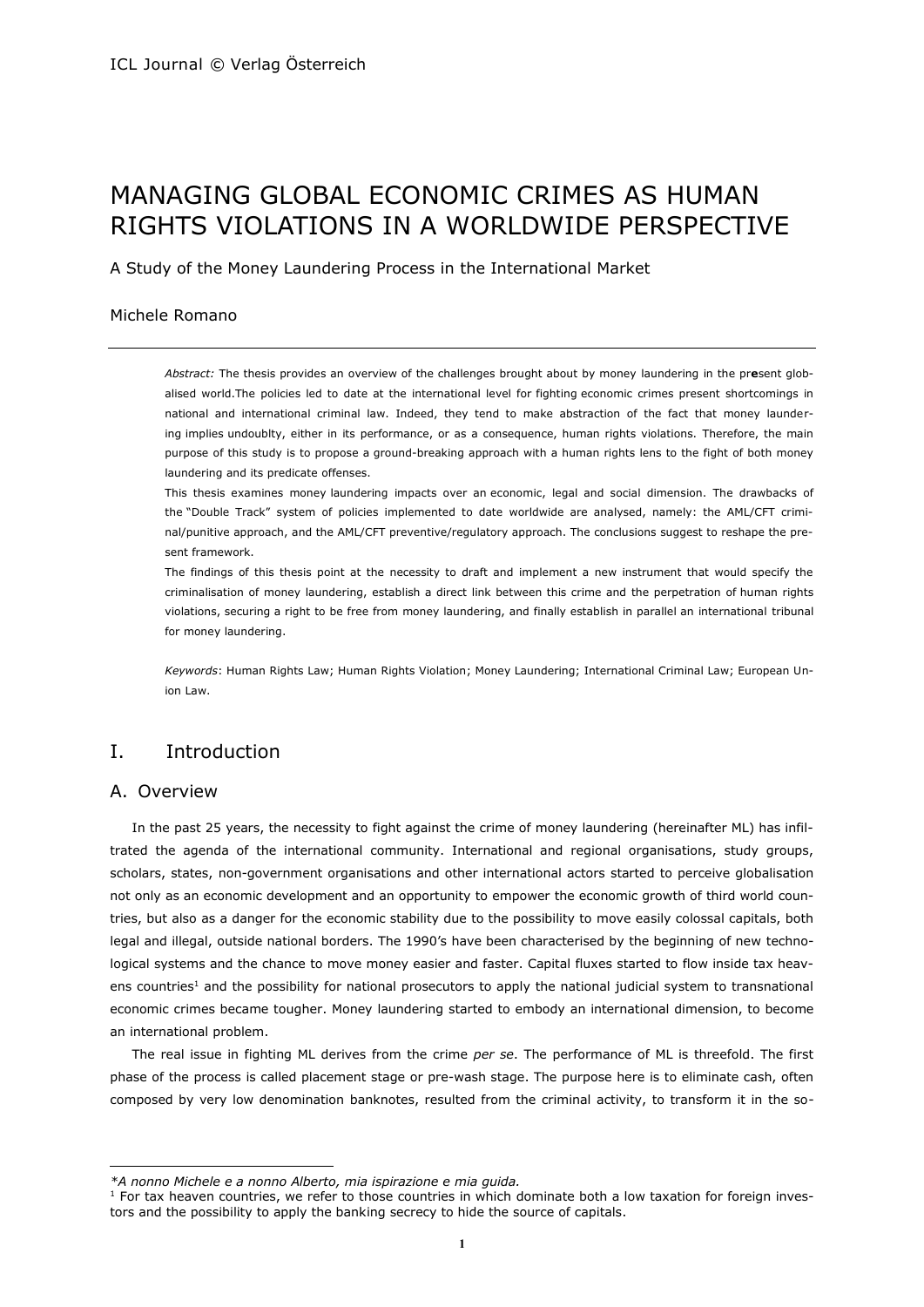# MANAGING GLOBAL ECONOMIC CRIMES AS HUMAN RIGHTS VIOLATIONS IN A WORLDWIDE PERSPECTIVE

A Study of the Money Laundering Process in the International Market

Michele Romano

---

*Abstract:* The thesis provides an overview of the challenges brought about by money laundering in the present globalised world.The policies led to date at the international level for fighting economic crimes present shortcomings in national and international criminal law. Indeed, they tend to make abstraction of the fact that money laundering implies undoublty, either in its performance, or as a consequence, human rights violations. Therefore, the main purpose of this study is to propose a ground-breaking approach with a human rights lens to the fight of both money laundering and its predicate offenses.

This thesis examines money laundering impacts over an economic, legal and social dimension. The drawbacks of the "Double Track" system of policies implemented to date worldwide are analysed, namely: the AML/CFT criminal/punitive approach, and the AML/CFT preventive/regulatory approach. The conclusions suggest to reshape the present framework.

The findings of this thesis point at the necessity to draft and implement a new instrument that would specify the criminalisation of money laundering, establish a direct link between this crime and the perpetration of human rights violations, securing a right to be free from money laundering, and finally establish in parallel an international tribunal for money laundering.

*Keywords*: Human Rights Law; Human Rights Violation; Money Laundering; International Criminal Law; European Union Law.

## I. Introduction

### A. Overview

In the past 25 years, the necessity to fight against the crime of money laundering (hereinafter ML) has infiltrated the agenda of the international community. International and regional organisations, study groups, scholars, states, non-government organisations and other international actors started to perceive globalisation not only as an economic development and an opportunity to empower the economic growth of third world countries, but also as a danger for the economic stability due to the possibility to move easily colossal capitals, both legal and illegal, outside national borders. The 1990's have been characterised by the beginning of new technological systems and the chance to move money easier and faster. Capital fluxes started to flow inside tax heavens countries[1] and the possibility for national prosecutors to apply the national judicial system to transnational economic crimes became tougher. Money laundering started to embody an international dimension, to become an international problem.

The real issue in fighting ML derives from the crime *per se*. The performance of ML is threefold. The first phase of the process is called placement stage or pre-wash stage. The purpose here is to eliminate cash, often composed by very low denomination banknotes, resulted from the criminal activity, to transform it in the so-

---

*\*A nonno Michele e a nonno Alberto, mia ispirazione e mia guida.*

[1] For tax heaven countries, we refer to those countries in which dominate both a low taxation for foreign investors and the possibility to apply the banking secrecy to hide the source of capitals.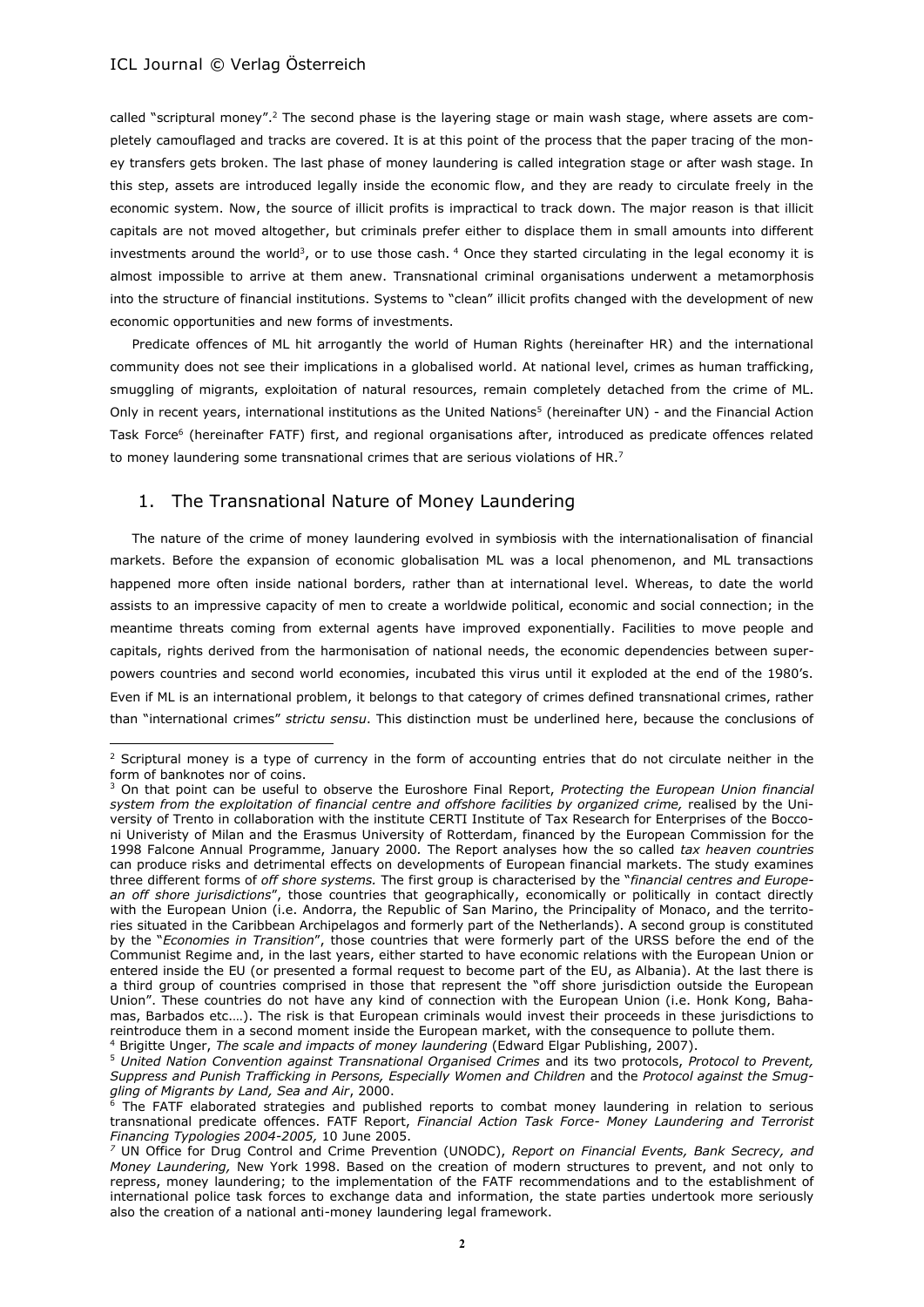called "scriptural money".[2] The second phase is the layering stage or main wash stage, where assets are completely camouflaged and tracks are covered. It is at this point of the process that the paper tracing of the money transfers gets broken. The last phase of money laundering is called integration stage or after wash stage. In this step, assets are introduced legally inside the economic flow, and they are ready to circulate freely in the economic system. Now, the source of illicit profits is impractical to track down. The major reason is that illicit capitals are not moved altogether, but criminals prefer either to displace them in small amounts into different investments around the world[3], or to use those cash. [4] Once they started circulating in the legal economy it is almost impossible to arrive at them anew. Transnational criminal organisations underwent a metamorphosis into the structure of financial institutions. Systems to "clean" illicit profits changed with the development of new economic opportunities and new forms of investments.

Predicate offences of ML hit arrogantly the world of Human Rights (hereinafter HR) and the international community does not see their implications in a globalised world. At national level, crimes as human trafficking, smuggling of migrants, exploitation of natural resources, remain completely detached from the crime of ML. Only in recent years, international institutions as the United Nations[5] (hereinafter UN) - and the Financial Action Task Force[6] (hereinafter FATF) first, and regional organisations after, introduced as predicate offences related to money laundering some transnational crimes that are serious violations of HR.[7]

## 1. The Transnational Nature of Money Laundering

The nature of the crime of money laundering evolved in symbiosis with the internationalisation of financial markets. Before the expansion of economic globalisation ML was a local phenomenon, and ML transactions happened more often inside national borders, rather than at international level. Whereas, to date the world assists to an impressive capacity of men to create a worldwide political, economic and social connection; in the meantime threats coming from external agents have improved exponentially. Facilities to move people and capitals, rights derived from the harmonisation of national needs, the economic dependencies between superpowers countries and second world economies, incubated this virus until it exploded at the end of the 1980's. Even if ML is an international problem, it belongs to that category of crimes defined transnational crimes, rather than "international crimes" *strictu sensu*. This distinction must be underlined here, because the conclusions of

---

[2] Scriptural money is a type of currency in the form of accounting entries that do not circulate neither in the form of banknotes nor of coins.

[3] On that point can be useful to observe the Euroshore Final Report, *Protecting the European Union financial system from the exploitation of financial centre and offshore facilities by organized crime,* realised by the University of Trento in collaboration with the institute CERTI Institute of Tax Research for Enterprises of the Bocconi Univeristy of Milan and the Erasmus University of Rotterdam, financed by the European Commission for the 1998 Falcone Annual Programme, January 2000. The Report analyses how the so called *tax heaven countries* can produce risks and detrimental effects on developments of European financial markets. The study examines three different forms of *off shore systems.* The first group is characterised by the "*financial centres and European off shore jurisdictions*", those countries that geographically, economically or politically in contact directly with the European Union (i.e. Andorra, the Republic of San Marino, the Principality of Monaco, and the territories situated in the Caribbean Archipelagos and formerly part of the Netherlands). A second group is constituted by the "*Economies in Transition*", those countries that were formerly part of the URSS before the end of the Communist Regime and, in the last years, either started to have economic relations with the European Union or entered inside the EU (or presented a formal request to become part of the EU, as Albania). At the last there is a third group of countries comprised in those that represent the "off shore jurisdiction outside the European Union". These countries do not have any kind of connection with the European Union (i.e. Honk Kong, Bahamas, Barbados etc.…). The risk is that European criminals would invest their proceeds in these jurisdictions to reintroduce them in a second moment inside the European market, with the consequence to pollute them.

[4] Brigitte Unger, *The scale and impacts of money laundering* (Edward Elgar Publishing, 2007).

[5] *United Nation Convention against Transnational Organised Crimes* and its two protocols, *Protocol to Prevent, Suppress and Punish Trafficking in Persons, Especially Women and Children* and the *Protocol against the Smuggling of Migrants by Land, Sea and Air*, 2000.

[6] The FATF elaborated strategies and published reports to combat money laundering in relation to serious transnational predicate offences. FATF Report, *Financial Action Task Force- Money Laundering and Terrorist Financing Typologies 2004-2005,* 10 June 2005.

[7] UN Office for Drug Control and Crime Prevention (UNODC), *Report on Financial Events, Bank Secrecy, and Money Laundering,* New York 1998. Based on the creation of modern structures to prevent, and not only to repress, money laundering; to the implementation of the FATF recommendations and to the establishment of international police task forces to exchange data and information, the state parties undertook more seriously also the creation of a national anti-money laundering legal framework.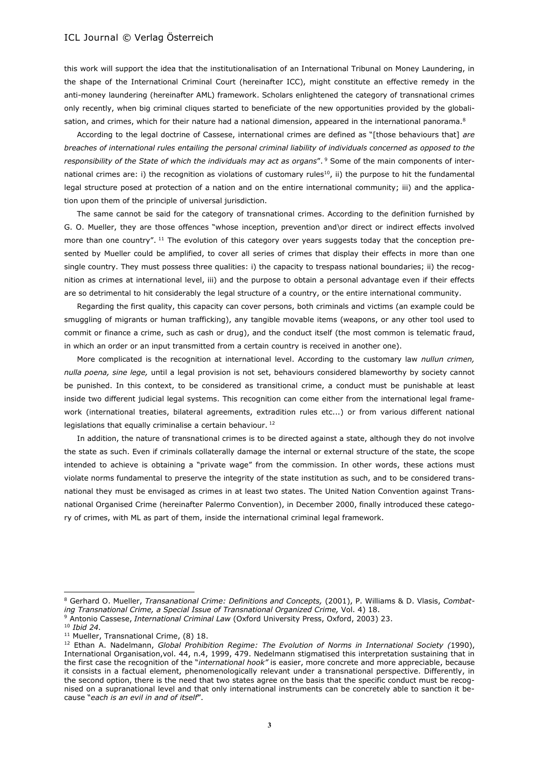this work will support the idea that the institutionalisation of an International Tribunal on Money Laundering, in the shape of the International Criminal Court (hereinafter ICC), might constitute an effective remedy in the anti-money laundering (hereinafter AML) framework. Scholars enlightened the category of transnational crimes only recently, when big criminal cliques started to beneficiate of the new opportunities provided by the globalisation, and crimes, which for their nature had a national dimension, appeared in the international panorama.[8]

According to the legal doctrine of Cassese, international crimes are defined as "[those behaviours that] *are breaches of international rules entailing the personal criminal liability of individuals concerned as opposed to the responsibility of the State of which the individuals may act as organs*".[9] Some of the main components of international crimes are: i) the recognition as violations of customary rules[10], ii) the purpose to hit the fundamental legal structure posed at protection of a nation and on the entire international community; iii) and the application upon them of the principle of universal jurisdiction.

The same cannot be said for the category of transnational crimes. According to the definition furnished by G. O. Mueller, they are those offences "whose inception, prevention and\or direct or indirect effects involved more than one country".[11] The evolution of this category over years suggests today that the conception presented by Mueller could be amplified, to cover all series of crimes that display their effects in more than one single country. They must possess three qualities: i) the capacity to trespass national boundaries; ii) the recognition as crimes at international level, iii) and the purpose to obtain a personal advantage even if their effects are so detrimental to hit considerably the legal structure of a country, or the entire international community.

Regarding the first quality, this capacity can cover persons, both criminals and victims (an example could be smuggling of migrants or human trafficking), any tangible movable items (weapons, or any other tool used to commit or finance a crime, such as cash or drug), and the conduct itself (the most common is telematic fraud, in which an order or an input transmitted from a certain country is received in another one).

More complicated is the recognition at international level. According to the customary law *nullun crimen, nulla poena, sine lege,* until a legal provision is not set, behaviours considered blameworthy by society cannot be punished. In this context, to be considered as transitional crime, a conduct must be punishable at least inside two different judicial legal systems. This recognition can come either from the international legal framework (international treaties, bilateral agreements, extradition rules etc...) or from various different national legislations that equally criminalise a certain behaviour.[12]

In addition, the nature of transnational crimes is to be directed against a state, although they do not involve the state as such. Even if criminals collaterally damage the internal or external structure of the state, the scope intended to achieve is obtaining a "private wage" from the commission. In other words, these actions must violate norms fundamental to preserve the integrity of the state institution as such, and to be considered transnational they must be envisaged as crimes in at least two states. The United Nation Convention against Transnational Organised Crime (hereinafter Palermo Convention), in December 2000, finally introduced these category of crimes, with ML as part of them, inside the international criminal legal framework.

---

[8] Gerhard O. Mueller, *Transanational Crime: Definitions and Concepts,* (2001), P. Williams & D. Vlasis, *Combating Transnational Crime, a Special Issue of Transnational Organized Crime,* Vol. 4) 18.

[9] Antonio Cassese, *International Criminal Law* (Oxford University Press, Oxford, 2003) 23.

[10] *Ibid 24.*

[11] Mueller, Transnational Crime, (8) 18.

[12] Ethan A. Nadelmann, *Global Prohibition Regime: The Evolution of Norms in International Society (*1990), International Organisation,vol. 44, n.4, 1999, 479. Nedelmann stigmatised this interpretation sustaining that in the first case the recognition of the "*international hook"* is easier, more concrete and more appreciable, because it consists in a factual element, phenomenologically relevant under a transnational perspective. Differently, in the second option, there is the need that two states agree on the basis that the specific conduct must be recognised on a supranational level and that only international instruments can be concretely able to sanction it because "*each is an evil in and of itself*".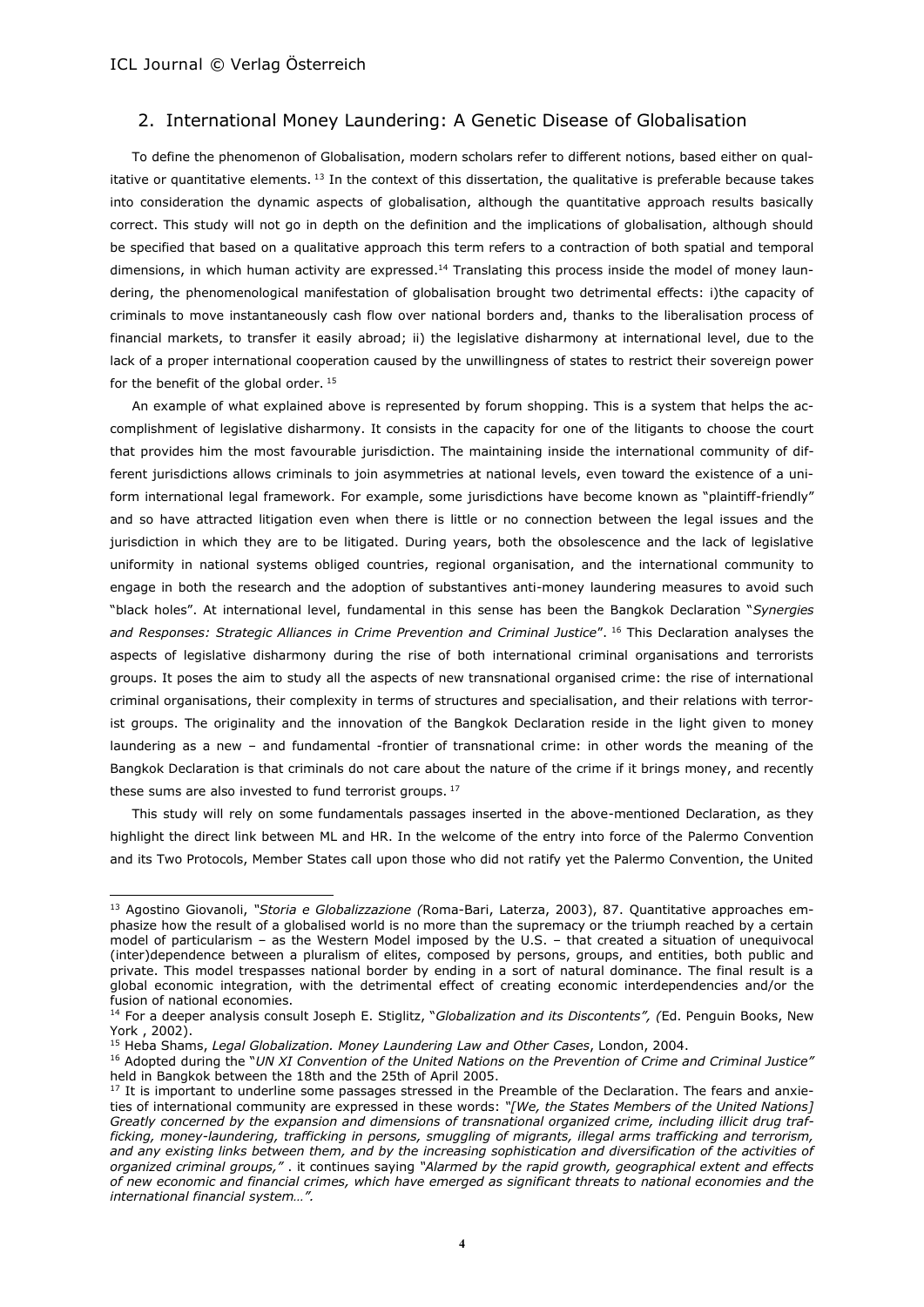## 2. International Money Laundering: A Genetic Disease of Globalisation

To define the phenomenon of Globalisation, modern scholars refer to different notions, based either on qualitative or quantitative elements. [13] In the context of this dissertation, the qualitative is preferable because takes into consideration the dynamic aspects of globalisation, although the quantitative approach results basically correct. This study will not go in depth on the definition and the implications of globalisation, although should be specified that based on a qualitative approach this term refers to a contraction of both spatial and temporal dimensions, in which human activity are expressed.[14] Translating this process inside the model of money laundering, the phenomenological manifestation of globalisation brought two detrimental effects: i)the capacity of criminals to move instantaneously cash flow over national borders and, thanks to the liberalisation process of financial markets, to transfer it easily abroad; ii) the legislative disharmony at international level, due to the lack of a proper international cooperation caused by the unwillingness of states to restrict their sovereign power for the benefit of the global order. [15]

An example of what explained above is represented by forum shopping. This is a system that helps the accomplishment of legislative disharmony. It consists in the capacity for one of the litigants to choose the court that provides him the most favourable jurisdiction. The maintaining inside the international community of different jurisdictions allows criminals to join asymmetries at national levels, even toward the existence of a uniform international legal framework. For example, some jurisdictions have become known as "plaintiff-friendly" and so have attracted litigation even when there is little or no connection between the legal issues and the jurisdiction in which they are to be litigated. During years, both the obsolescence and the lack of legislative uniformity in national systems obliged countries, regional organisation, and the international community to engage in both the research and the adoption of substantives anti-money laundering measures to avoid such "black holes". At international level, fundamental in this sense has been the Bangkok Declaration "*Synergies and Responses: Strategic Alliances in Crime Prevention and Criminal Justice*". [16] This Declaration analyses the aspects of legislative disharmony during the rise of both international criminal organisations and terrorists groups. It poses the aim to study all the aspects of new transnational organised crime: the rise of international criminal organisations, their complexity in terms of structures and specialisation, and their relations with terrorist groups. The originality and the innovation of the Bangkok Declaration reside in the light given to money laundering as a new – and fundamental -frontier of transnational crime: in other words the meaning of the Bangkok Declaration is that criminals do not care about the nature of the crime if it brings money, and recently these sums are also invested to fund terrorist groups. [17]

This study will rely on some fundamentals passages inserted in the above-mentioned Declaration, as they highlight the direct link between ML and HR. In the welcome of the entry into force of the Palermo Convention and its Two Protocols, Member States call upon those who did not ratify yet the Palermo Convention, the United

---

[13] Agostino Giovanoli, *"Storia e Globalizzazione (*Roma-Bari, Laterza, 2003), 87. Quantitative approaches emphasize how the result of a globalised world is no more than the supremacy or the triumph reached by a certain model of particularism – as the Western Model imposed by the U.S. – that created a situation of unequivocal (inter)dependence between a pluralism of elites, composed by persons, groups, and entities, both public and private. This model trespasses national border by ending in a sort of natural dominance. The final result is a global economic integration, with the detrimental effect of creating economic interdependencies and/or the fusion of national economies.

[14] For a deeper analysis consult Joseph E. Stiglitz, "*Globalization and its Discontents", (*Ed. Penguin Books, New York , 2002).

[15] Heba Shams, *Legal Globalization. Money Laundering Law and Other Cases*, London, 2004.

[16] Adopted during the "*UN XI Convention of the United Nations on the Prevention of Crime and Criminal Justice"* held in Bangkok between the 18th and the 25th of April 2005.

[17] It is important to underline some passages stressed in the Preamble of the Declaration. The fears and anxieties of international community are expressed in these words: *"[We, the States Members of the United Nations] Greatly concerned by the expansion and dimensions of transnational organized crime, including illicit drug trafficking, money-laundering, trafficking in persons, smuggling of migrants, illegal arms trafficking and terrorism, and any existing links between them, and by the increasing sophistication and diversification of the activities of organized criminal groups,"* . it continues saying *"Alarmed by the rapid growth, geographical extent and effects of new economic and financial crimes, which have emerged as significant threats to national economies and the international financial system…".*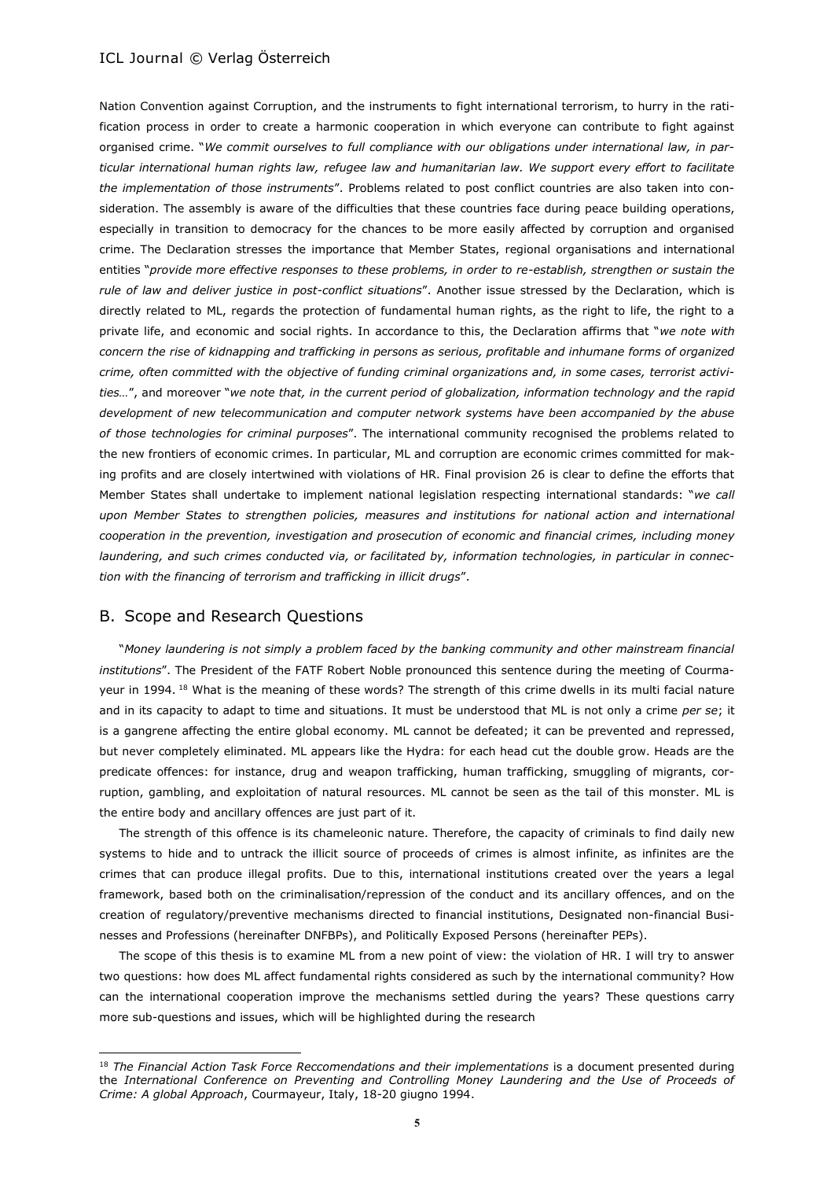Nation Convention against Corruption, and the instruments to fight international terrorism, to hurry in the ratification process in order to create a harmonic cooperation in which everyone can contribute to fight against organised crime. "*We commit ourselves to full compliance with our obligations under international law, in particular international human rights law, refugee law and humanitarian law. We support every effort to facilitate the implementation of those instruments*". Problems related to post conflict countries are also taken into consideration. The assembly is aware of the difficulties that these countries face during peace building operations, especially in transition to democracy for the chances to be more easily affected by corruption and organised crime. The Declaration stresses the importance that Member States, regional organisations and international entities "*provide more effective responses to these problems, in order to re-establish, strengthen or sustain the rule of law and deliver justice in post-conflict situations*". Another issue stressed by the Declaration, which is directly related to ML, regards the protection of fundamental human rights, as the right to life, the right to a private life, and economic and social rights. In accordance to this, the Declaration affirms that "*we note with concern the rise of kidnapping and trafficking in persons as serious, profitable and inhumane forms of organized crime, often committed with the objective of funding criminal organizations and, in some cases, terrorist activities…*", and moreover "*we note that, in the current period of globalization, information technology and the rapid development of new telecommunication and computer network systems have been accompanied by the abuse of those technologies for criminal purposes*". The international community recognised the problems related to the new frontiers of economic crimes. In particular, ML and corruption are economic crimes committed for making profits and are closely intertwined with violations of HR. Final provision 26 is clear to define the efforts that Member States shall undertake to implement national legislation respecting international standards: "*we call upon Member States to strengthen policies, measures and institutions for national action and international cooperation in the prevention, investigation and prosecution of economic and financial crimes, including money laundering, and such crimes conducted via, or facilitated by, information technologies, in particular in connection with the financing of terrorism and trafficking in illicit drugs*".

## B. Scope and Research Questions

"*Money laundering is not simply a problem faced by the banking community and other mainstream financial institutions*". The President of the FATF Robert Noble pronounced this sentence during the meeting of Courmayeur in 1994. [18] What is the meaning of these words? The strength of this crime dwells in its multi facial nature and in its capacity to adapt to time and situations. It must be understood that ML is not only a crime *per se*; it is a gangrene affecting the entire global economy. ML cannot be defeated; it can be prevented and repressed, but never completely eliminated. ML appears like the Hydra: for each head cut the double grow. Heads are the predicate offences: for instance, drug and weapon trafficking, human trafficking, smuggling of migrants, corruption, gambling, and exploitation of natural resources. ML cannot be seen as the tail of this monster. ML is the entire body and ancillary offences are just part of it.

The strength of this offence is its chameleonic nature. Therefore, the capacity of criminals to find daily new systems to hide and to untrack the illicit source of proceeds of crimes is almost infinite, as infinites are the crimes that can produce illegal profits. Due to this, international institutions created over the years a legal framework, based both on the criminalisation/repression of the conduct and its ancillary offences, and on the creation of regulatory/preventive mechanisms directed to financial institutions, Designated non-financial Businesses and Professions (hereinafter DNFBPs), and Politically Exposed Persons (hereinafter PEPs).

The scope of this thesis is to examine ML from a new point of view: the violation of HR. I will try to answer two questions: how does ML affect fundamental rights considered as such by the international community? How can the international cooperation improve the mechanisms settled during the years? These questions carry more sub-questions and issues, which will be highlighted during the research

---

[18] *The Financial Action Task Force Reccomendations and their implementations* is a document presented during the *International Conference on Preventing and Controlling Money Laundering and the Use of Proceeds of Crime: A global Approach*, Courmayeur, Italy, 18-20 giugno 1994.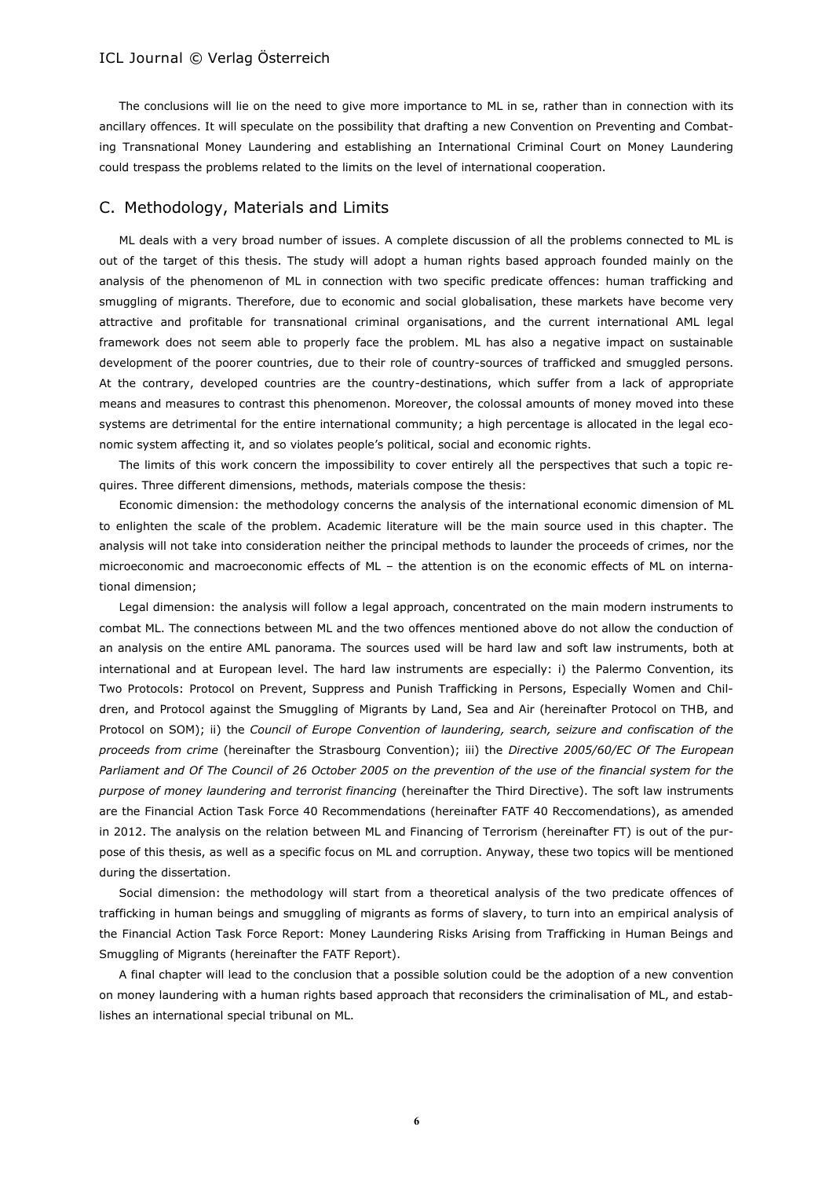The conclusions will lie on the need to give more importance to ML in se, rather than in connection with its ancillary offences. It will speculate on the possibility that drafting a new Convention on Preventing and Combating Transnational Money Laundering and establishing an International Criminal Court on Money Laundering could trespass the problems related to the limits on the level of international cooperation.

## C. Methodology, Materials and Limits

ML deals with a very broad number of issues. A complete discussion of all the problems connected to ML is out of the target of this thesis. The study will adopt a human rights based approach founded mainly on the analysis of the phenomenon of ML in connection with two specific predicate offences: human trafficking and smuggling of migrants. Therefore, due to economic and social globalisation, these markets have become very attractive and profitable for transnational criminal organisations, and the current international AML legal framework does not seem able to properly face the problem. ML has also a negative impact on sustainable development of the poorer countries, due to their role of country-sources of trafficked and smuggled persons. At the contrary, developed countries are the country-destinations, which suffer from a lack of appropriate means and measures to contrast this phenomenon. Moreover, the colossal amounts of money moved into these systems are detrimental for the entire international community; a high percentage is allocated in the legal economic system affecting it, and so violates people's political, social and economic rights.

The limits of this work concern the impossibility to cover entirely all the perspectives that such a topic requires. Three different dimensions, methods, materials compose the thesis:

Economic dimension: the methodology concerns the analysis of the international economic dimension of ML to enlighten the scale of the problem. Academic literature will be the main source used in this chapter. The analysis will not take into consideration neither the principal methods to launder the proceeds of crimes, nor the microeconomic and macroeconomic effects of ML – the attention is on the economic effects of ML on international dimension;

Legal dimension: the analysis will follow a legal approach, concentrated on the main modern instruments to combat ML. The connections between ML and the two offences mentioned above do not allow the conduction of an analysis on the entire AML panorama. The sources used will be hard law and soft law instruments, both at international and at European level. The hard law instruments are especially: i) the Palermo Convention, its Two Protocols: Protocol on Prevent, Suppress and Punish Trafficking in Persons, Especially Women and Children, and Protocol against the Smuggling of Migrants by Land, Sea and Air (hereinafter Protocol on THB, and Protocol on SOM); ii) the *Council of Europe Convention of laundering, search, seizure and confiscation of the proceeds from crime* (hereinafter the Strasbourg Convention); iii) the *Directive 2005/60/EC Of The European Parliament and Of The Council of 26 October 2005 on the prevention of the use of the financial system for the purpose of money laundering and terrorist financing* (hereinafter the Third Directive). The soft law instruments are the Financial Action Task Force 40 Recommendations (hereinafter FATF 40 Reccomendations), as amended in 2012. The analysis on the relation between ML and Financing of Terrorism (hereinafter FT) is out of the purpose of this thesis, as well as a specific focus on ML and corruption. Anyway, these two topics will be mentioned during the dissertation.

Social dimension: the methodology will start from a theoretical analysis of the two predicate offences of trafficking in human beings and smuggling of migrants as forms of slavery, to turn into an empirical analysis of the Financial Action Task Force Report: Money Laundering Risks Arising from Trafficking in Human Beings and Smuggling of Migrants (hereinafter the FATF Report).

A final chapter will lead to the conclusion that a possible solution could be the adoption of a new convention on money laundering with a human rights based approach that reconsiders the criminalisation of ML, and establishes an international special tribunal on ML.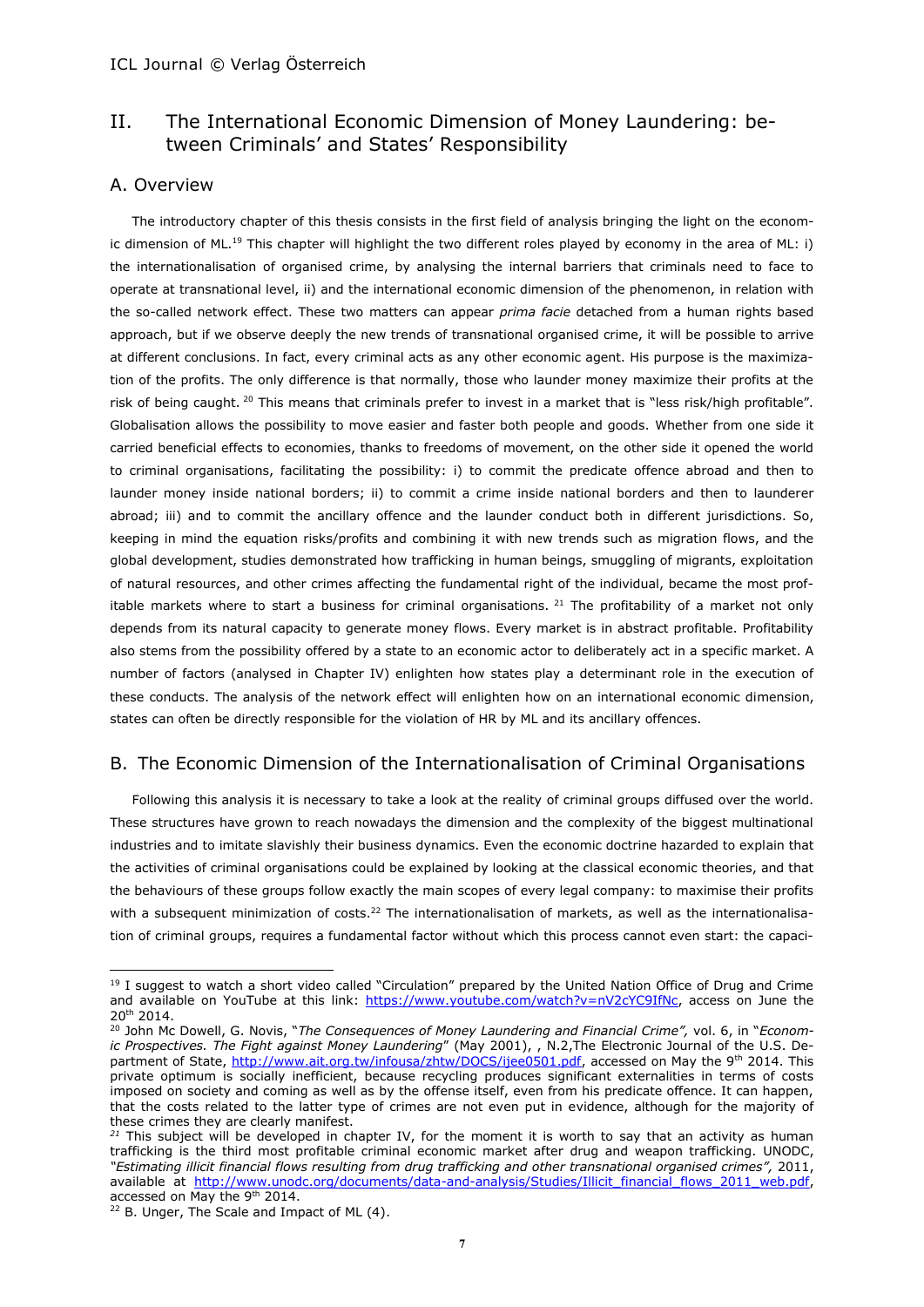## II. The International Economic Dimension of Money Laundering: between Criminals' and States' Responsibility

### A. Overview

The introductory chapter of this thesis consists in the first field of analysis bringing the light on the economic dimension of ML.[19] This chapter will highlight the two different roles played by economy in the area of ML: i) the internationalisation of organised crime, by analysing the internal barriers that criminals need to face to operate at transnational level, ii) and the international economic dimension of the phenomenon, in relation with the so-called network effect. These two matters can appear *prima facie* detached from a human rights based approach, but if we observe deeply the new trends of transnational organised crime, it will be possible to arrive at different conclusions. In fact, every criminal acts as any other economic agent. His purpose is the maximization of the profits. The only difference is that normally, those who launder money maximize their profits at the risk of being caught. [20] This means that criminals prefer to invest in a market that is "less risk/high profitable". Globalisation allows the possibility to move easier and faster both people and goods. Whether from one side it carried beneficial effects to economies, thanks to freedoms of movement, on the other side it opened the world to criminal organisations, facilitating the possibility: i) to commit the predicate offence abroad and then to launder money inside national borders; ii) to commit a crime inside national borders and then to launderer abroad; iii) and to commit the ancillary offence and the launder conduct both in different jurisdictions. So, keeping in mind the equation risks/profits and combining it with new trends such as migration flows, and the global development, studies demonstrated how trafficking in human beings, smuggling of migrants, exploitation of natural resources, and other crimes affecting the fundamental right of the individual, became the most profitable markets where to start a business for criminal organisations. [21] The profitability of a market not only depends from its natural capacity to generate money flows. Every market is in abstract profitable. Profitability also stems from the possibility offered by a state to an economic actor to deliberately act in a specific market. A number of factors (analysed in Chapter IV) enlighten how states play a determinant role in the execution of these conducts. The analysis of the network effect will enlighten how on an international economic dimension, states can often be directly responsible for the violation of HR by ML and its ancillary offences.

### B. The Economic Dimension of the Internationalisation of Criminal Organisations

Following this analysis it is necessary to take a look at the reality of criminal groups diffused over the world. These structures have grown to reach nowadays the dimension and the complexity of the biggest multinational industries and to imitate slavishly their business dynamics. Even the economic doctrine hazarded to explain that the activities of criminal organisations could be explained by looking at the classical economic theories, and that the behaviours of these groups follow exactly the main scopes of every legal company: to maximise their profits with a subsequent minimization of costs.[22] The internationalisation of markets, as well as the internationalisation of criminal groups, requires a fundamental factor without which this process cannot even start: the capaci-

---

[19] I suggest to watch a short video called "Circulation" prepared by the United Nation Office of Drug and Crime and available on YouTube at this link: https://www.youtube.com/watch?v=nV2cYC9IfNc, access on June the 20th 2014.

[20] John Mc Dowell, G. Novis, "*The Consequences of Money Laundering and Financial Crime",* vol. 6, in "*Economic Prospectives. The Fight against Money Laundering*" (May 2001), , N.2,The Electronic Journal of the U.S. Department of State, http://www.ait.org.tw/infousa/zhtw/DOCS/ijee0501.pdf, accessed on May the 9th 2014. This private optimum is socially inefficient, because recycling produces significant externalities in terms of costs imposed on society and coming as well as by the offense itself, even from his predicate offence. It can happen, that the costs related to the latter type of crimes are not even put in evidence, although for the majority of these crimes they are clearly manifest.

[21] This subject will be developed in chapter IV, for the moment it is worth to say that an activity as human trafficking is the third most profitable criminal economic market after drug and weapon trafficking. UNODC, *"Estimating illicit financial flows resulting from drug trafficking and other transnational organised crimes",* 2011, available at http://www.unodc.org/documents/data-and-analysis/Studies/Illicit_financial_flows_2011_web.pdf, accessed on May the 9th 2014.

[22] B. Unger, The Scale and Impact of ML (4).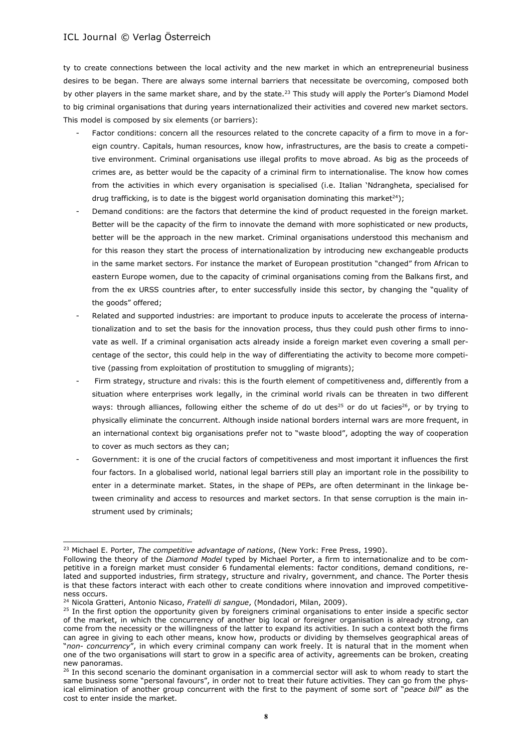ty to create connections between the local activity and the new market in which an entrepreneurial business desires to be began. There are always some internal barriers that necessitate be overcoming, composed both by other players in the same market share, and by the state.[23] This study will apply the Porter's Diamond Model to big criminal organisations that during years internationalized their activities and covered new market sectors. This model is composed by six elements (or barriers):

- Factor conditions: concern all the resources related to the concrete capacity of a firm to move in a foreign country. Capitals, human resources, know how, infrastructures, are the basis to create a competitive environment. Criminal organisations use illegal profits to move abroad. As big as the proceeds of crimes are, as better would be the capacity of a criminal firm to internationalise. The know how comes from the activities in which every organisation is specialised (i.e. Italian 'Ndrangheta, specialised for drug trafficking, is to date is the biggest world organisation dominating this market[24]);
- Demand conditions: are the factors that determine the kind of product requested in the foreign market. Better will be the capacity of the firm to innovate the demand with more sophisticated or new products, better will be the approach in the new market. Criminal organisations understood this mechanism and for this reason they start the process of internationalization by introducing new exchangeable products in the same market sectors. For instance the market of European prostitution "changed" from African to eastern Europe women, due to the capacity of criminal organisations coming from the Balkans first, and from the ex URSS countries after, to enter successfully inside this sector, by changing the "quality of the goods" offered;
- Related and supported industries: are important to produce inputs to accelerate the process of internationalization and to set the basis for the innovation process, thus they could push other firms to innovate as well. If a criminal organisation acts already inside a foreign market even covering a small percentage of the sector, this could help in the way of differentiating the activity to become more competitive (passing from exploitation of prostitution to smuggling of migrants);
- Firm strategy, structure and rivals: this is the fourth element of competitiveness and, differently from a situation where enterprises work legally, in the criminal world rivals can be threaten in two different ways: through alliances, following either the scheme of do ut des[25] or do ut facies[26], or by trying to physically eliminate the concurrent. Although inside national borders internal wars are more frequent, in an international context big organisations prefer not to "waste blood", adopting the way of cooperation to cover as much sectors as they can;
- Government: it is one of the crucial factors of competitiveness and most important it influences the first four factors. In a globalised world, national legal barriers still play an important role in the possibility to enter in a determinate market. States, in the shape of PEPs, are often determinant in the linkage between criminality and access to resources and market sectors. In that sense corruption is the main instrument used by criminals;

---

[23] Michael E. Porter, *The competitive advantage of nations*, (New York: Free Press, 1990).
Following the theory of the *Diamond Model* typed by Michael Porter, a firm to internationalize and to be competitive in a foreign market must consider 6 fundamental elements: factor conditions, demand conditions, related and supported industries, firm strategy, structure and rivalry, government, and chance. The Porter thesis is that these factors interact with each other to create conditions where innovation and improved competitiveness occurs.

[24] Nicola Gratteri, Antonio Nicaso, *Fratelli di sangue*, (Mondadori, Milan, 2009).

[25] In the first option the opportunity given by foreigners criminal organisations to enter inside a specific sector of the market, in which the concurrency of another big local or foreigner organisation is already strong, can come from the necessity or the willingness of the latter to expand its activities. In such a context both the firms can agree in giving to each other means, know how, products or dividing by themselves geographical areas of "*non- concurrency*", in which every criminal company can work freely. It is natural that in the moment when one of the two organisations will start to grow in a specific area of activity, agreements can be broken, creating new panoramas.

[26] In this second scenario the dominant organisation in a commercial sector will ask to whom ready to start the same business some "personal favours", in order not to treat their future activities. They can go from the physical elimination of another group concurrent with the first to the payment of some sort of "*peace bill*" as the cost to enter inside the market.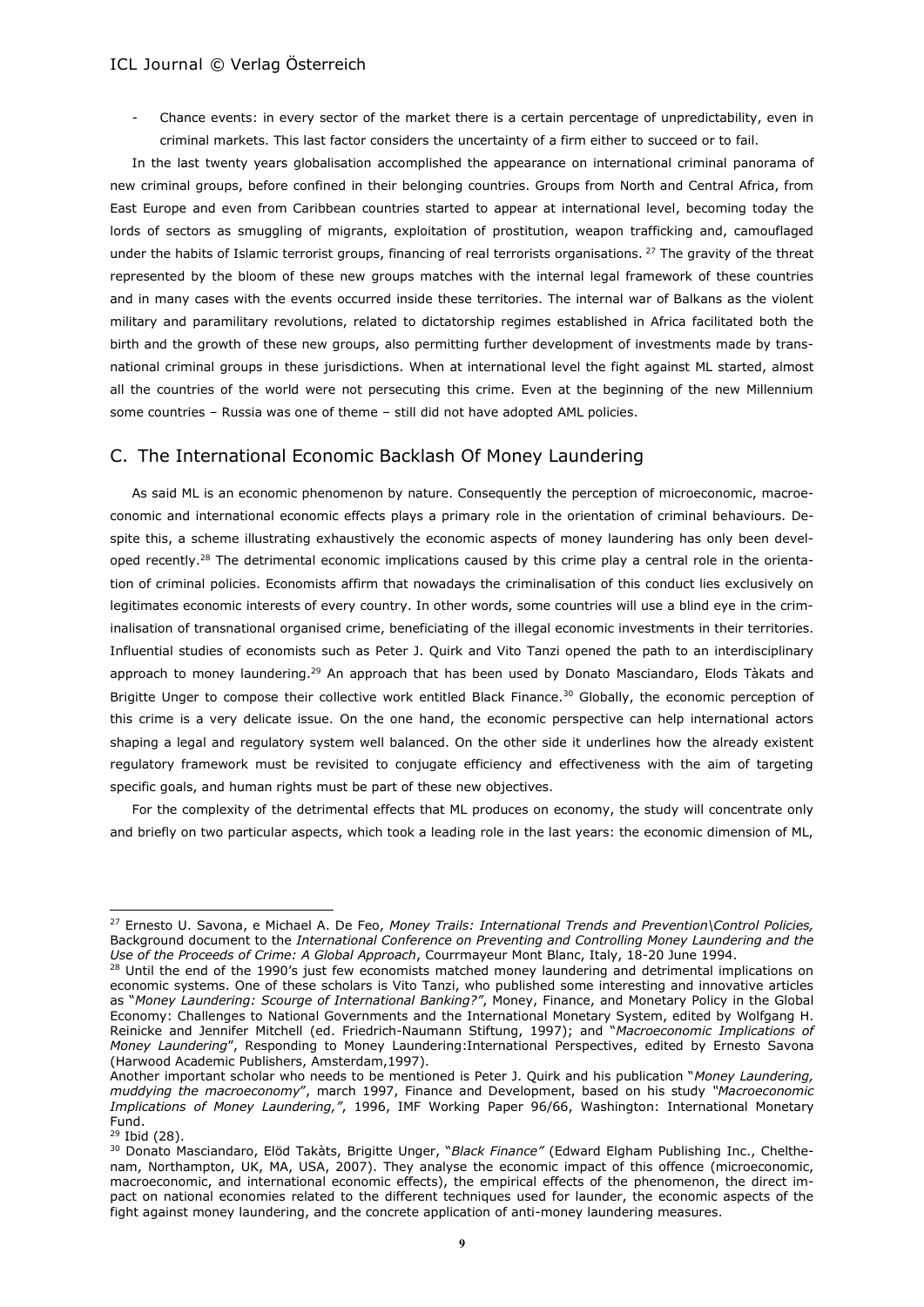- Chance events: in every sector of the market there is a certain percentage of unpredictability, even in criminal markets. This last factor considers the uncertainty of a firm either to succeed or to fail.

In the last twenty years globalisation accomplished the appearance on international criminal panorama of new criminal groups, before confined in their belonging countries. Groups from North and Central Africa, from East Europe and even from Caribbean countries started to appear at international level, becoming today the lords of sectors as smuggling of migrants, exploitation of prostitution, weapon trafficking and, camouflaged under the habits of Islamic terrorist groups, financing of real terrorists organisations. [27] The gravity of the threat represented by the bloom of these new groups matches with the internal legal framework of these countries and in many cases with the events occurred inside these territories. The internal war of Balkans as the violent military and paramilitary revolutions, related to dictatorship regimes established in Africa facilitated both the birth and the growth of these new groups, also permitting further development of investments made by transnational criminal groups in these jurisdictions. When at international level the fight against ML started, almost all the countries of the world were not persecuting this crime. Even at the beginning of the new Millennium some countries – Russia was one of theme – still did not have adopted AML policies.

## C. The International Economic Backlash Of Money Laundering

As said ML is an economic phenomenon by nature. Consequently the perception of microeconomic, macroeconomic and international economic effects plays a primary role in the orientation of criminal behaviours. Despite this, a scheme illustrating exhaustively the economic aspects of money laundering has only been developed recently.[28] The detrimental economic implications caused by this crime play a central role in the orientation of criminal policies. Economists affirm that nowadays the criminalisation of this conduct lies exclusively on legitimates economic interests of every country. In other words, some countries will use a blind eye in the criminalisation of transnational organised crime, beneficiating of the illegal economic investments in their territories. Influential studies of economists such as Peter J. Quirk and Vito Tanzi opened the path to an interdisciplinary approach to money laundering.[29] An approach that has been used by Donato Masciandaro, Elods Tàkats and Brigitte Unger to compose their collective work entitled Black Finance.[30] Globally, the economic perception of this crime is a very delicate issue. On the one hand, the economic perspective can help international actors shaping a legal and regulatory system well balanced. On the other side it underlines how the already existent regulatory framework must be revisited to conjugate efficiency and effectiveness with the aim of targeting specific goals, and human rights must be part of these new objectives.

For the complexity of the detrimental effects that ML produces on economy, the study will concentrate only and briefly on two particular aspects, which took a leading role in the last years: the economic dimension of ML,

---

[27] Ernesto U. Savona, e Michael A. De Feo, *Money Trails: International Trends and Prevention\Control Policies,* Background document to the *International Conference on Preventing and Controlling Money Laundering and the Use of the Proceeds of Crime: A Global Approach*, Courrmayeur Mont Blanc, Italy, 18-20 June 1994.

[28] Until the end of the 1990's just few economists matched money laundering and detrimental implications on economic systems. One of these scholars is Vito Tanzi, who published some interesting and innovative articles as "*Money Laundering: Scourge of International Banking?"*, Money, Finance, and Monetary Policy in the Global Economy: Challenges to National Governments and the International Monetary System, edited by Wolfgang H. Reinicke and Jennifer Mitchell (ed. Friedrich-Naumann Stiftung, 1997); and "*Macroeconomic Implications of Money Laundering*", Responding to Money Laundering:International Perspectives, edited by Ernesto Savona (Harwood Academic Publishers, Amsterdam,1997).

Another important scholar who needs to be mentioned is Peter J. Quirk and his publication "*Money Laundering, muddying the macroeconomy*", march 1997, Finance and Development, based on his study *"Macroeconomic Implications of Money Laundering,"*, 1996, IMF Working Paper 96/66, Washington: International Monetary Fund.

[29] Ibid (28).

[30] Donato Masciandaro, Elöd Takàts, Brigitte Unger, "*Black Finance"* (Edward Elgham Publishing Inc., Chelthenam, Northampton, UK, MA, USA, 2007). They analyse the economic impact of this offence (microeconomic, macroeconomic, and international economic effects), the empirical effects of the phenomenon, the direct impact on national economies related to the different techniques used for launder, the economic aspects of the fight against money laundering, and the concrete application of anti-money laundering measures.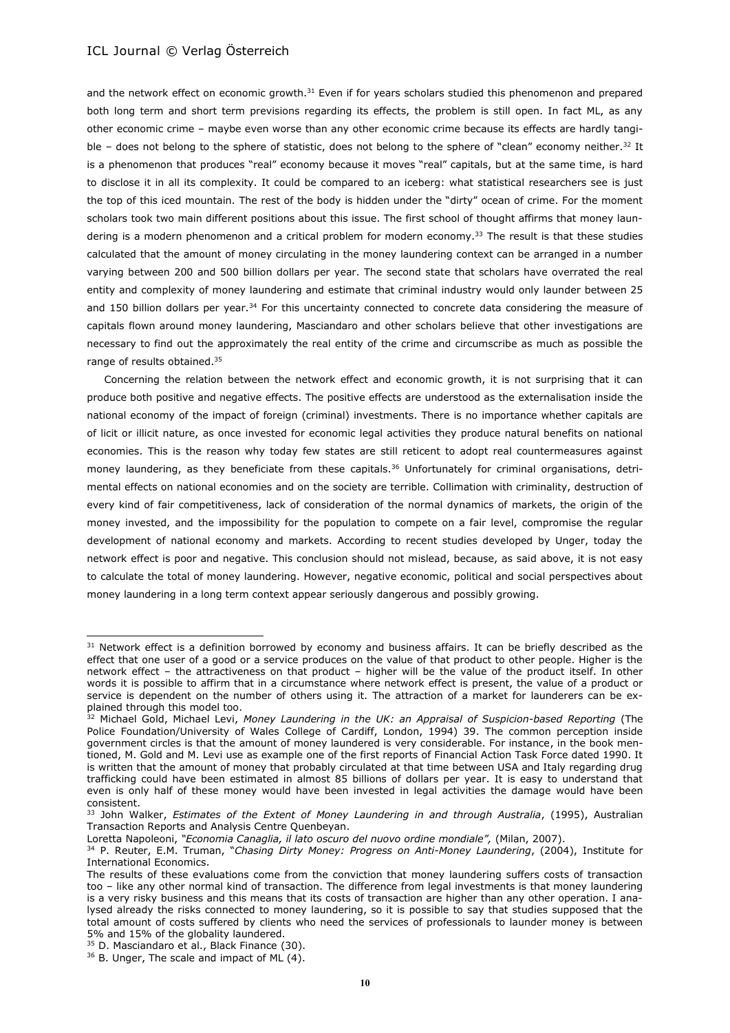and the network effect on economic growth.[31] Even if for years scholars studied this phenomenon and prepared both long term and short term previsions regarding its effects, the problem is still open. In fact ML, as any other economic crime – maybe even worse than any other economic crime because its effects are hardly tangible – does not belong to the sphere of statistic, does not belong to the sphere of "clean" economy neither.[32] It is a phenomenon that produces "real" economy because it moves "real" capitals, but at the same time, is hard to disclose it in all its complexity. It could be compared to an iceberg: what statistical researchers see is just the top of this iced mountain. The rest of the body is hidden under the "dirty" ocean of crime. For the moment scholars took two main different positions about this issue. The first school of thought affirms that money laundering is a modern phenomenon and a critical problem for modern economy.[33] The result is that these studies calculated that the amount of money circulating in the money laundering context can be arranged in a number varying between 200 and 500 billion dollars per year. The second state that scholars have overrated the real entity and complexity of money laundering and estimate that criminal industry would only launder between 25 and 150 billion dollars per year.[34] For this uncertainty connected to concrete data considering the measure of capitals flown around money laundering, Masciandaro and other scholars believe that other investigations are necessary to find out the approximately the real entity of the crime and circumscribe as much as possible the range of results obtained.[35]

Concerning the relation between the network effect and economic growth, it is not surprising that it can produce both positive and negative effects. The positive effects are understood as the externalisation inside the national economy of the impact of foreign (criminal) investments. There is no importance whether capitals are of licit or illicit nature, as once invested for economic legal activities they produce natural benefits on national economies. This is the reason why today few states are still reticent to adopt real countermeasures against money laundering, as they beneficiate from these capitals.[36] Unfortunately for criminal organisations, detrimental effects on national economies and on the society are terrible. Collimation with criminality, destruction of every kind of fair competitiveness, lack of consideration of the normal dynamics of markets, the origin of the money invested, and the impossibility for the population to compete on a fair level, compromise the regular development of national economy and markets. According to recent studies developed by Unger, today the network effect is poor and negative. This conclusion should not mislead, because, as said above, it is not easy to calculate the total of money laundering. However, negative economic, political and social perspectives about money laundering in a long term context appear seriously dangerous and possibly growing.

---

[31] Network effect is a definition borrowed by economy and business affairs. It can be briefly described as the effect that one user of a good or a service produces on the value of that product to other people. Higher is the network effect – the attractiveness on that product – higher will be the value of the product itself. In other words it is possible to affirm that in a circumstance where network effect is present, the value of a product or service is dependent on the number of others using it. The attraction of a market for launderers can be explained through this model too.

[32] Michael Gold, Michael Levi, *Money Laundering in the UK: an Appraisal of Suspicion-based Reporting* (The Police Foundation/University of Wales College of Cardiff, London, 1994) 39. The common perception inside government circles is that the amount of money laundered is very considerable. For instance, in the book mentioned, M. Gold and M. Levi use as example one of the first reports of Financial Action Task Force dated 1990. It is written that the amount of money that probably circulated at that time between USA and Italy regarding drug trafficking could have been estimated in almost 85 billions of dollars per year. It is easy to understand that even is only half of these money would have been invested in legal activities the damage would have been consistent.

[33] John Walker, *Estimates of the Extent of Money Laundering in and through Australia*, (1995), Australian Transaction Reports and Analysis Centre Quenbeyan.

Loretta Napoleoni, *"Economia Canaglia, il lato oscuro del nuovo ordine mondiale",* (Milan, 2007).

[34] P. Reuter, E.M. Truman, "*Chasing Dirty Money: Progress on Anti-Money Laundering*, (2004), Institute for International Economics.

The results of these evaluations come from the conviction that money laundering suffers costs of transaction too – like any other normal kind of transaction. The difference from legal investments is that money laundering is a very risky business and this means that its costs of transaction are higher than any other operation. I analysed already the risks connected to money laundering, so it is possible to say that studies supposed that the total amount of costs suffered by clients who need the services of professionals to launder money is between 5% and 15% of the globality laundered.

[35] D. Masciandaro et al., Black Finance (30).

[36] B. Unger, The scale and impact of ML (4).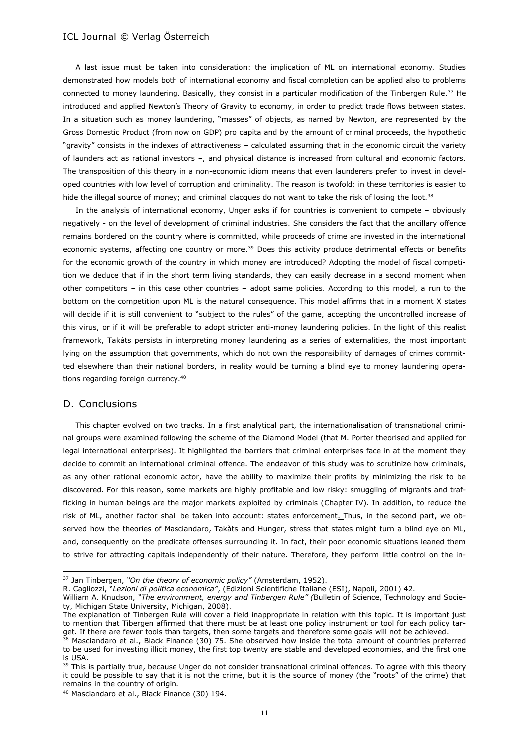A last issue must be taken into consideration: the implication of ML on international economy. Studies demonstrated how models both of international economy and fiscal completion can be applied also to problems connected to money laundering. Basically, they consist in a particular modification of the Tinbergen Rule.[37] He introduced and applied Newton's Theory of Gravity to economy, in order to predict trade flows between states. In a situation such as money laundering, "masses" of objects, as named by Newton, are represented by the Gross Domestic Product (from now on GDP) pro capita and by the amount of criminal proceeds, the hypothetic "gravity" consists in the indexes of attractiveness – calculated assuming that in the economic circuit the variety of launders act as rational investors –, and physical distance is increased from cultural and economic factors. The transposition of this theory in a non-economic idiom means that even launderers prefer to invest in developed countries with low level of corruption and criminality. The reason is twofold: in these territories is easier to hide the illegal source of money; and criminal clacques do not want to take the risk of losing the loot.[38]

In the analysis of international economy, Unger asks if for countries is convenient to compete – obviously negatively - on the level of development of criminal industries. She considers the fact that the ancillary offence remains bordered on the country where is committed, while proceeds of crime are invested in the international economic systems, affecting one country or more.[39] Does this activity produce detrimental effects or benefits for the economic growth of the country in which money are introduced? Adopting the model of fiscal competition we deduce that if in the short term living standards, they can easily decrease in a second moment when other competitors – in this case other countries – adopt same policies. According to this model, a run to the bottom on the competition upon ML is the natural consequence. This model affirms that in a moment X states will decide if it is still convenient to "subject to the rules" of the game, accepting the uncontrolled increase of this virus, or if it will be preferable to adopt stricter anti-money laundering policies. In the light of this realist framework, Takàts persists in interpreting money laundering as a series of externalities, the most important lying on the assumption that governments, which do not own the responsibility of damages of crimes committed elsewhere than their national borders, in reality would be turning a blind eye to money laundering operations regarding foreign currency.[40]

## D. Conclusions

This chapter evolved on two tracks. In a first analytical part, the internationalisation of transnational criminal groups were examined following the scheme of the Diamond Model (that M. Porter theorised and applied for legal international enterprises). It highlighted the barriers that criminal enterprises face in at the moment they decide to commit an international criminal offence. The endeavor of this study was to scrutinize how criminals, as any other rational economic actor, have the ability to maximize their profits by minimizing the risk to be discovered. For this reason, some markets are highly profitable and low risky: smuggling of migrants and trafficking in human beings are the major markets exploited by criminals (Chapter IV). In addition, to reduce the risk of ML, another factor shall be taken into account: states enforcement. Thus, in the second part, we observed how the theories of Masciandaro, Takàts and Hunger, stress that states might turn a blind eye on ML, and, consequently on the predicate offenses surrounding it. In fact, their poor economic situations leaned them to strive for attracting capitals independently of their nature. Therefore, they perform little control on the in-

---

[37] Jan Tinbergen, *"On the theory of economic policy"* (Amsterdam, 1952).
R. Cagliozzi, *"Lezioni di politica economica"*, (Edizioni Scientifiche Italiane (ESI), Napoli, 2001) 42.
William A. Knudson, *"The environment, energy and Tinbergen Rule"* (Bulletin of Science, Technology and Society, Michigan State University, Michigan, 2008).
The explanation of Tinbergen Rule will cover a field inappropriate in relation with this topic. It is important just to mention that Tibergen affirmed that there must be at least one policy instrument or tool for each policy target. If there are fewer tools than targets, then some targets and therefore some goals will not be achieved.

[38] Masciandaro et al., Black Finance (30) 75. She observed how inside the total amount of countries preferred to be used for investing illicit money, the first top twenty are stable and developed economies, and the first one is USA.

[39] This is partially true, because Unger do not consider transnational criminal offences. To agree with this theory it could be possible to say that it is not the crime, but it is the source of money (the "roots" of the crime) that remains in the country of origin.

[40] Masciandaro et al., Black Finance (30) 194.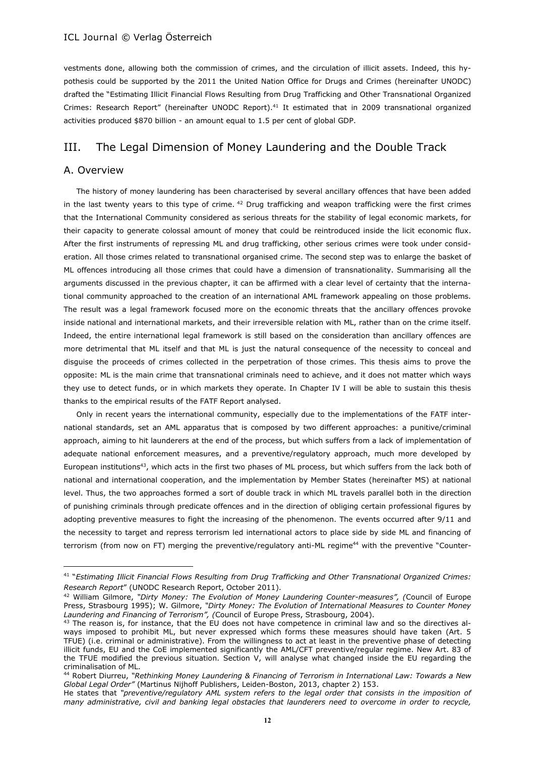vestments done, allowing both the commission of crimes, and the circulation of illicit assets. Indeed, this hypothesis could be supported by the 2011 the United Nation Office for Drugs and Crimes (hereinafter UNODC) drafted the "Estimating Illicit Financial Flows Resulting from Drug Trafficking and Other Transnational Organized Crimes: Research Report" (hereinafter UNODC Report).[41] It estimated that in 2009 transnational organized activities produced $870 billion - an amount equal to 1.5 per cent of global GDP.

## III. The Legal Dimension of Money Laundering and the Double Track

### A. Overview

The history of money laundering has been characterised by several ancillary offences that have been added in the last twenty years to this type of crime. [42] Drug trafficking and weapon trafficking were the first crimes that the International Community considered as serious threats for the stability of legal economic markets, for their capacity to generate colossal amount of money that could be reintroduced inside the licit economic flux. After the first instruments of repressing ML and drug trafficking, other serious crimes were took under consideration. All those crimes related to transnational organised crime. The second step was to enlarge the basket of ML offences introducing all those crimes that could have a dimension of transnationality. Summarising all the arguments discussed in the previous chapter, it can be affirmed with a clear level of certainty that the international community approached to the creation of an international AML framework appealing on those problems. The result was a legal framework focused more on the economic threats that the ancillary offences provoke inside national and international markets, and their irreversible relation with ML, rather than on the crime itself. Indeed, the entire international legal framework is still based on the consideration than ancillary offences are more detrimental that ML itself and that ML is just the natural consequence of the necessity to conceal and disguise the proceeds of crimes collected in the perpetration of those crimes. This thesis aims to prove the opposite: ML is the main crime that transnational criminals need to achieve, and it does not matter which ways they use to detect funds, or in which markets they operate. In Chapter IV I will be able to sustain this thesis thanks to the empirical results of the FATF Report analysed.

Only in recent years the international community, especially due to the implementations of the FATF international standards, set an AML apparatus that is composed by two different approaches: a punitive/criminal approach, aiming to hit launderers at the end of the process, but which suffers from a lack of implementation of adequate national enforcement measures, and a preventive/regulatory approach, much more developed by European institutions[43], which acts in the first two phases of ML process, but which suffers from the lack both of national and international cooperation, and the implementation by Member States (hereinafter MS) at national level. Thus, the two approaches formed a sort of double track in which ML travels parallel both in the direction of punishing criminals through predicate offences and in the direction of obliging certain professional figures by adopting preventive measures to fight the increasing of the phenomenon. The events occurred after 9/11 and the necessity to target and repress terrorism led international actors to place side by side ML and financing of terrorism (from now on FT) merging the preventive/regulatory anti-ML regime[44] with the preventive "Counter-

---

[41] "*Estimating Illicit Financial Flows Resulting from Drug Trafficking and Other Transnational Organized Crimes: Research Report*" (UNODC Research Report, October 2011).

[42] William Gilmore, *"Dirty Money: The Evolution of Money Laundering Counter-measures", (*Council of Europe Press, Strasbourg 1995); W. Gilmore, *"Dirty Money: The Evolution of International Measures to Counter Money Laundering and Financing of Terrorism", (*Council of Europe Press, Strasbourg, 2004).

[43] The reason is, for instance, that the EU does not have competence in criminal law and so the directives always imposed to prohibit ML, but never expressed which forms these measures should have taken (Art. 5 TFUE) (i.e. criminal or administrative). From the willingness to act at least in the preventive phase of detecting illicit funds, EU and the CoE implemented significantly the AML/CFT preventive/regular regime. New Art. 83 of the TFUE modified the previous situation. Section V, will analyse what changed inside the EU regarding the criminalisation of ML.

[44] Robert Diurreu, *"Rethinking Money Laundering & Financing of Terrorism in International Law: Towards a New Global Legal Order"* (Martinus Nijhoff Publishers, Leiden-Boston, 2013, chapter 2) 153.

He states that *"preventive/regulatory AML system refers to the legal order that consists in the imposition of many administrative, civil and banking legal obstacles that launderers need to overcome in order to recycle,*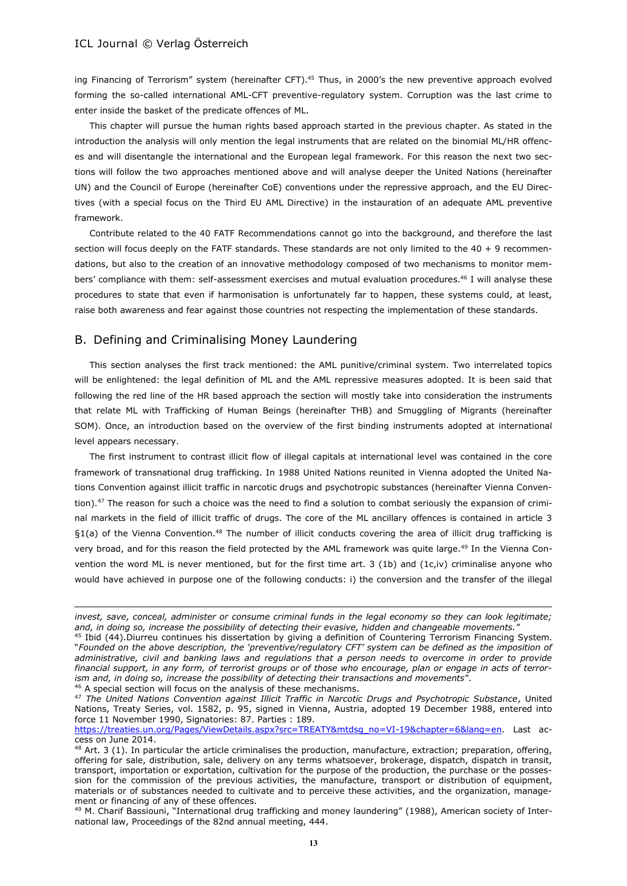ing Financing of Terrorism" system (hereinafter CFT).[45] Thus, in 2000's the new preventive approach evolved forming the so-called international AML-CFT preventive-regulatory system. Corruption was the last crime to enter inside the basket of the predicate offences of ML.

This chapter will pursue the human rights based approach started in the previous chapter. As stated in the introduction the analysis will only mention the legal instruments that are related on the binomial ML/HR offences and will disentangle the international and the European legal framework. For this reason the next two sections will follow the two approaches mentioned above and will analyse deeper the United Nations (hereinafter UN) and the Council of Europe (hereinafter CoE) conventions under the repressive approach, and the EU Directives (with a special focus on the Third EU AML Directive) in the instauration of an adequate AML preventive framework.

Contribute related to the 40 FATF Recommendations cannot go into the background, and therefore the last section will focus deeply on the FATF standards. These standards are not only limited to the 40 + 9 recommendations, but also to the creation of an innovative methodology composed of two mechanisms to monitor members' compliance with them: self-assessment exercises and mutual evaluation procedures.[46] I will analyse these procedures to state that even if harmonisation is unfortunately far to happen, these systems could, at least, raise both awareness and fear against those countries not respecting the implementation of these standards.

## B. Defining and Criminalising Money Laundering

This section analyses the first track mentioned: the AML punitive/criminal system. Two interrelated topics will be enlightened: the legal definition of ML and the AML repressive measures adopted. It is been said that following the red line of the HR based approach the section will mostly take into consideration the instruments that relate ML with Trafficking of Human Beings (hereinafter THB) and Smuggling of Migrants (hereinafter SOM). Once, an introduction based on the overview of the first binding instruments adopted at international level appears necessary.

The first instrument to contrast illicit flow of illegal capitals at international level was contained in the core framework of transnational drug trafficking. In 1988 United Nations reunited in Vienna adopted the United Nations Convention against illicit traffic in narcotic drugs and psychotropic substances (hereinafter Vienna Convention).[47] The reason for such a choice was the need to find a solution to combat seriously the expansion of criminal markets in the field of illicit traffic of drugs. The core of the ML ancillary offences is contained in article 3 §1(a) of the Vienna Convention.[48] The number of illicit conducts covering the area of illicit drug trafficking is very broad, and for this reason the field protected by the AML framework was quite large.[49] In the Vienna Convention the word ML is never mentioned, but for the first time art. 3 (1b) and (1c,iv) criminalise anyone who would have achieved in purpose one of the following conducts: i) the conversion and the transfer of the illegal

---

*invest, save, conceal, administer or consume criminal funds in the legal economy so they can look legitimate; and, in doing so, increase the possibility of detecting their evasive, hidden and changeable movements."*

[45] Ibid (44).Diurreu continues his dissertation by giving a definition of Countering Terrorism Financing System. "*Founded on the above description, the 'preventive/regulatory CFT' system can be defined as the imposition of administrative, civil and banking laws and regulations that a person needs to overcome in order to provide financial support, in any form, of terrorist groups or of those who encourage, plan or engage in acts of terrorism and, in doing so, increase the possibility of detecting their transactions and movements*".

[46] A special section will focus on the analysis of these mechanisms.

[47] *The United Nations Convention against Illicit Traffic in Narcotic Drugs and Psychotropic Substance*, United Nations, Treaty Series, vol. 1582, p. 95, signed in Vienna, Austria, adopted 19 December 1988, entered into force 11 November 1990, Signatories: 87. Parties : 189. https://treaties.un.org/Pages/ViewDetails.aspx?src=TREATY&mtdsg_no=VI-19&chapter=6&lang=en. Last access on June 2014.

[48] Art. 3 (1). In particular the article criminalises the production, manufacture, extraction; preparation, offering, offering for sale, distribution, sale, delivery on any terms whatsoever, brokerage, dispatch, dispatch in transit, transport, importation or exportation, cultivation for the purpose of the production, the purchase or the possession for the commission of the previous activities, the manufacture, transport or distribution of equipment, materials or of substances needed to cultivate and to perceive these activities, and the organization, management or financing of any of these offences.

[49] M. Charif Bassiouni, "International drug trafficking and money laundering" (1988), American society of International law, Proceedings of the 82nd annual meeting, 444.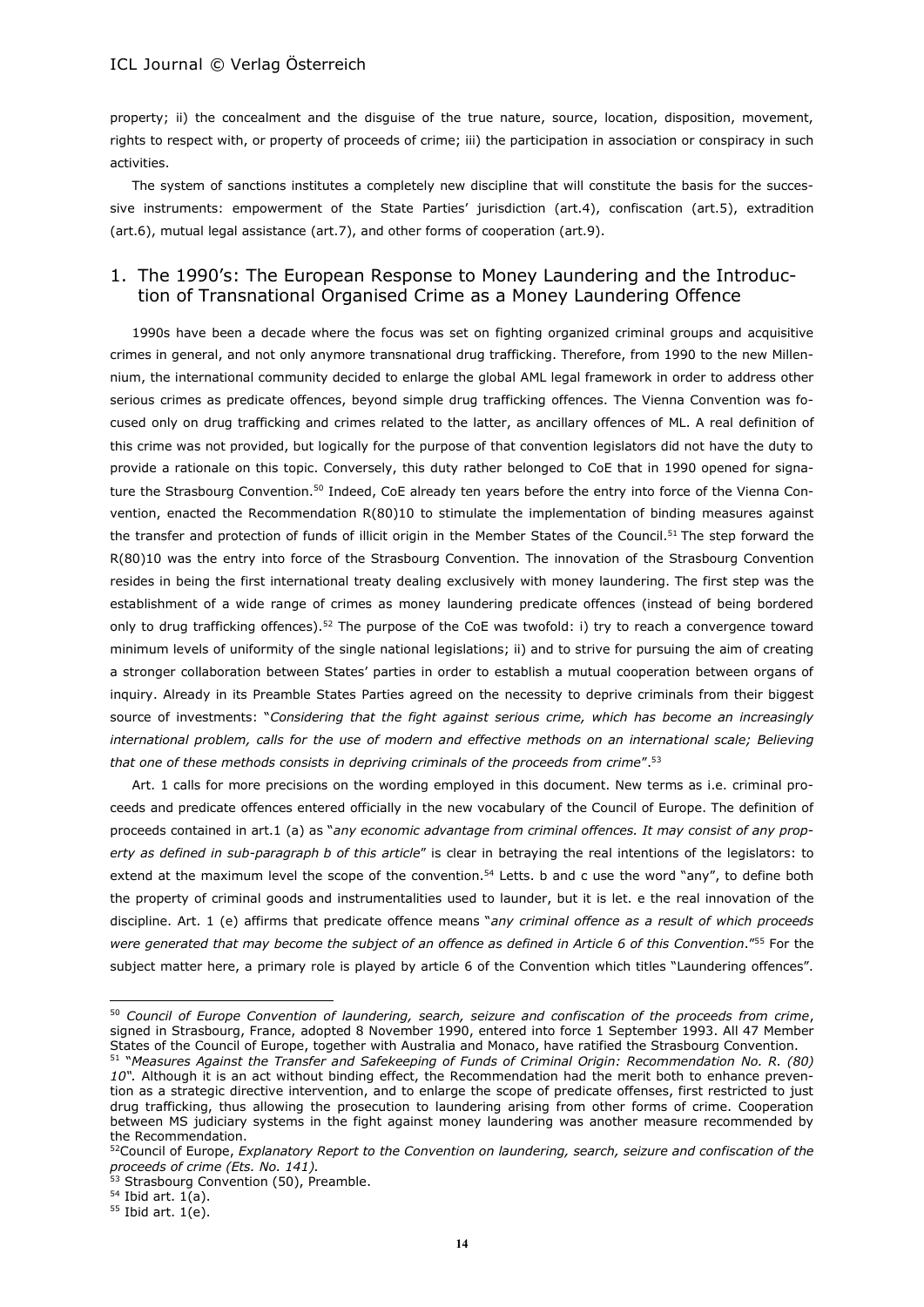property; ii) the concealment and the disguise of the true nature, source, location, disposition, movement, rights to respect with, or property of proceeds of crime; iii) the participation in association or conspiracy in such activities.

The system of sanctions institutes a completely new discipline that will constitute the basis for the successive instruments: empowerment of the State Parties' jurisdiction (art.4), confiscation (art.5), extradition (art.6), mutual legal assistance (art.7), and other forms of cooperation (art.9).

## 1. The 1990's: The European Response to Money Laundering and the Introduction of Transnational Organised Crime as a Money Laundering Offence

1990s have been a decade where the focus was set on fighting organized criminal groups and acquisitive crimes in general, and not only anymore transnational drug trafficking. Therefore, from 1990 to the new Millennium, the international community decided to enlarge the global AML legal framework in order to address other serious crimes as predicate offences, beyond simple drug trafficking offences. The Vienna Convention was focused only on drug trafficking and crimes related to the latter, as ancillary offences of ML. A real definition of this crime was not provided, but logically for the purpose of that convention legislators did not have the duty to provide a rationale on this topic. Conversely, this duty rather belonged to CoE that in 1990 opened for signature the Strasbourg Convention.[50] Indeed, CoE already ten years before the entry into force of the Vienna Convention, enacted the Recommendation R(80)10 to stimulate the implementation of binding measures against the transfer and protection of funds of illicit origin in the Member States of the Council.[51] The step forward the R(80)10 was the entry into force of the Strasbourg Convention. The innovation of the Strasbourg Convention resides in being the first international treaty dealing exclusively with money laundering. The first step was the establishment of a wide range of crimes as money laundering predicate offences (instead of being bordered only to drug trafficking offences).[52] The purpose of the CoE was twofold: i) try to reach a convergence toward minimum levels of uniformity of the single national legislations; ii) and to strive for pursuing the aim of creating a stronger collaboration between States' parties in order to establish a mutual cooperation between organs of inquiry. Already in its Preamble States Parties agreed on the necessity to deprive criminals from their biggest source of investments: "*Considering that the fight against serious crime, which has become an increasingly international problem, calls for the use of modern and effective methods on an international scale; Believing that one of these methods consists in depriving criminals of the proceeds from crime*".[53]

Art. 1 calls for more precisions on the wording employed in this document. New terms as i.e. criminal proceeds and predicate offences entered officially in the new vocabulary of the Council of Europe. The definition of proceeds contained in art.1 (a) as "*any economic advantage from criminal offences. It may consist of any property as defined in sub-paragraph b of this article*" is clear in betraying the real intentions of the legislators: to extend at the maximum level the scope of the convention.[54] Letts. b and c use the word "any", to define both the property of criminal goods and instrumentalities used to launder, but it is let. e the real innovation of the discipline. Art. 1 (e) affirms that predicate offence means "*any criminal offence as a result of which proceeds were generated that may become the subject of an offence as defined in Article 6 of this Convention*."[55] For the subject matter here, a primary role is played by article 6 of the Convention which titles "Laundering offences".

---

[50] *Council of Europe Convention of laundering, search, seizure and confiscation of the proceeds from crime*, signed in Strasbourg, France, adopted 8 November 1990, entered into force 1 September 1993. All 47 Member States of the Council of Europe, together with Australia and Monaco, have ratified the Strasbourg Convention.

[51] "*Measures Against the Transfer and Safekeeping of Funds of Criminal Origin: Recommendation No. R. (80) 10*". Although it is an act without binding effect, the Recommendation had the merit both to enhance prevention as a strategic directive intervention, and to enlarge the scope of predicate offenses, first restricted to just drug trafficking, thus allowing the prosecution to laundering arising from other forms of crime. Cooperation between MS judiciary systems in the fight against money laundering was another measure recommended by the Recommendation.

[52] Council of Europe, *Explanatory Report to the Convention on laundering, search, seizure and confiscation of the proceeds of crime (Ets. No. 141).*

[53] Strasbourg Convention (50), Preamble.

[54] Ibid art. 1(a).

[55] Ibid art. 1(e).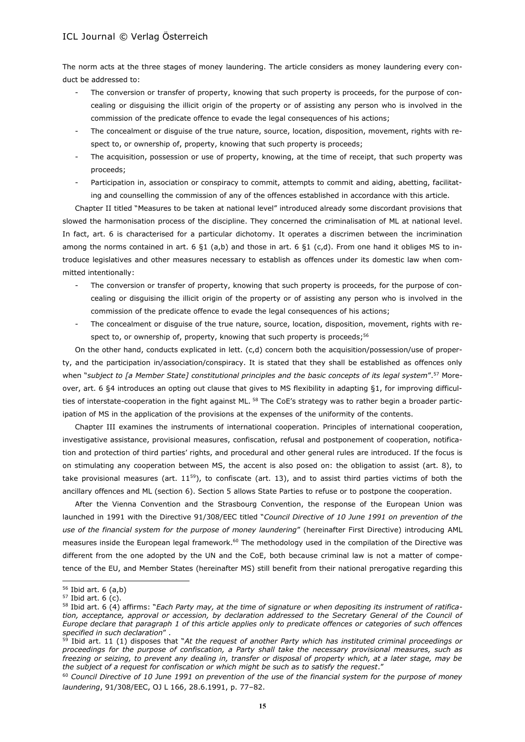The norm acts at the three stages of money laundering. The article considers as money laundering every conduct be addressed to:

- The conversion or transfer of property, knowing that such property is proceeds, for the purpose of concealing or disguising the illicit origin of the property or of assisting any person who is involved in the commission of the predicate offence to evade the legal consequences of his actions;
- The concealment or disguise of the true nature, source, location, disposition, movement, rights with respect to, or ownership of, property, knowing that such property is proceeds;
- The acquisition, possession or use of property, knowing, at the time of receipt, that such property was proceeds;
- Participation in, association or conspiracy to commit, attempts to commit and aiding, abetting, facilitating and counselling the commission of any of the offences established in accordance with this article.

Chapter II titled "Measures to be taken at national level" introduced already some discordant provisions that slowed the harmonisation process of the discipline. They concerned the criminalisation of ML at national level. In fact, art. 6 is characterised for a particular dichotomy. It operates a discrimen between the incrimination among the norms contained in art. 6 §1 (a,b) and those in art. 6 §1 (c,d). From one hand it obliges MS to introduce legislatives and other measures necessary to establish as offences under its domestic law when committed intentionally:

- The conversion or transfer of property, knowing that such property is proceeds, for the purpose of concealing or disguising the illicit origin of the property or of assisting any person who is involved in the commission of the predicate offence to evade the legal consequences of his actions;
- The concealment or disguise of the true nature, source, location, disposition, movement, rights with respect to, or ownership of, property, knowing that such property is proceeds;[56]

On the other hand, conducts explicated in lett. (c,d) concern both the acquisition/possession/use of property, and the participation in/association/conspiracy. It is stated that they shall be established as offences only when "*subject to [a Member State] constitutional principles and the basic concepts of its legal system*".[57] Moreover, art. 6 §4 introduces an opting out clause that gives to MS flexibility in adapting §1, for improving difficulties of interstate-cooperation in the fight against ML. [58] The CoE's strategy was to rather begin a broader participation of MS in the application of the provisions at the expenses of the uniformity of the contents.

Chapter III examines the instruments of international cooperation. Principles of international cooperation, investigative assistance, provisional measures, confiscation, refusal and postponement of cooperation, notification and protection of third parties' rights, and procedural and other general rules are introduced. If the focus is on stimulating any cooperation between MS, the accent is also posed on: the obligation to assist (art. 8), to take provisional measures (art. 11[59]), to confiscate (art. 13), and to assist third parties victims of both the ancillary offences and ML (section 6). Section 5 allows State Parties to refuse or to postpone the cooperation.

After the Vienna Convention and the Strasbourg Convention, the response of the European Union was launched in 1991 with the Directive 91/308/EEC titled "*Council Directive of 10 June 1991 on prevention of the use of the financial system for the purpose of money laundering*" (hereinafter First Directive) introducing AML measures inside the European legal framework.[60] The methodology used in the compilation of the Directive was different from the one adopted by the UN and the CoE, both because criminal law is not a matter of competence of the EU, and Member States (hereinafter MS) still benefit from their national prerogative regarding this

---

[56] Ibid art. 6 (a,b)

[57] Ibid art. 6 (c).

[58] Ibid art. 6 (4) affirms: "*Each Party may, at the time of signature or when depositing its instrument of ratification, acceptance, approval or accession, by declaration addressed to the Secretary General of the Council of Europe declare that paragraph 1 of this article applies only to predicate offences or categories of such offences specified in such declaration*" .

[59] Ibid art. 11 (1) disposes that "*At the request of another Party which has instituted criminal proceedings or proceedings for the purpose of confiscation, a Party shall take the necessary provisional measures, such as freezing or seizing, to prevent any dealing in, transfer or disposal of property which, at a later stage, may be the subject of a request for confiscation or which might be such as to satisfy the request*."

[60] *Council Directive of 10 June 1991 on prevention of the use of the financial system for the purpose of money laundering*, 91/308/EEC, OJ L 166, 28.6.1991, p. 77–82.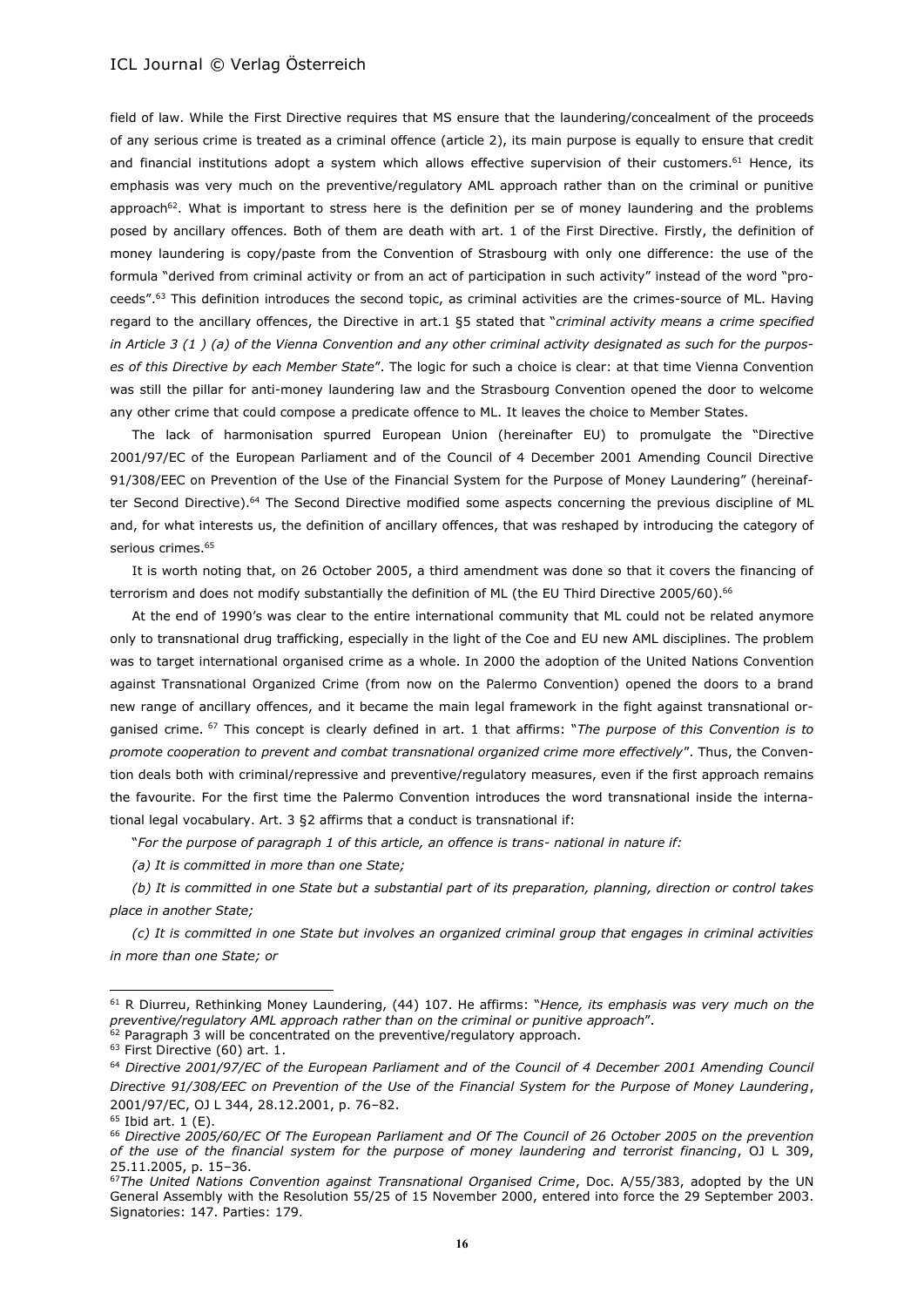field of law. While the First Directive requires that MS ensure that the laundering/concealment of the proceeds of any serious crime is treated as a criminal offence (article 2), its main purpose is equally to ensure that credit and financial institutions adopt a system which allows effective supervision of their customers.[61] Hence, its emphasis was very much on the preventive/regulatory AML approach rather than on the criminal or punitive approach[62]. What is important to stress here is the definition per se of money laundering and the problems posed by ancillary offences. Both of them are death with art. 1 of the First Directive. Firstly, the definition of money laundering is copy/paste from the Convention of Strasbourg with only one difference: the use of the formula "derived from criminal activity or from an act of participation in such activity" instead of the word "proceeds".[63] This definition introduces the second topic, as criminal activities are the crimes-source of ML. Having regard to the ancillary offences, the Directive in art.1 §5 stated that "*criminal activity means a crime specified in Article 3 (1 ) (a) of the Vienna Convention and any other criminal activity designated as such for the purposes of this Directive by each Member State*". The logic for such a choice is clear: at that time Vienna Convention was still the pillar for anti-money laundering law and the Strasbourg Convention opened the door to welcome any other crime that could compose a predicate offence to ML. It leaves the choice to Member States.

The lack of harmonisation spurred European Union (hereinafter EU) to promulgate the "Directive 2001/97/EC of the European Parliament and of the Council of 4 December 2001 Amending Council Directive 91/308/EEC on Prevention of the Use of the Financial System for the Purpose of Money Laundering" (hereinafter Second Directive).[64] The Second Directive modified some aspects concerning the previous discipline of ML and, for what interests us, the definition of ancillary offences, that was reshaped by introducing the category of serious crimes.[65]

It is worth noting that, on 26 October 2005, a third amendment was done so that it covers the financing of terrorism and does not modify substantially the definition of ML (the EU Third Directive 2005/60).[66]

At the end of 1990's was clear to the entire international community that ML could not be related anymore only to transnational drug trafficking, especially in the light of the Coe and EU new AML disciplines. The problem was to target international organised crime as a whole. In 2000 the adoption of the United Nations Convention against Transnational Organized Crime (from now on the Palermo Convention) opened the doors to a brand new range of ancillary offences, and it became the main legal framework in the fight against transnational organised crime. [67] This concept is clearly defined in art. 1 that affirms: "*The purpose of this Convention is to promote cooperation to prevent and combat transnational organized crime more effectively*". Thus, the Convention deals both with criminal/repressive and preventive/regulatory measures, even if the first approach remains the favourite. For the first time the Palermo Convention introduces the word transnational inside the international legal vocabulary. Art. 3 §2 affirms that a conduct is transnational if:

"*For the purpose of paragraph 1 of this article, an offence is trans- national in nature if:*

*(a) It is committed in more than one State;*

*(b) It is committed in one State but a substantial part of its preparation, planning, direction or control takes place in another State;*

*(c) It is committed in one State but involves an organized criminal group that engages in criminal activities in more than one State; or*

---

[61] R Diurreu, Rethinking Money Laundering, (44) 107. He affirms: "*Hence, its emphasis was very much on the preventive/regulatory AML approach rather than on the criminal or punitive approach*".

[62] Paragraph 3 will be concentrated on the preventive/regulatory approach.

[63] First Directive (60) art. 1.

[64] *Directive 2001/97/EC of the European Parliament and of the Council of 4 December 2001 Amending Council Directive 91/308/EEC on Prevention of the Use of the Financial System for the Purpose of Money Laundering*, 2001/97/EC, OJ L 344, 28.12.2001, p. 76–82.

[65] Ibid art. 1 (E).

[66] *Directive 2005/60/EC Of The European Parliament and Of The Council of 26 October 2005 on the prevention of the use of the financial system for the purpose of money laundering and terrorist financing*, OJ L 309, 25.11.2005, p. 15–36.

[67] *The United Nations Convention against Transnational Organised Crime*, Doc. A/55/383, adopted by the UN General Assembly with the Resolution 55/25 of 15 November 2000, entered into force the 29 September 2003. Signatories: 147. Parties: 179.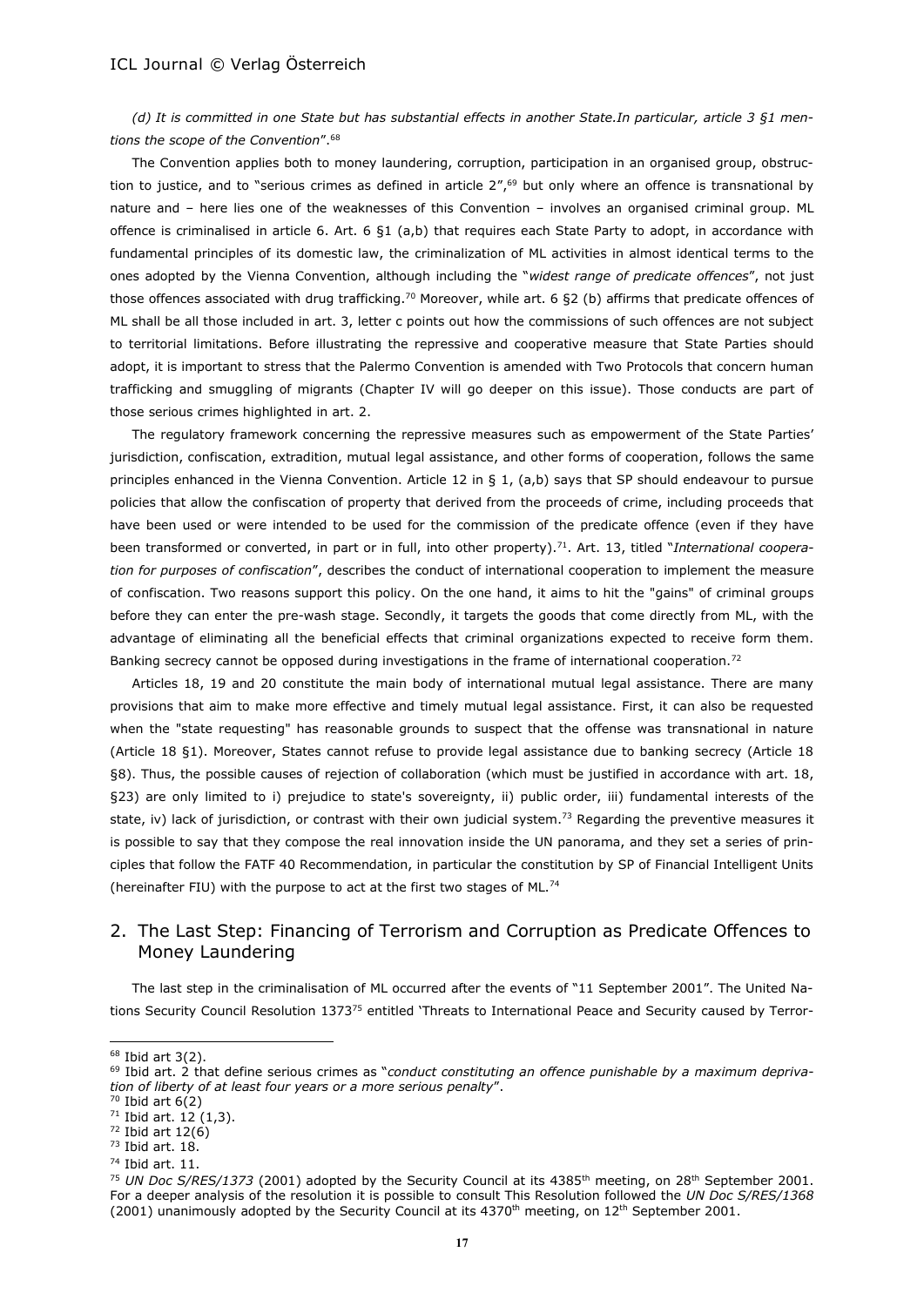*(d) It is committed in one State but has substantial effects in another State.In particular, article 3 §1 mentions the scope of the Convention*".[68]

The Convention applies both to money laundering, corruption, participation in an organised group, obstruction to justice, and to "serious crimes as defined in article 2",[69] but only where an offence is transnational by nature and – here lies one of the weaknesses of this Convention – involves an organised criminal group. ML offence is criminalised in article 6. Art. 6 §1 (a,b) that requires each State Party to adopt, in accordance with fundamental principles of its domestic law, the criminalization of ML activities in almost identical terms to the ones adopted by the Vienna Convention, although including the "*widest range of predicate offences*", not just those offences associated with drug trafficking.[70] Moreover, while art. 6 §2 (b) affirms that predicate offences of ML shall be all those included in art. 3, letter c points out how the commissions of such offences are not subject to territorial limitations. Before illustrating the repressive and cooperative measure that State Parties should adopt, it is important to stress that the Palermo Convention is amended with Two Protocols that concern human trafficking and smuggling of migrants (Chapter IV will go deeper on this issue). Those conducts are part of those serious crimes highlighted in art. 2.

The regulatory framework concerning the repressive measures such as empowerment of the State Parties' jurisdiction, confiscation, extradition, mutual legal assistance, and other forms of cooperation, follows the same principles enhanced in the Vienna Convention. Article 12 in § 1, (a,b) says that SP should endeavour to pursue policies that allow the confiscation of property that derived from the proceeds of crime, including proceeds that have been used or were intended to be used for the commission of the predicate offence (even if they have been transformed or converted, in part or in full, into other property).[71]. Art. 13, titled "*International cooperation for purposes of confiscation*", describes the conduct of international cooperation to implement the measure of confiscation. Two reasons support this policy. On the one hand, it aims to hit the "gains" of criminal groups before they can enter the pre-wash stage. Secondly, it targets the goods that come directly from ML, with the advantage of eliminating all the beneficial effects that criminal organizations expected to receive form them. Banking secrecy cannot be opposed during investigations in the frame of international cooperation.[72]

Articles 18, 19 and 20 constitute the main body of international mutual legal assistance. There are many provisions that aim to make more effective and timely mutual legal assistance. First, it can also be requested when the "state requesting" has reasonable grounds to suspect that the offense was transnational in nature (Article 18 §1). Moreover, States cannot refuse to provide legal assistance due to banking secrecy (Article 18 §8). Thus, the possible causes of rejection of collaboration (which must be justified in accordance with art. 18, §23) are only limited to i) prejudice to state's sovereignty, ii) public order, iii) fundamental interests of the state, iv) lack of jurisdiction, or contrast with their own judicial system.[73] Regarding the preventive measures it is possible to say that they compose the real innovation inside the UN panorama, and they set a series of principles that follow the FATF 40 Recommendation, in particular the constitution by SP of Financial Intelligent Units (hereinafter FIU) with the purpose to act at the first two stages of ML.[74]

## 2. The Last Step: Financing of Terrorism and Corruption as Predicate Offences to Money Laundering

The last step in the criminalisation of ML occurred after the events of "11 September 2001". The United Nations Security Council Resolution 1373[75] entitled 'Threats to International Peace and Security caused by Terror-

---

[68] Ibid art 3(2).

[69] Ibid art. 2 that define serious crimes as "*conduct constituting an offence punishable by a maximum deprivation of liberty of at least four years or a more serious penalty*".

[70] Ibid art 6(2)

[71] Ibid art. 12 (1,3).

[72] Ibid art 12(6)

[73] Ibid art. 18.

[74] Ibid art. 11.

[75] *UN Doc S/RES/1373* (2001) adopted by the Security Council at its 4385th meeting, on 28th September 2001. For a deeper analysis of the resolution it is possible to consult This Resolution followed the *UN Doc S/RES/1368* (2001) unanimously adopted by the Security Council at its 4370th meeting, on 12th September 2001.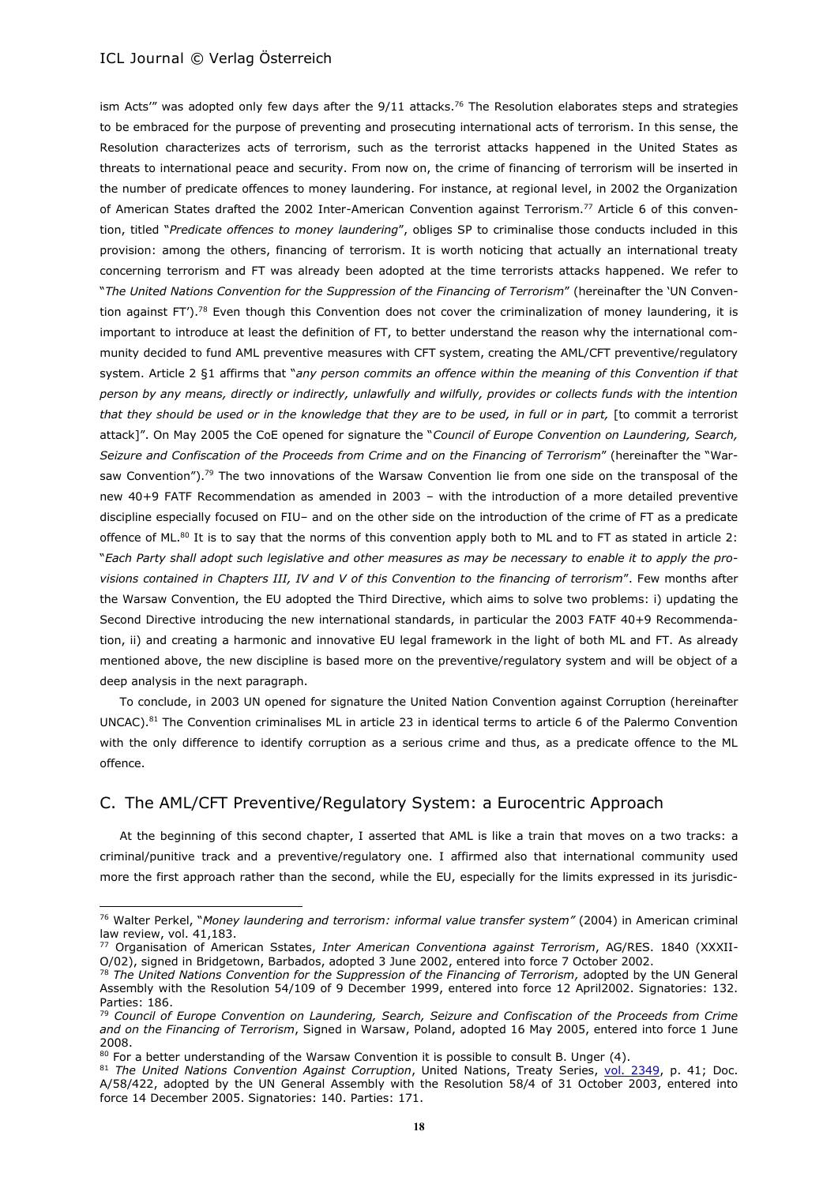ism Acts'" was adopted only few days after the 9/11 attacks.[76] The Resolution elaborates steps and strategies to be embraced for the purpose of preventing and prosecuting international acts of terrorism. In this sense, the Resolution characterizes acts of terrorism, such as the terrorist attacks happened in the United States as threats to international peace and security. From now on, the crime of financing of terrorism will be inserted in the number of predicate offences to money laundering. For instance, at regional level, in 2002 the Organization of American States drafted the 2002 Inter-American Convention against Terrorism.[77] Article 6 of this convention, titled "*Predicate offences to money laundering*", obliges SP to criminalise those conducts included in this provision: among the others, financing of terrorism. It is worth noticing that actually an international treaty concerning terrorism and FT was already been adopted at the time terrorists attacks happened. We refer to "*The United Nations Convention for the Suppression of the Financing of Terrorism*" (hereinafter the 'UN Convention against FT').[78] Even though this Convention does not cover the criminalization of money laundering, it is important to introduce at least the definition of FT, to better understand the reason why the international community decided to fund AML preventive measures with CFT system, creating the AML/CFT preventive/regulatory system. Article 2 §1 affirms that "*any person commits an offence within the meaning of this Convention if that person by any means, directly or indirectly, unlawfully and wilfully, provides or collects funds with the intention that they should be used or in the knowledge that they are to be used, in full or in part,* [to commit a terrorist attack]". On May 2005 the CoE opened for signature the "*Council of Europe Convention on Laundering, Search, Seizure and Confiscation of the Proceeds from Crime and on the Financing of Terrorism*" (hereinafter the "Warsaw Convention").[79] The two innovations of the Warsaw Convention lie from one side on the transposal of the new 40+9 FATF Recommendation as amended in 2003 – with the introduction of a more detailed preventive discipline especially focused on FIU– and on the other side on the introduction of the crime of FT as a predicate offence of ML.[80] It is to say that the norms of this convention apply both to ML and to FT as stated in article 2: "*Each Party shall adopt such legislative and other measures as may be necessary to enable it to apply the provisions contained in Chapters III, IV and V of this Convention to the financing of terrorism*". Few months after the Warsaw Convention, the EU adopted the Third Directive, which aims to solve two problems: i) updating the Second Directive introducing the new international standards, in particular the 2003 FATF 40+9 Recommendation, ii) and creating a harmonic and innovative EU legal framework in the light of both ML and FT. As already mentioned above, the new discipline is based more on the preventive/regulatory system and will be object of a deep analysis in the next paragraph.

To conclude, in 2003 UN opened for signature the United Nation Convention against Corruption (hereinafter UNCAC).[81] The Convention criminalises ML in article 23 in identical terms to article 6 of the Palermo Convention with the only difference to identify corruption as a serious crime and thus, as a predicate offence to the ML offence.

## C. The AML/CFT Preventive/Regulatory System: a Eurocentric Approach

At the beginning of this second chapter, I asserted that AML is like a train that moves on a two tracks: a criminal/punitive track and a preventive/regulatory one. I affirmed also that international community used more the first approach rather than the second, while the EU, especially for the limits expressed in its jurisdic-

---

[76] Walter Perkel, "*Money laundering and terrorism: informal value transfer system"* (2004) in American criminal law review, vol. 41,183.

[77] Organisation of American Sstates, *Inter American Conventiona against Terrorism*, AG/RES. 1840 (XXXII-O/02), signed in Bridgetown, Barbados, adopted 3 June 2002, entered into force 7 October 2002.

[78] *The United Nations Convention for the Suppression of the Financing of Terrorism,* adopted by the UN General Assembly with the Resolution 54/109 of 9 December 1999, entered into force 12 April2002. Signatories: 132. Parties: 186.

[79] *Council of Europe Convention on Laundering, Search, Seizure and Confiscation of the Proceeds from Crime and on the Financing of Terrorism*, Signed in Warsaw, Poland, adopted 16 May 2005, entered into force 1 June 2008.

[80] For a better understanding of the Warsaw Convention it is possible to consult B. Unger (4).

[81] *The United Nations Convention Against Corruption*, United Nations, Treaty Series, vol. 2349, p. 41; Doc. A/58/422, adopted by the UN General Assembly with the Resolution 58/4 of 31 October 2003, entered into force 14 December 2005. Signatories: 140. Parties: 171.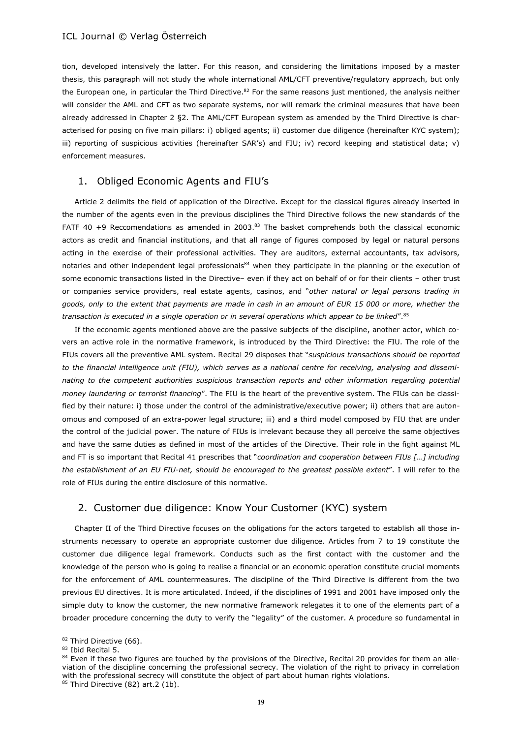tion, developed intensively the latter. For this reason, and considering the limitations imposed by a master thesis, this paragraph will not study the whole international AML/CFT preventive/regulatory approach, but only the European one, in particular the Third Directive.[82] For the same reasons just mentioned, the analysis neither will consider the AML and CFT as two separate systems, nor will remark the criminal measures that have been already addressed in Chapter 2 §2. The AML/CFT European system as amended by the Third Directive is characterised for posing on five main pillars: i) obliged agents; ii) customer due diligence (hereinafter KYC system); iii) reporting of suspicious activities (hereinafter SAR's) and FIU; iv) record keeping and statistical data; v) enforcement measures.

## 1. Obliged Economic Agents and FIU's

Article 2 delimits the field of application of the Directive. Except for the classical figures already inserted in the number of the agents even in the previous disciplines the Third Directive follows the new standards of the FATF 40 +9 Reccomendations as amended in 2003.[83] The basket comprehends both the classical economic actors as credit and financial institutions, and that all range of figures composed by legal or natural persons acting in the exercise of their professional activities. They are auditors, external accountants, tax advisors, notaries and other independent legal professionals[84] when they participate in the planning or the execution of some economic transactions listed in the Directive– even if they act on behalf of or for their clients – other trust or companies service providers, real estate agents, casinos, and "*other natural or legal persons trading in goods, only to the extent that payments are made in cash in an amount of EUR 15 000 or more, whether the transaction is executed in a single operation or in several operations which appear to be linked*".[85]

If the economic agents mentioned above are the passive subjects of the discipline, another actor, which covers an active role in the normative framework, is introduced by the Third Directive: the FIU. The role of the FIUs covers all the preventive AML system. Recital 29 disposes that "*suspicious transactions should be reported to the financial intelligence unit (FIU), which serves as a national centre for receiving, analysing and disseminating to the competent authorities suspicious transaction reports and other information regarding potential money laundering or terrorist financing*". The FIU is the heart of the preventive system. The FIUs can be classified by their nature: i) those under the control of the administrative/executive power; ii) others that are autonomous and composed of an extra-power legal structure; iii) and a third model composed by FIU that are under the control of the judicial power. The nature of FIUs is irrelevant because they all perceive the same objectives and have the same duties as defined in most of the articles of the Directive. Their role in the fight against ML and FT is so important that Recital 41 prescribes that "*coordination and cooperation between FIUs […] including the establishment of an EU FIU-net, should be encouraged to the greatest possible extent*". I will refer to the role of FIUs during the entire disclosure of this normative.

## 2. Customer due diligence: Know Your Customer (KYC) system

Chapter II of the Third Directive focuses on the obligations for the actors targeted to establish all those instruments necessary to operate an appropriate customer due diligence. Articles from 7 to 19 constitute the customer due diligence legal framework. Conducts such as the first contact with the customer and the knowledge of the person who is going to realise a financial or an economic operation constitute crucial moments for the enforcement of AML countermeasures. The discipline of the Third Directive is different from the two previous EU directives. It is more articulated. Indeed, if the disciplines of 1991 and 2001 have imposed only the simple duty to know the customer, the new normative framework relegates it to one of the elements part of a broader procedure concerning the duty to verify the "legality" of the customer. A procedure so fundamental in

---

[82] Third Directive (66).

[83] Ibid Recital 5.

[84] Even if these two figures are touched by the provisions of the Directive, Recital 20 provides for them an alleviation of the discipline concerning the professional secrecy. The violation of the right to privacy in correlation with the professional secrecy will constitute the object of part about human rights violations.

[85] Third Directive (82) art.2 (1b).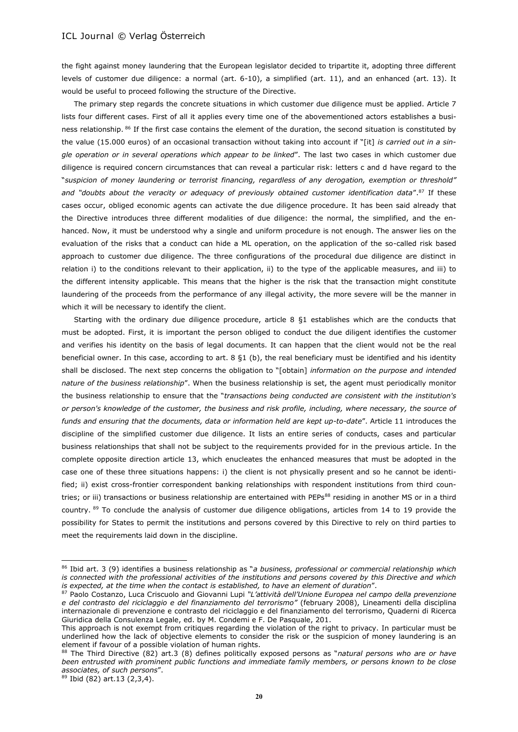the fight against money laundering that the European legislator decided to tripartite it, adopting three different levels of customer due diligence: a normal (art. 6-10), a simplified (art. 11), and an enhanced (art. 13). It would be useful to proceed following the structure of the Directive.

The primary step regards the concrete situations in which customer due diligence must be applied. Article 7 lists four different cases. First of all it applies every time one of the abovementioned actors establishes a business relationship. [86] If the first case contains the element of the duration, the second situation is constituted by the value (15.000 euros) of an occasional transaction without taking into account if "[it] *is carried out in a single operation or in several operations which appear to be linked*". The last two cases in which customer due diligence is required concern circumstances that can reveal a particular risk: letters c and d have regard to the "*suspicion of money laundering or terrorist financing, regardless of any derogation, exemption or threshold"* and *"doubts about the veracity or adequacy of previously obtained customer identification data*".[87] If these cases occur, obliged economic agents can activate the due diligence procedure. It has been said already that the Directive introduces three different modalities of due diligence: the normal, the simplified, and the enhanced. Now, it must be understood why a single and uniform procedure is not enough. The answer lies on the evaluation of the risks that a conduct can hide a ML operation, on the application of the so-called risk based approach to customer due diligence. The three configurations of the procedural due diligence are distinct in relation i) to the conditions relevant to their application, ii) to the type of the applicable measures, and iii) to the different intensity applicable. This means that the higher is the risk that the transaction might constitute laundering of the proceeds from the performance of any illegal activity, the more severe will be the manner in which it will be necessary to identify the client.

Starting with the ordinary due diligence procedure, article 8 §1 establishes which are the conducts that must be adopted. First, it is important the person obliged to conduct the due diligent identifies the customer and verifies his identity on the basis of legal documents. It can happen that the client would not be the real beneficial owner. In this case, according to art. 8 §1 (b), the real beneficiary must be identified and his identity shall be disclosed. The next step concerns the obligation to "[obtain] *information on the purpose and intended nature of the business relationship*". When the business relationship is set, the agent must periodically monitor the business relationship to ensure that the "*transactions being conducted are consistent with the institution's or person's knowledge of the customer, the business and risk profile, including, where necessary, the source of funds and ensuring that the documents, data or information held are kept up-to-date*". Article 11 introduces the discipline of the simplified customer due diligence. It lists an entire series of conducts, cases and particular business relationships that shall not be subject to the requirements provided for in the previous article. In the complete opposite direction article 13, which enucleates the enhanced measures that must be adopted in the case one of these three situations happens: i) the client is not physically present and so he cannot be identified; ii) exist cross-frontier correspondent banking relationships with respondent institutions from third countries; or iii) transactions or business relationship are entertained with PEPs[88] residing in another MS or in a third country. [89] To conclude the analysis of customer due diligence obligations, articles from 14 to 19 provide the possibility for States to permit the institutions and persons covered by this Directive to rely on third parties to meet the requirements laid down in the discipline.

---

[86] Ibid art. 3 (9) identifies a business relationship as "*a business, professional or commercial relationship which is connected with the professional activities of the institutions and persons covered by this Directive and which is expected, at the time when the contact is established, to have an element of duration*".

[87] Paolo Costanzo, Luca Criscuolo and Giovanni Lupi *"L'attività dell'Unione Europea nel campo della prevenzione e del contrasto del riciclaggio e del finanziamento del terrorismo"* (february 2008), Lineamenti della disciplina internazionale di prevenzione e contrasto del riciclaggio e del finanziamento del terrorismo, Quaderni di Ricerca Giuridica della Consulenza Legale, ed. by M. Condemi e F. De Pasquale, 201.
This approach is not exempt from critiques regarding the violation of the right to privacy. In particular must be underlined how the lack of objective elements to consider the risk or the suspicion of money laundering is an element if favour of a possible violation of human rights.

[88] The Third Directive (82) art.3 (8) defines politically exposed persons as "*natural persons who are or have been entrusted with prominent public functions and immediate family members, or persons known to be close associates, of such persons*".

[89] Ibid (82) art.13 (2,3,4).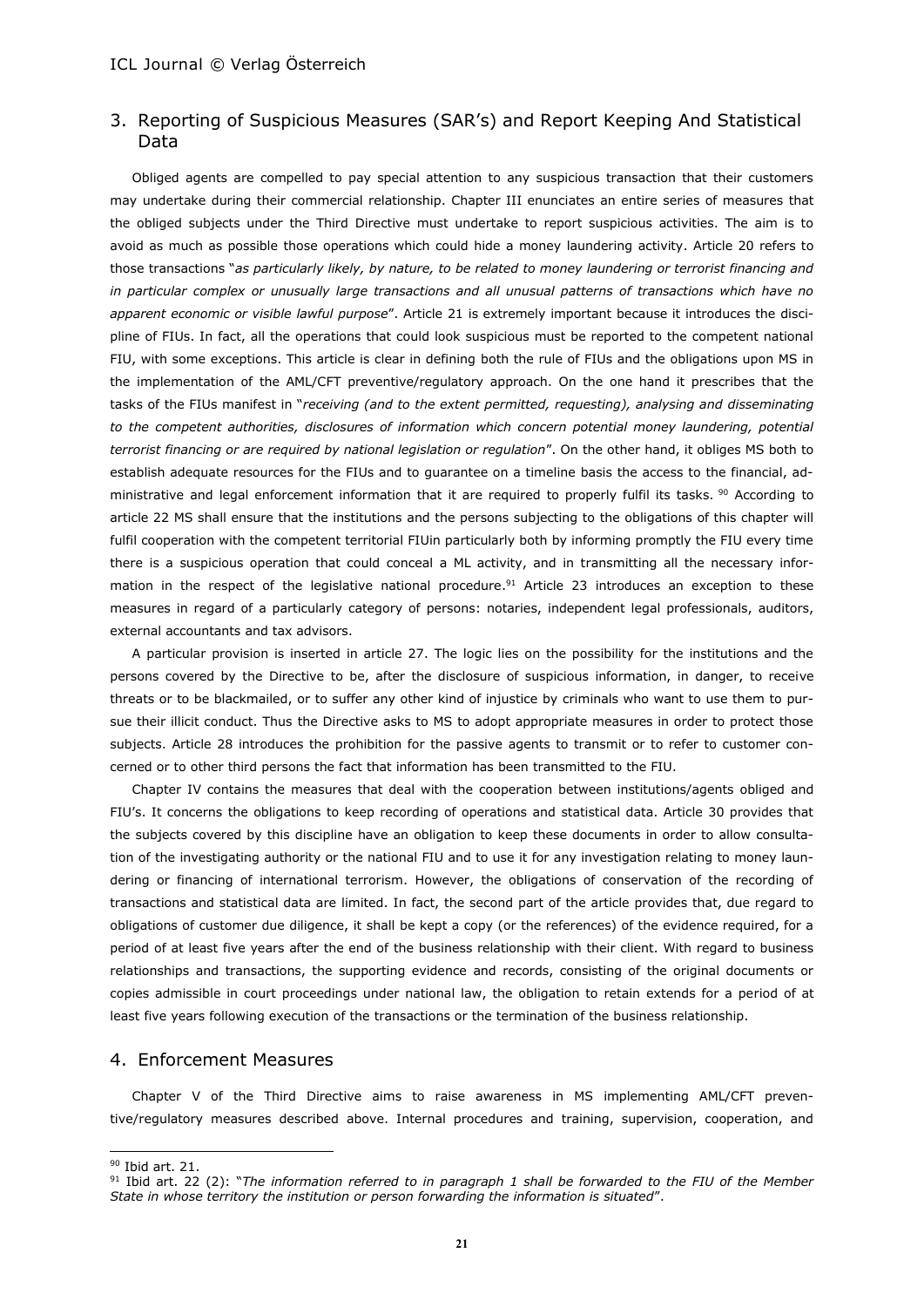## 3. Reporting of Suspicious Measures (SAR's) and Report Keeping And Statistical Data

Obliged agents are compelled to pay special attention to any suspicious transaction that their customers may undertake during their commercial relationship. Chapter III enunciates an entire series of measures that the obliged subjects under the Third Directive must undertake to report suspicious activities. The aim is to avoid as much as possible those operations which could hide a money laundering activity. Article 20 refers to those transactions "*as particularly likely, by nature, to be related to money laundering or terrorist financing and in particular complex or unusually large transactions and all unusual patterns of transactions which have no apparent economic or visible lawful purpose*". Article 21 is extremely important because it introduces the discipline of FIUs. In fact, all the operations that could look suspicious must be reported to the competent national FIU, with some exceptions. This article is clear in defining both the rule of FIUs and the obligations upon MS in the implementation of the AML/CFT preventive/regulatory approach. On the one hand it prescribes that the tasks of the FIUs manifest in "*receiving (and to the extent permitted, requesting), analysing and disseminating to the competent authorities, disclosures of information which concern potential money laundering, potential terrorist financing or are required by national legislation or regulation*". On the other hand, it obliges MS both to establish adequate resources for the FIUs and to guarantee on a timeline basis the access to the financial, administrative and legal enforcement information that it are required to properly fulfil its tasks. [90] According to article 22 MS shall ensure that the institutions and the persons subjecting to the obligations of this chapter will fulfil cooperation with the competent territorial FIUin particularly both by informing promptly the FIU every time there is a suspicious operation that could conceal a ML activity, and in transmitting all the necessary information in the respect of the legislative national procedure.[91] Article 23 introduces an exception to these measures in regard of a particularly category of persons: notaries, independent legal professionals, auditors, external accountants and tax advisors.

A particular provision is inserted in article 27. The logic lies on the possibility for the institutions and the persons covered by the Directive to be, after the disclosure of suspicious information, in danger, to receive threats or to be blackmailed, or to suffer any other kind of injustice by criminals who want to use them to pursue their illicit conduct. Thus the Directive asks to MS to adopt appropriate measures in order to protect those subjects. Article 28 introduces the prohibition for the passive agents to transmit or to refer to customer concerned or to other third persons the fact that information has been transmitted to the FIU.

Chapter IV contains the measures that deal with the cooperation between institutions/agents obliged and FIU's. It concerns the obligations to keep recording of operations and statistical data. Article 30 provides that the subjects covered by this discipline have an obligation to keep these documents in order to allow consultation of the investigating authority or the national FIU and to use it for any investigation relating to money laundering or financing of international terrorism. However, the obligations of conservation of the recording of transactions and statistical data are limited. In fact, the second part of the article provides that, due regard to obligations of customer due diligence, it shall be kept a copy (or the references) of the evidence required, for a period of at least five years after the end of the business relationship with their client. With regard to business relationships and transactions, the supporting evidence and records, consisting of the original documents or copies admissible in court proceedings under national law, the obligation to retain extends for a period of at least five years following execution of the transactions or the termination of the business relationship.

## 4. Enforcement Measures

Chapter V of the Third Directive aims to raise awareness in MS implementing AML/CFT preventive/regulatory measures described above. Internal procedures and training, supervision, cooperation, and

[90] Ibid art. 21.

[91] Ibid art. 22 (2): "*The information referred to in paragraph 1 shall be forwarded to the FIU of the Member State in whose territory the institution or person forwarding the information is situated*".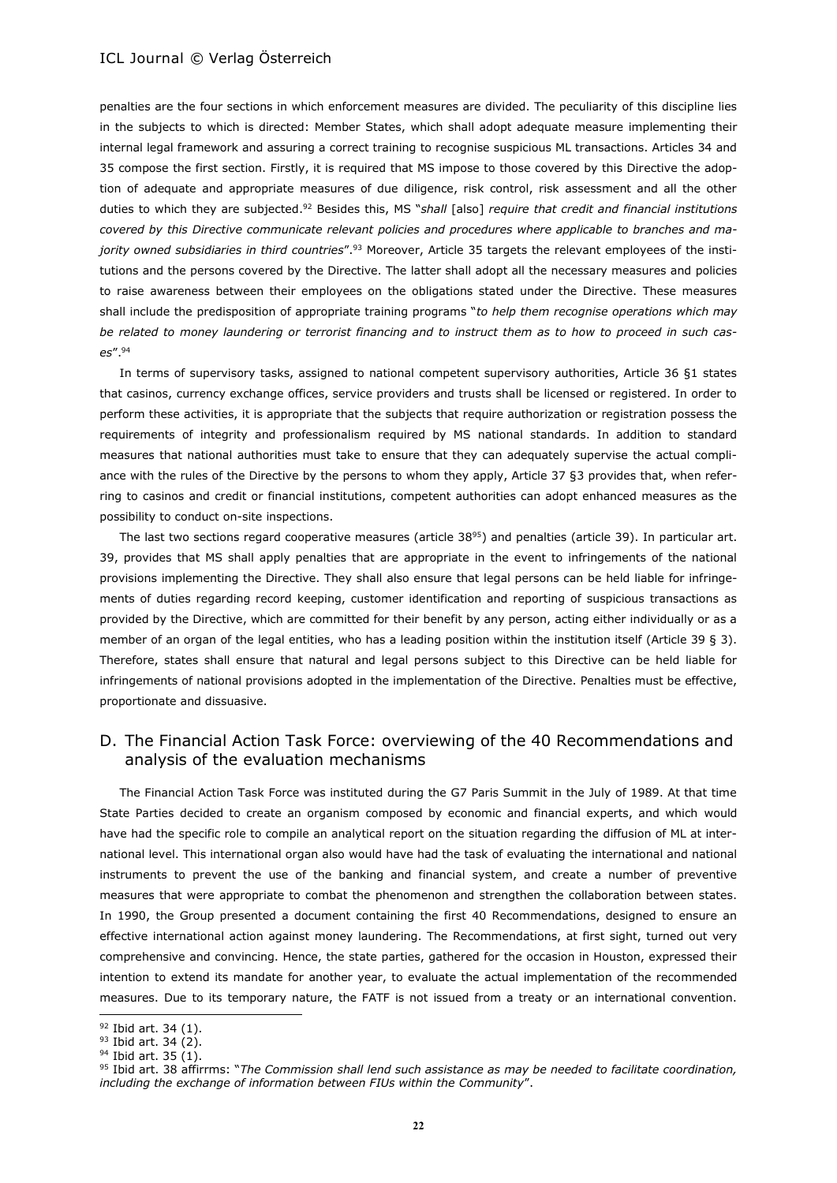penalties are the four sections in which enforcement measures are divided. The peculiarity of this discipline lies in the subjects to which is directed: Member States, which shall adopt adequate measure implementing their internal legal framework and assuring a correct training to recognise suspicious ML transactions. Articles 34 and 35 compose the first section. Firstly, it is required that MS impose to those covered by this Directive the adoption of adequate and appropriate measures of due diligence, risk control, risk assessment and all the other duties to which they are subjected.[92] Besides this, MS "*shall* [also] *require that credit and financial institutions covered by this Directive communicate relevant policies and procedures where applicable to branches and majority owned subsidiaries in third countries*".[93] Moreover, Article 35 targets the relevant employees of the institutions and the persons covered by the Directive. The latter shall adopt all the necessary measures and policies to raise awareness between their employees on the obligations stated under the Directive. These measures shall include the predisposition of appropriate training programs "*to help them recognise operations which may be related to money laundering or terrorist financing and to instruct them as to how to proceed in such cases*".[94]

In terms of supervisory tasks, assigned to national competent supervisory authorities, Article 36 §1 states that casinos, currency exchange offices, service providers and trusts shall be licensed or registered. In order to perform these activities, it is appropriate that the subjects that require authorization or registration possess the requirements of integrity and professionalism required by MS national standards. In addition to standard measures that national authorities must take to ensure that they can adequately supervise the actual compliance with the rules of the Directive by the persons to whom they apply, Article 37 §3 provides that, when referring to casinos and credit or financial institutions, competent authorities can adopt enhanced measures as the possibility to conduct on-site inspections.

The last two sections regard cooperative measures (article 38[95]) and penalties (article 39). In particular art. 39, provides that MS shall apply penalties that are appropriate in the event to infringements of the national provisions implementing the Directive. They shall also ensure that legal persons can be held liable for infringements of duties regarding record keeping, customer identification and reporting of suspicious transactions as provided by the Directive, which are committed for their benefit by any person, acting either individually or as a member of an organ of the legal entities, who has a leading position within the institution itself (Article 39 § 3). Therefore, states shall ensure that natural and legal persons subject to this Directive can be held liable for infringements of national provisions adopted in the implementation of the Directive. Penalties must be effective, proportionate and dissuasive.

## D. The Financial Action Task Force: overviewing of the 40 Recommendations and analysis of the evaluation mechanisms

The Financial Action Task Force was instituted during the G7 Paris Summit in the July of 1989. At that time State Parties decided to create an organism composed by economic and financial experts, and which would have had the specific role to compile an analytical report on the situation regarding the diffusion of ML at international level. This international organ also would have had the task of evaluating the international and national instruments to prevent the use of the banking and financial system, and create a number of preventive measures that were appropriate to combat the phenomenon and strengthen the collaboration between states. In 1990, the Group presented a document containing the first 40 Recommendations, designed to ensure an effective international action against money laundering. The Recommendations, at first sight, turned out very comprehensive and convincing. Hence, the state parties, gathered for the occasion in Houston, expressed their intention to extend its mandate for another year, to evaluate the actual implementation of the recommended measures. Due to its temporary nature, the FATF is not issued from a treaty or an international convention.

---

[92] Ibid art. 34 (1).

[93] Ibid art. 34 (2).

[94] Ibid art. 35 (1).

[95] Ibid art. 38 affirrms: "*The Commission shall lend such assistance as may be needed to facilitate coordination, including the exchange of information between FIUs within the Community*".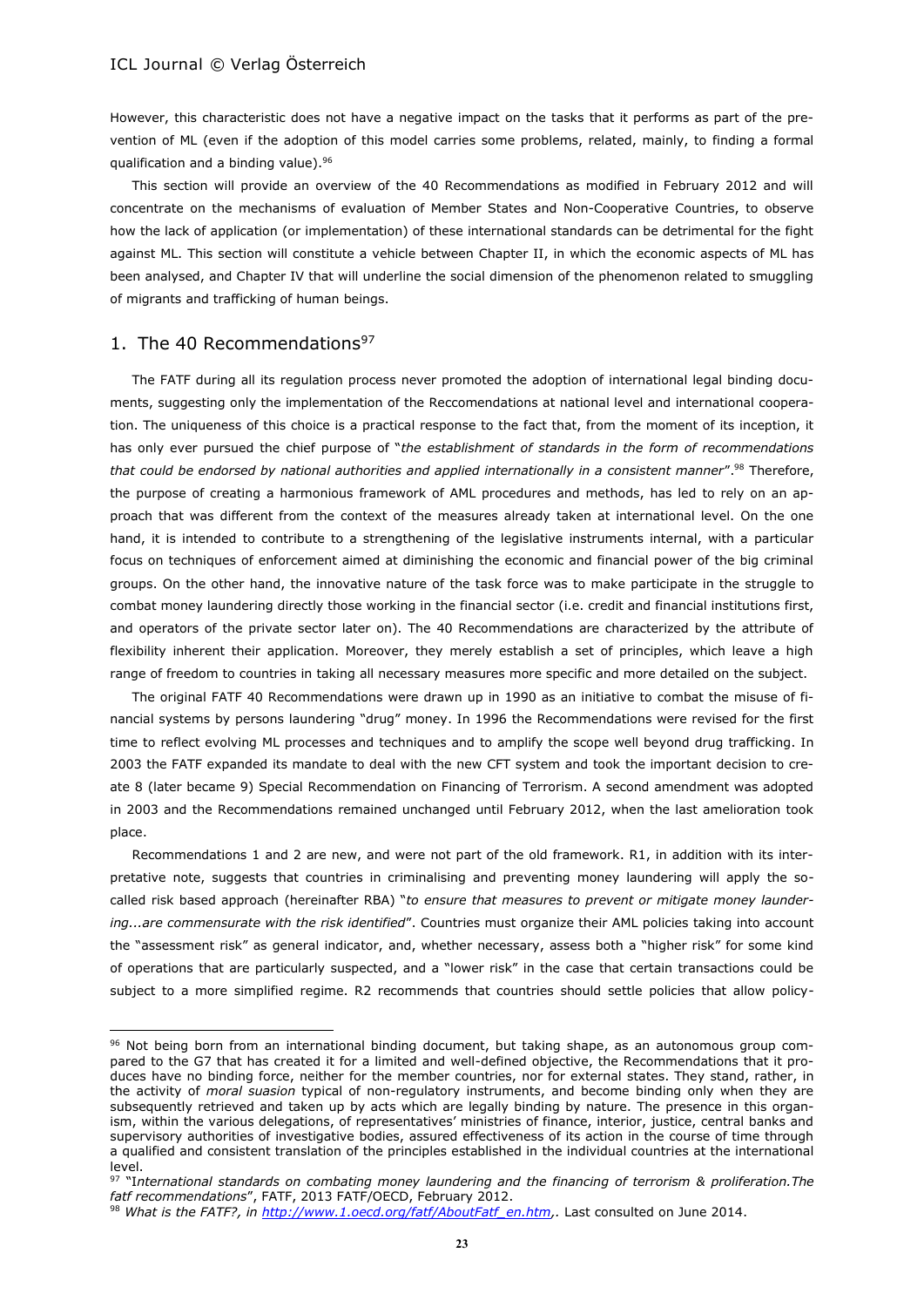However, this characteristic does not have a negative impact on the tasks that it performs as part of the prevention of ML (even if the adoption of this model carries some problems, related, mainly, to finding a formal qualification and a binding value).[96]

This section will provide an overview of the 40 Recommendations as modified in February 2012 and will concentrate on the mechanisms of evaluation of Member States and Non-Cooperative Countries, to observe how the lack of application (or implementation) of these international standards can be detrimental for the fight against ML. This section will constitute a vehicle between Chapter II, in which the economic aspects of ML has been analysed, and Chapter IV that will underline the social dimension of the phenomenon related to smuggling of migrants and trafficking of human beings.

## 1. The 40 Recommendations[97]

The FATF during all its regulation process never promoted the adoption of international legal binding documents, suggesting only the implementation of the Reccomendations at national level and international cooperation. The uniqueness of this choice is a practical response to the fact that, from the moment of its inception, it has only ever pursued the chief purpose of "*the establishment of standards in the form of recommendations that could be endorsed by national authorities and applied internationally in a consistent manner*".[98] Therefore, the purpose of creating a harmonious framework of AML procedures and methods, has led to rely on an approach that was different from the context of the measures already taken at international level. On the one hand, it is intended to contribute to a strengthening of the legislative instruments internal, with a particular focus on techniques of enforcement aimed at diminishing the economic and financial power of the big criminal groups. On the other hand, the innovative nature of the task force was to make participate in the struggle to combat money laundering directly those working in the financial sector (i.e. credit and financial institutions first, and operators of the private sector later on). The 40 Recommendations are characterized by the attribute of flexibility inherent their application. Moreover, they merely establish a set of principles, which leave a high range of freedom to countries in taking all necessary measures more specific and more detailed on the subject.

The original FATF 40 Recommendations were drawn up in 1990 as an initiative to combat the misuse of financial systems by persons laundering "drug" money. In 1996 the Recommendations were revised for the first time to reflect evolving ML processes and techniques and to amplify the scope well beyond drug trafficking. In 2003 the FATF expanded its mandate to deal with the new CFT system and took the important decision to create 8 (later became 9) Special Recommendation on Financing of Terrorism. A second amendment was adopted in 2003 and the Recommendations remained unchanged until February 2012, when the last amelioration took place.

Recommendations 1 and 2 are new, and were not part of the old framework. R1, in addition with its interpretative note, suggests that countries in criminalising and preventing money laundering will apply the so-called risk based approach (hereinafter RBA) "*to ensure that measures to prevent or mitigate money laundering...are commensurate with the risk identified*". Countries must organize their AML policies taking into account the "assessment risk" as general indicator, and, whether necessary, assess both a "higher risk" for some kind of operations that are particularly suspected, and a "lower risk" in the case that certain transactions could be subject to a more simplified regime. R2 recommends that countries should settle policies that allow policy-

[96] Not being born from an international binding document, but taking shape, as an autonomous group compared to the G7 that has created it for a limited and well-defined objective, the Recommendations that it produces have no binding force, neither for the member countries, nor for external states. They stand, rather, in the activity of *moral suasion* typical of non-regulatory instruments, and become binding only when they are subsequently retrieved and taken up by acts which are legally binding by nature. The presence in this organism, within the various delegations, of representatives' ministries of finance, interior, justice, central banks and supervisory authorities of investigative bodies, assured effectiveness of its action in the course of time through a qualified and consistent translation of the principles established in the individual countries at the international level.

[97] "I*nternational standards on combating money laundering and the financing of terrorism & proliferation.The fatf recommendations*", FATF, 2013 FATF/OECD, February 2012.

[98] *What is the FATF?, in http://www.1.oecd.org/fatf/AboutFatf_en.htm,*. Last consulted on June 2014.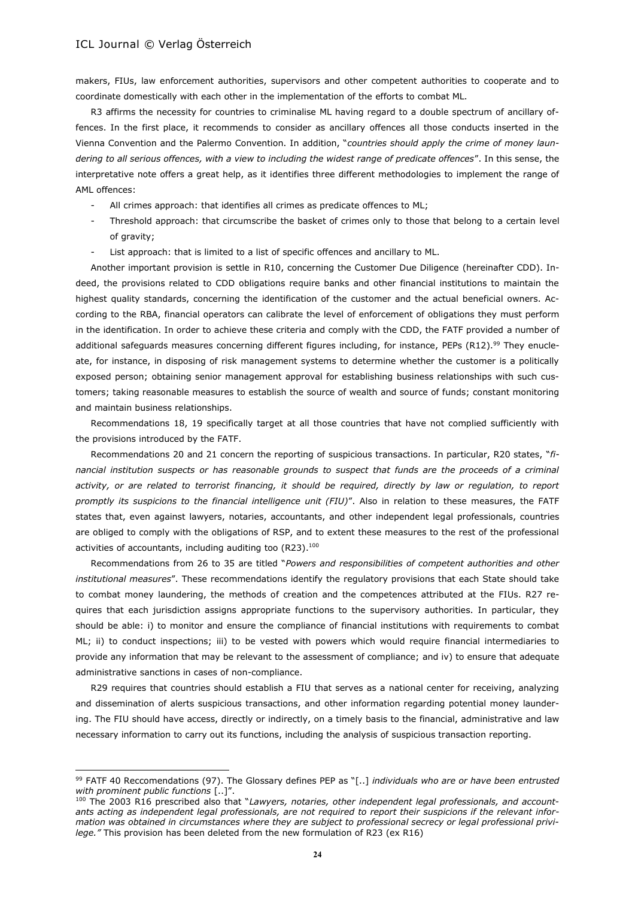makers, FIUs, law enforcement authorities, supervisors and other competent authorities to cooperate and to coordinate domestically with each other in the implementation of the efforts to combat ML.

R3 affirms the necessity for countries to criminalise ML having regard to a double spectrum of ancillary offences. In the first place, it recommends to consider as ancillary offences all those conducts inserted in the Vienna Convention and the Palermo Convention. In addition, "*countries should apply the crime of money laundering to all serious offences, with a view to including the widest range of predicate offences*". In this sense, the interpretative note offers a great help, as it identifies three different methodologies to implement the range of AML offences:

- All crimes approach: that identifies all crimes as predicate offences to ML;
- Threshold approach: that circumscribe the basket of crimes only to those that belong to a certain level of gravity;
- List approach: that is limited to a list of specific offences and ancillary to ML.

Another important provision is settle in R10, concerning the Customer Due Diligence (hereinafter CDD). Indeed, the provisions related to CDD obligations require banks and other financial institutions to maintain the highest quality standards, concerning the identification of the customer and the actual beneficial owners. According to the RBA, financial operators can calibrate the level of enforcement of obligations they must perform in the identification. In order to achieve these criteria and comply with the CDD, the FATF provided a number of additional safeguards measures concerning different figures including, for instance, PEPs (R12).[99] They enucleate, for instance, in disposing of risk management systems to determine whether the customer is a politically exposed person; obtaining senior management approval for establishing business relationships with such customers; taking reasonable measures to establish the source of wealth and source of funds; constant monitoring and maintain business relationships.

Recommendations 18, 19 specifically target at all those countries that have not complied sufficiently with the provisions introduced by the FATF.

Recommendations 20 and 21 concern the reporting of suspicious transactions. In particular, R20 states, "*financial institution suspects or has reasonable grounds to suspect that funds are the proceeds of a criminal activity, or are related to terrorist financing, it should be required, directly by law or regulation, to report promptly its suspicions to the financial intelligence unit (FIU)*". Also in relation to these measures, the FATF states that, even against lawyers, notaries, accountants, and other independent legal professionals, countries are obliged to comply with the obligations of RSP, and to extent these measures to the rest of the professional activities of accountants, including auditing too (R23).[100]

Recommendations from 26 to 35 are titled "*Powers and responsibilities of competent authorities and other institutional measures*". These recommendations identify the regulatory provisions that each State should take to combat money laundering, the methods of creation and the competences attributed at the FIUs. R27 requires that each jurisdiction assigns appropriate functions to the supervisory authorities. In particular, they should be able: i) to monitor and ensure the compliance of financial institutions with requirements to combat ML; ii) to conduct inspections; iii) to be vested with powers which would require financial intermediaries to provide any information that may be relevant to the assessment of compliance; and iv) to ensure that adequate administrative sanctions in cases of non-compliance.

R29 requires that countries should establish a FIU that serves as a national center for receiving, analyzing and dissemination of alerts suspicious transactions, and other information regarding potential money laundering. The FIU should have access, directly or indirectly, on a timely basis to the financial, administrative and law necessary information to carry out its functions, including the analysis of suspicious transaction reporting.

---

[99] FATF 40 Reccomendations (97). The Glossary defines PEP as "[..] *individuals who are or have been entrusted with prominent public functions* [..]".

[100] The 2003 R16 prescribed also that "*Lawyers, notaries, other independent legal professionals, and accountants acting as independent legal professionals, are not required to report their suspicions if the relevant information was obtained in circumstances where they are subject to professional secrecy or legal professional privilege."* This provision has been deleted from the new formulation of R23 (ex R16)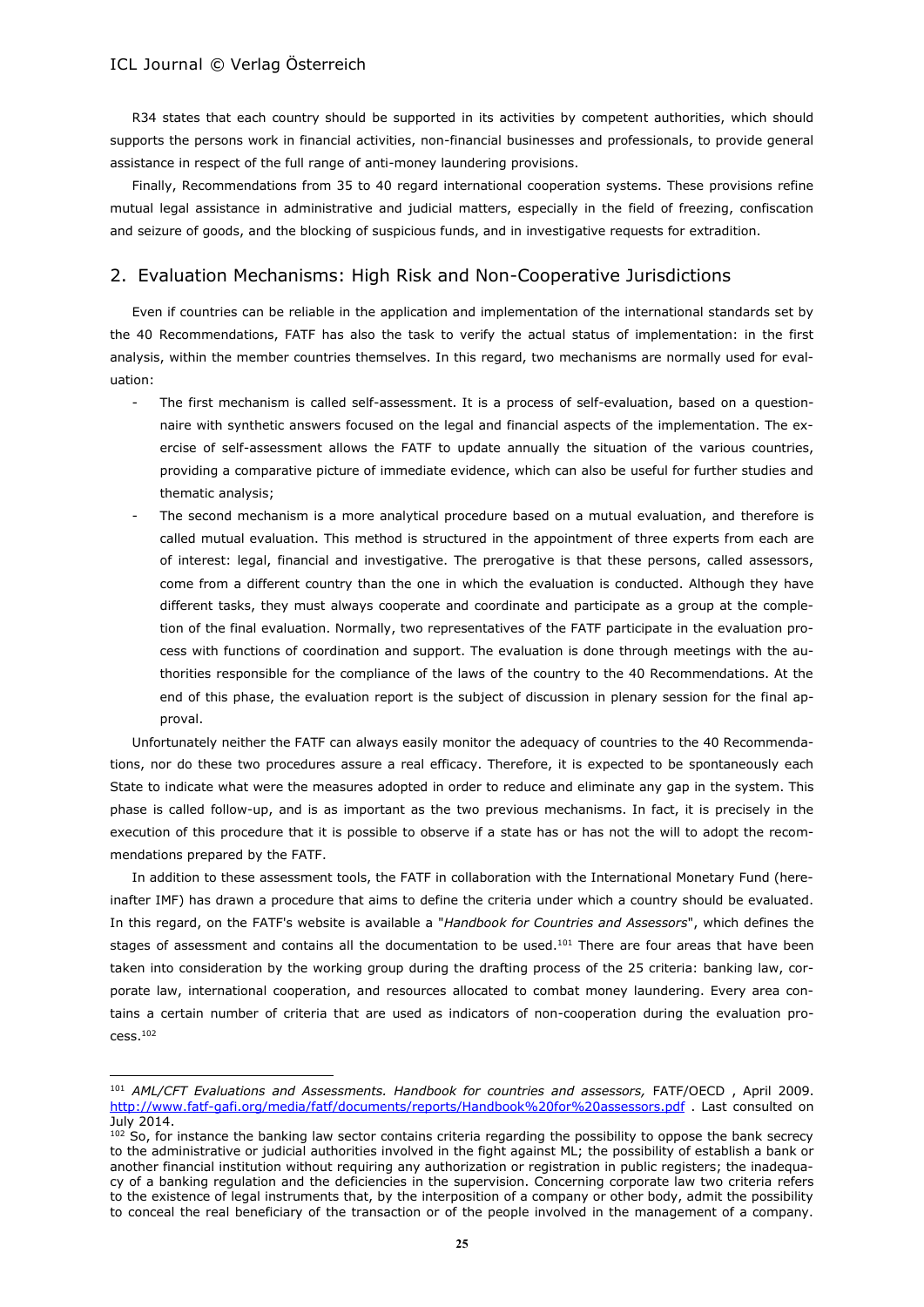R34 states that each country should be supported in its activities by competent authorities, which should supports the persons work in financial activities, non-financial businesses and professionals, to provide general assistance in respect of the full range of anti-money laundering provisions.

Finally, Recommendations from 35 to 40 regard international cooperation systems. These provisions refine mutual legal assistance in administrative and judicial matters, especially in the field of freezing, confiscation and seizure of goods, and the blocking of suspicious funds, and in investigative requests for extradition.

## 2. Evaluation Mechanisms: High Risk and Non-Cooperative Jurisdictions

Even if countries can be reliable in the application and implementation of the international standards set by the 40 Recommendations, FATF has also the task to verify the actual status of implementation: in the first analysis, within the member countries themselves. In this regard, two mechanisms are normally used for evaluation:

- The first mechanism is called self-assessment. It is a process of self-evaluation, based on a questionnaire with synthetic answers focused on the legal and financial aspects of the implementation. The exercise of self-assessment allows the FATF to update annually the situation of the various countries, providing a comparative picture of immediate evidence, which can also be useful for further studies and thematic analysis;
- The second mechanism is a more analytical procedure based on a mutual evaluation, and therefore is called mutual evaluation. This method is structured in the appointment of three experts from each are of interest: legal, financial and investigative. The prerogative is that these persons, called assessors, come from a different country than the one in which the evaluation is conducted. Although they have different tasks, they must always cooperate and coordinate and participate as a group at the completion of the final evaluation. Normally, two representatives of the FATF participate in the evaluation process with functions of coordination and support. The evaluation is done through meetings with the authorities responsible for the compliance of the laws of the country to the 40 Recommendations. At the end of this phase, the evaluation report is the subject of discussion in plenary session for the final approval.

Unfortunately neither the FATF can always easily monitor the adequacy of countries to the 40 Recommendations, nor do these two procedures assure a real efficacy. Therefore, it is expected to be spontaneously each State to indicate what were the measures adopted in order to reduce and eliminate any gap in the system. This phase is called follow-up, and is as important as the two previous mechanisms. In fact, it is precisely in the execution of this procedure that it is possible to observe if a state has or has not the will to adopt the recommendations prepared by the FATF.

In addition to these assessment tools, the FATF in collaboration with the International Monetary Fund (hereinafter IMF) has drawn a procedure that aims to define the criteria under which a country should be evaluated. In this regard, on the FATF's website is available a "*Handbook for Countries and Assessors*", which defines the stages of assessment and contains all the documentation to be used.[101] There are four areas that have been taken into consideration by the working group during the drafting process of the 25 criteria: banking law, corporate law, international cooperation, and resources allocated to combat money laundering. Every area contains a certain number of criteria that are used as indicators of non-cooperation during the evaluation process.[102]

---

[101] *AML/CFT Evaluations and Assessments. Handbook for countries and assessors,* FATF/OECD , April 2009. http://www.fatf-gafi.org/media/fatf/documents/reports/Handbook%20for%20assessors.pdf . Last consulted on July 2014.

[102] So, for instance the banking law sector contains criteria regarding the possibility to oppose the bank secrecy to the administrative or judicial authorities involved in the fight against ML; the possibility of establish a bank or another financial institution without requiring any authorization or registration in public registers; the inadequacy of a banking regulation and the deficiencies in the supervision. Concerning corporate law two criteria refers to the existence of legal instruments that, by the interposition of a company or other body, admit the possibility to conceal the real beneficiary of the transaction or of the people involved in the management of a company.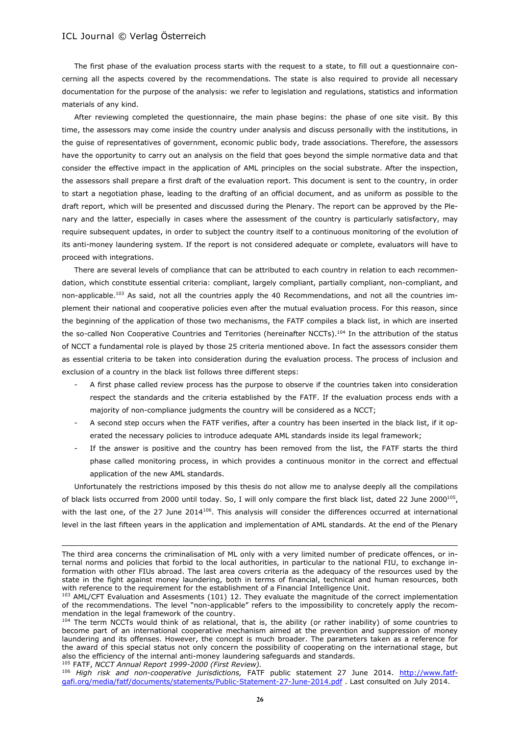The first phase of the evaluation process starts with the request to a state, to fill out a questionnaire concerning all the aspects covered by the recommendations. The state is also required to provide all necessary documentation for the purpose of the analysis: we refer to legislation and regulations, statistics and information materials of any kind.

After reviewing completed the questionnaire, the main phase begins: the phase of one site visit. By this time, the assessors may come inside the country under analysis and discuss personally with the institutions, in the guise of representatives of government, economic public body, trade associations. Therefore, the assessors have the opportunity to carry out an analysis on the field that goes beyond the simple normative data and that consider the effective impact in the application of AML principles on the social substrate. After the inspection, the assessors shall prepare a first draft of the evaluation report. This document is sent to the country, in order to start a negotiation phase, leading to the drafting of an official document, and as uniform as possible to the draft report, which will be presented and discussed during the Plenary. The report can be approved by the Plenary and the latter, especially in cases where the assessment of the country is particularly satisfactory, may require subsequent updates, in order to subject the country itself to a continuous monitoring of the evolution of its anti-money laundering system. If the report is not considered adequate or complete, evaluators will have to proceed with integrations.

There are several levels of compliance that can be attributed to each country in relation to each recommendation, which constitute essential criteria: compliant, largely compliant, partially compliant, non-compliant, and non-applicable.[103] As said, not all the countries apply the 40 Recommendations, and not all the countries implement their national and cooperative policies even after the mutual evaluation process. For this reason, since the beginning of the application of those two mechanisms, the FATF compiles a black list, in which are inserted the so-called Non Cooperative Countries and Territories (hereinafter NCCTs).[104] In the attribution of the status of NCCT a fundamental role is played by those 25 criteria mentioned above. In fact the assessors consider them as essential criteria to be taken into consideration during the evaluation process. The process of inclusion and exclusion of a country in the black list follows three different steps:

- A first phase called review process has the purpose to observe if the countries taken into consideration respect the standards and the criteria established by the FATF. If the evaluation process ends with a majority of non-compliance judgments the country will be considered as a NCCT;
- A second step occurs when the FATF verifies, after a country has been inserted in the black list, if it operated the necessary policies to introduce adequate AML standards inside its legal framework;
- If the answer is positive and the country has been removed from the list, the FATF starts the third phase called monitoring process, in which provides a continuous monitor in the correct and effectual application of the new AML standards.

Unfortunately the restrictions imposed by this thesis do not allow me to analyse deeply all the compilations of black lists occurred from 2000 until today. So, I will only compare the first black list, dated 22 June 2000[105], with the last one, of the 27 June 2014[106]. This analysis will consider the differences occurred at international level in the last fifteen years in the application and implementation of AML standards. At the end of the Plenary

---

The third area concerns the criminalisation of ML only with a very limited number of predicate offences, or internal norms and policies that forbid to the local authorities, in particular to the national FIU, to exchange information with other FIUs abroad. The last area covers criteria as the adequacy of the resources used by the state in the fight against money laundering, both in terms of financial, technical and human resources, both with reference to the requirement for the establishment of a Financial Intelligence Unit.

[103] AML/CFT Evaluation and Assesments (101) 12. They evaluate the magnitude of the correct implementation of the recommendations. The level "non-applicable" refers to the impossibility to concretely apply the recommendation in the legal framework of the country.

[104] The term NCCTs would think of as relational, that is, the ability (or rather inability) of some countries to become part of an international cooperative mechanism aimed at the prevention and suppression of money laundering and its offenses. However, the concept is much broader. The parameters taken as a reference for the award of this special status not only concern the possibility of cooperating on the international stage, but also the efficiency of the internal anti-money laundering safeguards and standards.

[105] FATF, *NCCT Annual Report 1999-2000 (First Review).*

[106] *High risk and non-cooperative jurisdictions,* FATF public statement 27 June 2014. http://www.fatf-gafi.org/media/fatf/documents/statements/Public-Statement-27-June-2014.pdf . Last consulted on July 2014.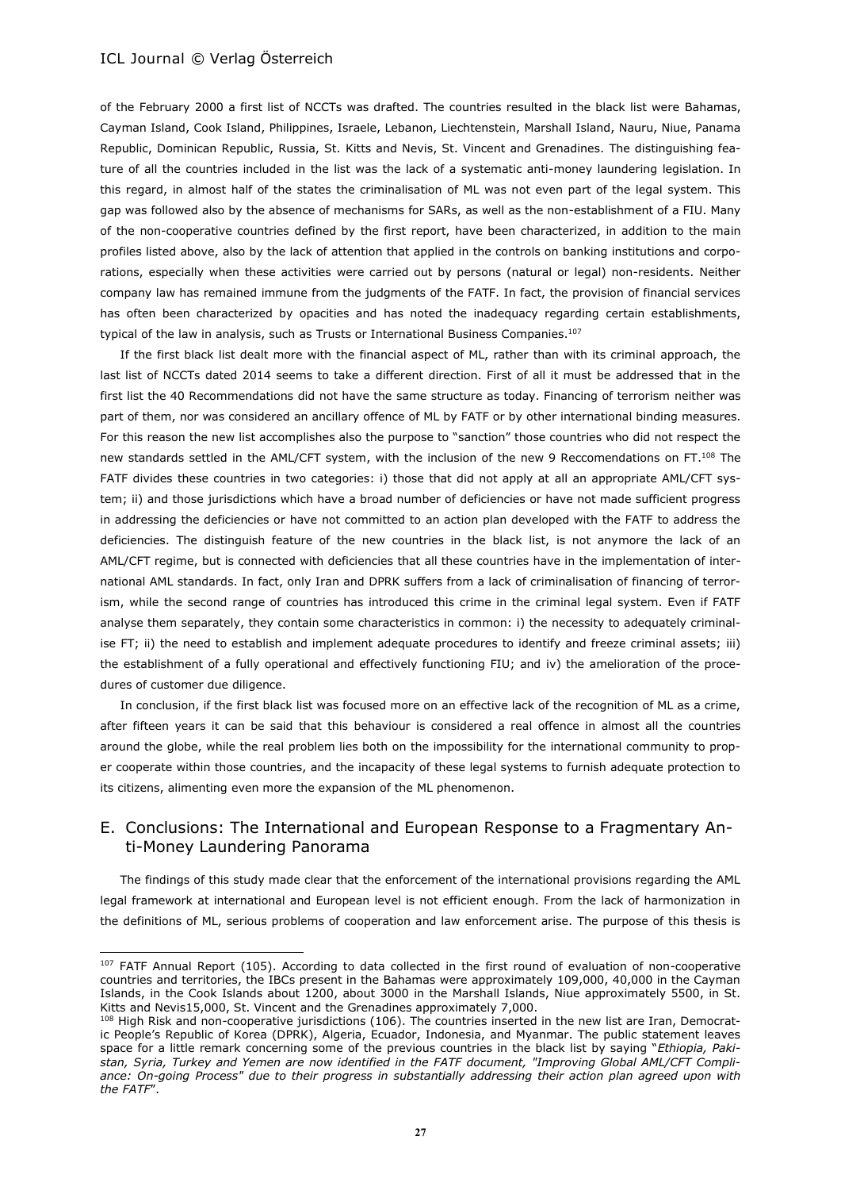of the February 2000 a first list of NCCTs was drafted. The countries resulted in the black list were Bahamas, Cayman Island, Cook Island, Philippines, Israele, Lebanon, Liechtenstein, Marshall Island, Nauru, Niue, Panama Republic, Dominican Republic, Russia, St. Kitts and Nevis, St. Vincent and Grenadines. The distinguishing feature of all the countries included in the list was the lack of a systematic anti-money laundering legislation. In this regard, in almost half of the states the criminalisation of ML was not even part of the legal system. This gap was followed also by the absence of mechanisms for SARs, as well as the non-establishment of a FIU. Many of the non-cooperative countries defined by the first report, have been characterized, in addition to the main profiles listed above, also by the lack of attention that applied in the controls on banking institutions and corporations, especially when these activities were carried out by persons (natural or legal) non-residents. Neither company law has remained immune from the judgments of the FATF. In fact, the provision of financial services has often been characterized by opacities and has noted the inadequacy regarding certain establishments, typical of the law in analysis, such as Trusts or International Business Companies.[107]

If the first black list dealt more with the financial aspect of ML, rather than with its criminal approach, the last list of NCCTs dated 2014 seems to take a different direction. First of all it must be addressed that in the first list the 40 Recommendations did not have the same structure as today. Financing of terrorism neither was part of them, nor was considered an ancillary offence of ML by FATF or by other international binding measures. For this reason the new list accomplishes also the purpose to "sanction" those countries who did not respect the new standards settled in the AML/CFT system, with the inclusion of the new 9 Reccomendations on FT.[108] The FATF divides these countries in two categories: i) those that did not apply at all an appropriate AML/CFT system; ii) and those jurisdictions which have a broad number of deficiencies or have not made sufficient progress in addressing the deficiencies or have not committed to an action plan developed with the FATF to address the deficiencies. The distinguish feature of the new countries in the black list, is not anymore the lack of an AML/CFT regime, but is connected with deficiencies that all these countries have in the implementation of international AML standards. In fact, only Iran and DPRK suffers from a lack of criminalisation of financing of terrorism, while the second range of countries has introduced this crime in the criminal legal system. Even if FATF analyse them separately, they contain some characteristics in common: i) the necessity to adequately criminalise FT; ii) the need to establish and implement adequate procedures to identify and freeze criminal assets; iii) the establishment of a fully operational and effectively functioning FIU; and iv) the amelioration of the procedures of customer due diligence.

In conclusion, if the first black list was focused more on an effective lack of the recognition of ML as a crime, after fifteen years it can be said that this behaviour is considered a real offence in almost all the countries around the globe, while the real problem lies both on the impossibility for the international community to proper cooperate within those countries, and the incapacity of these legal systems to furnish adequate protection to its citizens, alimenting even more the expansion of the ML phenomenon.

## E. Conclusions: The International and European Response to a Fragmentary Anti-Money Laundering Panorama

The findings of this study made clear that the enforcement of the international provisions regarding the AML legal framework at international and European level is not efficient enough. From the lack of harmonization in the definitions of ML, serious problems of cooperation and law enforcement arise. The purpose of this thesis is

---

[107] FATF Annual Report (105). According to data collected in the first round of evaluation of non-cooperative countries and territories, the IBCs present in the Bahamas were approximately 109,000, 40,000 in the Cayman Islands, in the Cook Islands about 1200, about 3000 in the Marshall Islands, Niue approximately 5500, in St. Kitts and Nevis15,000, St. Vincent and the Grenadines approximately 7,000.

[108] High Risk and non-cooperative jurisdictions (106). The countries inserted in the new list are Iran, Democratic People's Republic of Korea (DPRK), Algeria, Ecuador, Indonesia, and Myanmar. The public statement leaves space for a little remark concerning some of the previous countries in the black list by saying "*Ethiopia, Pakistan, Syria, Turkey and Yemen are now identified in the FATF document, "Improving Global AML/CFT Compliance: On-going Process" due to their progress in substantially addressing their action plan agreed upon with the FATF*".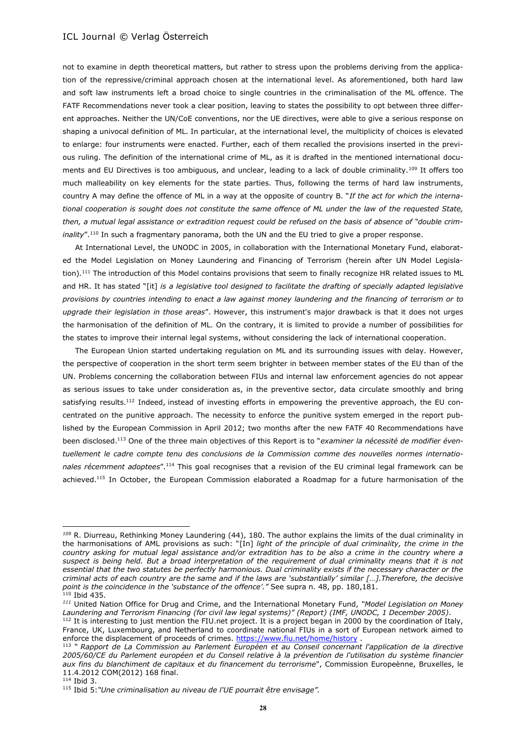not to examine in depth theoretical matters, but rather to stress upon the problems deriving from the application of the repressive/criminal approach chosen at the international level. As aforementioned, both hard law and soft law instruments left a broad choice to single countries in the criminalisation of the ML offence. The FATF Recommendations never took a clear position, leaving to states the possibility to opt between three different approaches. Neither the UN/CoE conventions, nor the UE directives, were able to give a serious response on shaping a univocal definition of ML. In particular, at the international level, the multiplicity of choices is elevated to enlarge: four instruments were enacted. Further, each of them recalled the provisions inserted in the previous ruling. The definition of the international crime of ML, as it is drafted in the mentioned international documents and EU Directives is too ambiguous, and unclear, leading to a lack of double criminality.[109] It offers too much malleability on key elements for the state parties. Thus, following the terms of hard law instruments, country A may define the offence of ML in a way at the opposite of country B. "*If the act for which the international cooperation is sought does not constitute the same offence of ML under the law of the requested State, then, a mutual legal assistance or extradition request could be refused on the basis of absence of "double criminality*".[110] In such a fragmentary panorama, both the UN and the EU tried to give a proper response.

At International Level, the UNODC in 2005, in collaboration with the International Monetary Fund, elaborated the Model Legislation on Money Laundering and Financing of Terrorism (herein after UN Model Legislation).[111] The introduction of this Model contains provisions that seem to finally recognize HR related issues to ML and HR. It has stated "[it] *is a legislative tool designed to facilitate the drafting of specially adapted legislative provisions by countries intending to enact a law against money laundering and the financing of terrorism or to upgrade their legislation in those areas*". However, this instrument's major drawback is that it does not urges the harmonisation of the definition of ML. On the contrary, it is limited to provide a number of possibilities for the states to improve their internal legal systems, without considering the lack of international cooperation.

The European Union started undertaking regulation on ML and its surrounding issues with delay. However, the perspective of cooperation in the short term seem brighter in between member states of the EU than of the UN. Problems concerning the collaboration between FIUs and internal law enforcement agencies do not appear as serious issues to take under consideration as, in the preventive sector, data circulate smoothly and bring satisfying results.[112] Indeed, instead of investing efforts in empowering the preventive approach, the EU concentrated on the punitive approach. The necessity to enforce the punitive system emerged in the report published by the European Commission in April 2012; two months after the new FATF 40 Recommendations have been disclosed.[113] One of the three main objectives of this Report is to "*examiner la nécessité de modifier éventuellement le cadre compte tenu des conclusions de la Commission comme des nouvelles normes internationales récemment adoptees*".[114] This goal recognises that a revision of the EU criminal legal framework can be achieved.[115] In October, the European Commission elaborated a Roadmap for a future harmonisation of the

---

[109] R. Diurreau, Rethinking Money Laundering (44), 180. The author explains the limits of the dual criminality in the harmonisations of AML provisions as such: "[In] *light of the principle of dual criminality, the crime in the country asking for mutual legal assistance and/or extradition has to be also a crime in the country where a suspect is being held. But a broad interpretation of the requirement of dual criminality means that it is not essential that the two statutes be perfectly harmonious. Dual criminality exists if the necessary character or the criminal acts of each country are the same and if the laws are 'substantially' similar […].Therefore, the decisive point is the coincidence in the 'substance of the offence'."* See supra n. 48, pp. 180,181.

[110] Ibid 435.

[111] United Nation Office for Drug and Crime, and the International Monetary Fund, *"Model Legislation on Money Laundering and Terrorism Financing (for civil law legal systems)" (Report) (IMF, UNODC, 1 December 2005)*.

[112] It is interesting to just mention the FIU.net project. It is a project began in 2000 by the coordination of Italy, France, UK, Luxembourg, and Netherland to coordinate national FIUs in a sort of European network aimed to enforce the displacement of proceeds of crimes. https://www.fiu.net/home/history .

[113] " *Rapport de La Commission au Parlement Européen et au Conseil concernant l'application de la directive 2005/60/CE du Parlement européen et du Conseil relative à la prévention de l'utilisation du système financier aux fins du blanchiment de capitaux et du financement du terrorisme*", Commission Europeènne, Bruxelles, le 11.4.2012 COM(2012) 168 final.

[114] Ibid 3.

[115] Ibid 5:*"Une criminalisation au niveau de l'UE pourrait être envisage".*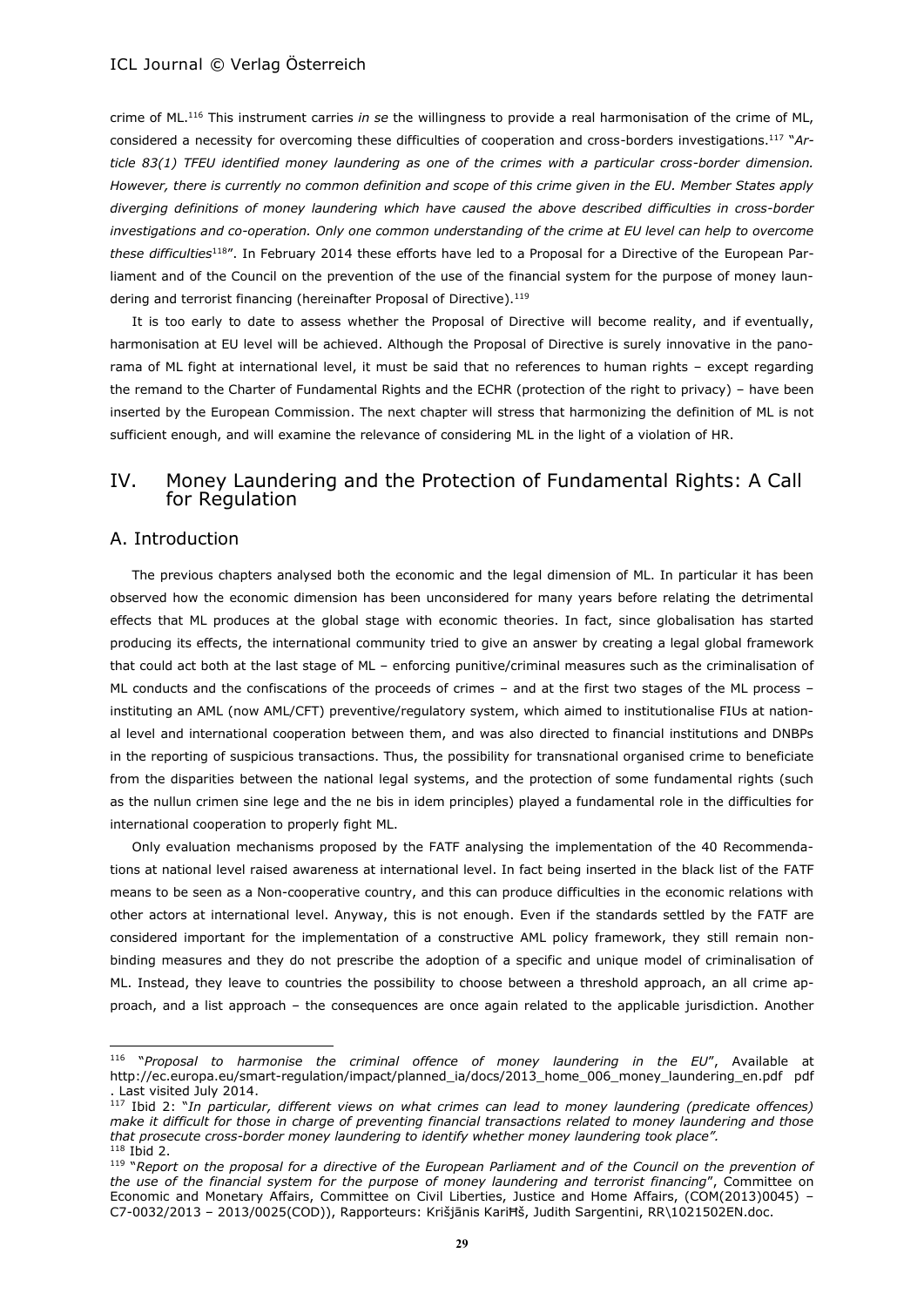crime of ML.[116] This instrument carries *in se* the willingness to provide a real harmonisation of the crime of ML, considered a necessity for overcoming these difficulties of cooperation and cross-borders investigations.[117] "*Article 83(1) TFEU identified money laundering as one of the crimes with a particular cross-border dimension. However, there is currently no common definition and scope of this crime given in the EU. Member States apply diverging definitions of money laundering which have caused the above described difficulties in cross-border investigations and co-operation. Only one common understanding of the crime at EU level can help to overcome these difficulties*[118]". In February 2014 these efforts have led to a Proposal for a Directive of the European Parliament and of the Council on the prevention of the use of the financial system for the purpose of money laundering and terrorist financing (hereinafter Proposal of Directive).[119]

It is too early to date to assess whether the Proposal of Directive will become reality, and if eventually, harmonisation at EU level will be achieved. Although the Proposal of Directive is surely innovative in the panorama of ML fight at international level, it must be said that no references to human rights – except regarding the remand to the Charter of Fundamental Rights and the ECHR (protection of the right to privacy) – have been inserted by the European Commission. The next chapter will stress that harmonizing the definition of ML is not sufficient enough, and will examine the relevance of considering ML in the light of a violation of HR.

# IV. Money Laundering and the Protection of Fundamental Rights: A Call for Regulation

## A. Introduction

The previous chapters analysed both the economic and the legal dimension of ML. In particular it has been observed how the economic dimension has been unconsidered for many years before relating the detrimental effects that ML produces at the global stage with economic theories. In fact, since globalisation has started producing its effects, the international community tried to give an answer by creating a legal global framework that could act both at the last stage of ML – enforcing punitive/criminal measures such as the criminalisation of ML conducts and the confiscations of the proceeds of crimes – and at the first two stages of the ML process – instituting an AML (now AML/CFT) preventive/regulatory system, which aimed to institutionalise FIUs at national level and international cooperation between them, and was also directed to financial institutions and DNBPs in the reporting of suspicious transactions. Thus, the possibility for transnational organised crime to beneficiate from the disparities between the national legal systems, and the protection of some fundamental rights (such as the nullun crimen sine lege and the ne bis in idem principles) played a fundamental role in the difficulties for international cooperation to properly fight ML.

Only evaluation mechanisms proposed by the FATF analysing the implementation of the 40 Recommendations at national level raised awareness at international level. In fact being inserted in the black list of the FATF means to be seen as a Non-cooperative country, and this can produce difficulties in the economic relations with other actors at international level. Anyway, this is not enough. Even if the standards settled by the FATF are considered important for the implementation of a constructive AML policy framework, they still remain non-binding measures and they do not prescribe the adoption of a specific and unique model of criminalisation of ML. Instead, they leave to countries the possibility to choose between a threshold approach, an all crime approach, and a list approach – the consequences are once again related to the applicable jurisdiction. Another

---

[116] "*Proposal to harmonise the criminal offence of money laundering in the EU*", Available at http://ec.europa.eu/smart-regulation/impact/planned_ia/docs/2013_home_006_money_laundering_en.pdf pdf . Last visited July 2014.

[117] Ibid 2: "*In particular, different views on what crimes can lead to money laundering (predicate offences) make it difficult for those in charge of preventing financial transactions related to money laundering and those that prosecute cross-border money laundering to identify whether money laundering took place".*

[118] Ibid 2.

[119] "*Report on the proposal for a directive of the European Parliament and of the Council on the prevention of the use of the financial system for the purpose of money laundering and terrorist financing*", Committee on Economic and Monetary Affairs, Committee on Civil Liberties, Justice and Home Affairs, (COM(2013)0045) – C7-0032/2013 – 2013/0025(COD)), Rapporteurs: Krišjānis KariĦš, Judith Sargentini, RR\1021502EN.doc.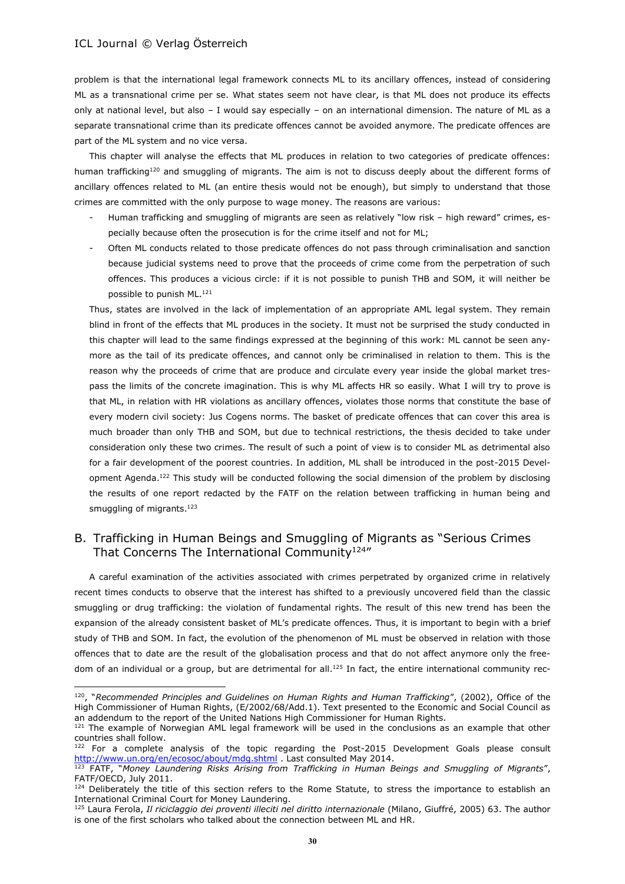problem is that the international legal framework connects ML to its ancillary offences, instead of considering ML as a transnational crime per se. What states seem not have clear, is that ML does not produce its effects only at national level, but also – I would say especially – on an international dimension. The nature of ML as a separate transnational crime than its predicate offences cannot be avoided anymore. The predicate offences are part of the ML system and no vice versa.

This chapter will analyse the effects that ML produces in relation to two categories of predicate offences: human trafficking[120] and smuggling of migrants. The aim is not to discuss deeply about the different forms of ancillary offences related to ML (an entire thesis would not be enough), but simply to understand that those crimes are committed with the only purpose to wage money. The reasons are various:

- Human trafficking and smuggling of migrants are seen as relatively "low risk – high reward" crimes, especially because often the prosecution is for the crime itself and not for ML;
- Often ML conducts related to those predicate offences do not pass through criminalisation and sanction because judicial systems need to prove that the proceeds of crime come from the perpetration of such offences. This produces a vicious circle: if it is not possible to punish THB and SOM, it will neither be possible to punish ML.[121]

Thus, states are involved in the lack of implementation of an appropriate AML legal system. They remain blind in front of the effects that ML produces in the society. It must not be surprised the study conducted in this chapter will lead to the same findings expressed at the beginning of this work: ML cannot be seen anymore as the tail of its predicate offences, and cannot only be criminalised in relation to them. This is the reason why the proceeds of crime that are produce and circulate every year inside the global market trespass the limits of the concrete imagination. This is why ML affects HR so easily. What I will try to prove is that ML, in relation with HR violations as ancillary offences, violates those norms that constitute the base of every modern civil society: Jus Cogens norms. The basket of predicate offences that can cover this area is much broader than only THB and SOM, but due to technical restrictions, the thesis decided to take under consideration only these two crimes. The result of such a point of view is to consider ML as detrimental also for a fair development of the poorest countries. In addition, ML shall be introduced in the post-2015 Development Agenda.[122] This study will be conducted following the social dimension of the problem by disclosing the results of one report redacted by the FATF on the relation between trafficking in human being and smuggling of migrants.[123]

## B. Trafficking in Human Beings and Smuggling of Migrants as "Serious Crimes That Concerns The International Community[124]"

A careful examination of the activities associated with crimes perpetrated by organized crime in relatively recent times conducts to observe that the interest has shifted to a previously uncovered field than the classic smuggling or drug trafficking: the violation of fundamental rights. The result of this new trend has been the expansion of the already consistent basket of ML's predicate offences. Thus, it is important to begin with a brief study of THB and SOM. In fact, the evolution of the phenomenon of ML must be observed in relation with those offences that to date are the result of the globalisation process and that do not affect anymore only the freedom of an individual or a group, but are detrimental for all.[125] In fact, the entire international community rec-

---

[120], "*Recommended Principles and Guidelines on Human Rights and Human Trafficking*", (2002), Office of the High Commissioner of Human Rights, (E/2002/68/Add.1). Text presented to the Economic and Social Council as an addendum to the report of the United Nations High Commissioner for Human Rights.

[121] The example of Norwegian AML legal framework will be used in the conclusions as an example that other countries shall follow.

[122] For a complete analysis of the topic regarding the Post-2015 Development Goals please consult http://www.un.org/en/ecosoc/about/mdg.shtml . Last consulted May 2014.

[123] FATF, "*Money Laundering Risks Arising from Trafficking in Human Beings and Smuggling of Migrants*", FATF/OECD, July 2011.

[124] Deliberately the title of this section refers to the Rome Statute, to stress the importance to establish an International Criminal Court for Money Laundering.

[125] Laura Ferola, *Il riciclaggio dei proventi illeciti nel diritto internazionale* (Milano, Giuffré, 2005) 63. The author is one of the first scholars who talked about the connection between ML and HR.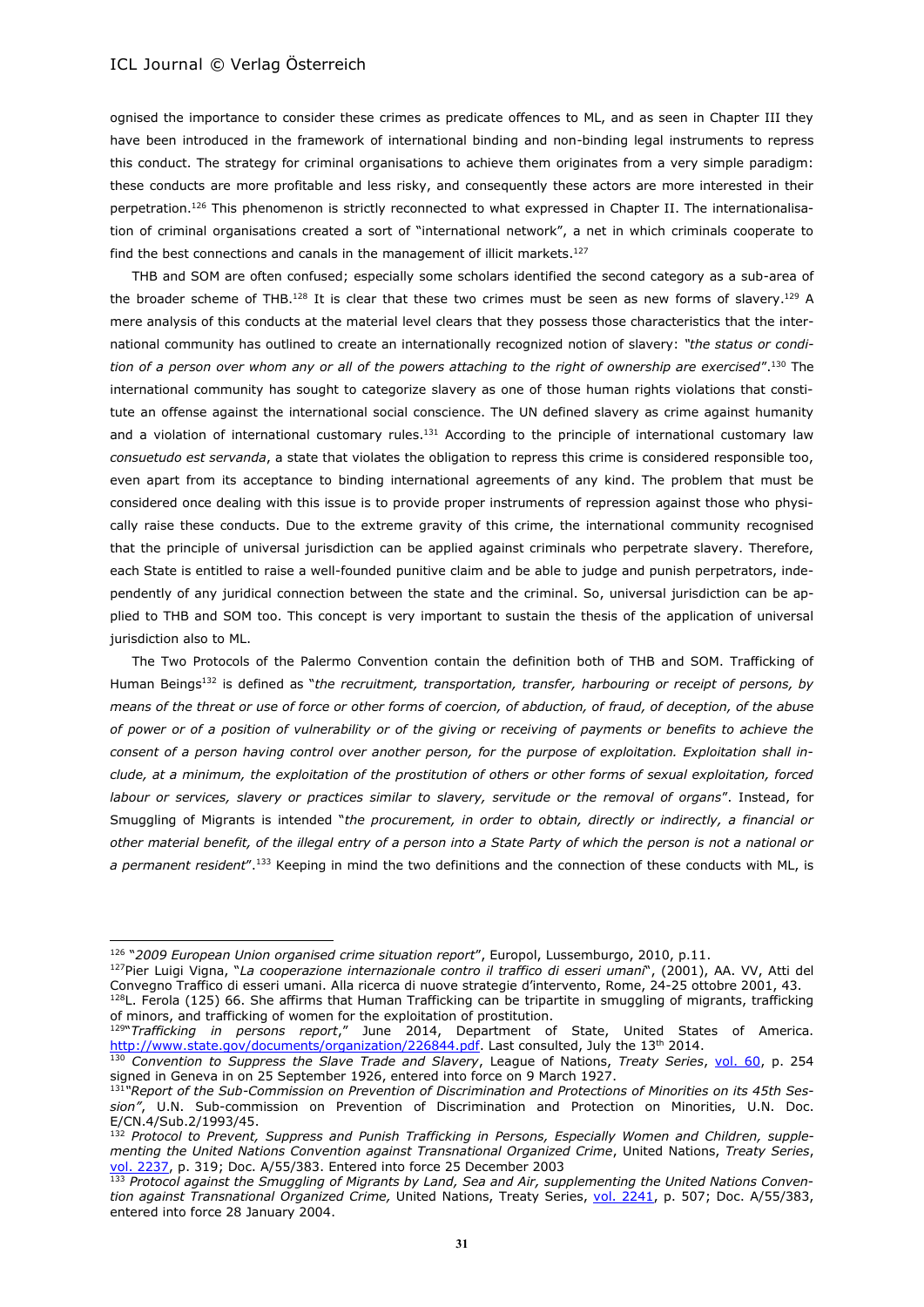ognised the importance to consider these crimes as predicate offences to ML, and as seen in Chapter III they have been introduced in the framework of international binding and non-binding legal instruments to repress this conduct. The strategy for criminal organisations to achieve them originates from a very simple paradigm: these conducts are more profitable and less risky, and consequently these actors are more interested in their perpetration.[126] This phenomenon is strictly reconnected to what expressed in Chapter II. The internationalisation of criminal organisations created a sort of "international network", a net in which criminals cooperate to find the best connections and canals in the management of illicit markets.[127]

THB and SOM are often confused; especially some scholars identified the second category as a sub-area of the broader scheme of THB.[128] It is clear that these two crimes must be seen as new forms of slavery.[129] A mere analysis of this conducts at the material level clears that they possess those characteristics that the international community has outlined to create an internationally recognized notion of slavery: *"the status or condition of a person over whom any or all of the powers attaching to the right of ownership are exercised"*.[130] The international community has sought to categorize slavery as one of those human rights violations that constitute an offense against the international social conscience. The UN defined slavery as crime against humanity and a violation of international customary rules.[131] According to the principle of international customary law *consuetudo est servanda*, a state that violates the obligation to repress this crime is considered responsible too, even apart from its acceptance to binding international agreements of any kind. The problem that must be considered once dealing with this issue is to provide proper instruments of repression against those who physically raise these conducts. Due to the extreme gravity of this crime, the international community recognised that the principle of universal jurisdiction can be applied against criminals who perpetrate slavery. Therefore, each State is entitled to raise a well-founded punitive claim and be able to judge and punish perpetrators, independently of any juridical connection between the state and the criminal. So, universal jurisdiction can be applied to THB and SOM too. This concept is very important to sustain the thesis of the application of universal jurisdiction also to ML.

The Two Protocols of the Palermo Convention contain the definition both of THB and SOM. Trafficking of Human Beings[132] is defined as "*the recruitment, transportation, transfer, harbouring or receipt of persons, by means of the threat or use of force or other forms of coercion, of abduction, of fraud, of deception, of the abuse of power or of a position of vulnerability or of the giving or receiving of payments or benefits to achieve the consent of a person having control over another person, for the purpose of exploitation. Exploitation shall include, at a minimum, the exploitation of the prostitution of others or other forms of sexual exploitation, forced labour or services, slavery or practices similar to slavery, servitude or the removal of organs*". Instead, for Smuggling of Migrants is intended "*the procurement, in order to obtain, directly or indirectly, a financial or other material benefit, of the illegal entry of a person into a State Party of which the person is not a national or a permanent resident*".[133] Keeping in mind the two definitions and the connection of these conducts with ML, is

---

[126] "*2009 European Union organised crime situation report*", Europol, Lussemburgo, 2010, p.11.

[127] Pier Luigi Vigna, "*La cooperazione internazionale contro il traffico di esseri umani*", (2001), AA. VV, Atti del Convegno Traffico di esseri umani. Alla ricerca di nuove strategie d'intervento, Rome, 24-25 ottobre 2001, 43.

[128] L. Ferola (125) 66. She affirms that Human Trafficking can be tripartite in smuggling of migrants, trafficking of minors, and trafficking of women for the exploitation of prostitution.

[129] "*Trafficking in persons report*," June 2014, Department of State, United States of America. http://www.state.gov/documents/organization/226844.pdf. Last consulted, July the 13th 2014.

[130] *Convention to Suppress the Slave Trade and Slavery*, League of Nations, *Treaty Series*, vol. 60, p. 254 signed in Geneva in on 25 September 1926, entered into force on 9 March 1927.

[131] *"Report of the Sub-Commission on Prevention of Discrimination and Protections of Minorities on its 45th Session"*, U.N. Sub-commission on Prevention of Discrimination and Protection on Minorities, U.N. Doc. E/CN.4/Sub.2/1993/45.

[132] *Protocol to Prevent, Suppress and Punish Trafficking in Persons, Especially Women and Children, supplementing the United Nations Convention against Transnational Organized Crime*, United Nations, *Treaty Series*, vol. 2237, p. 319; Doc. A/55/383. Entered into force 25 December 2003

[133] *Protocol against the Smuggling of Migrants by Land, Sea and Air, supplementing the United Nations Convention against Transnational Organized Crime,* United Nations, Treaty Series, vol. 2241, p. 507; Doc. A/55/383, entered into force 28 January 2004.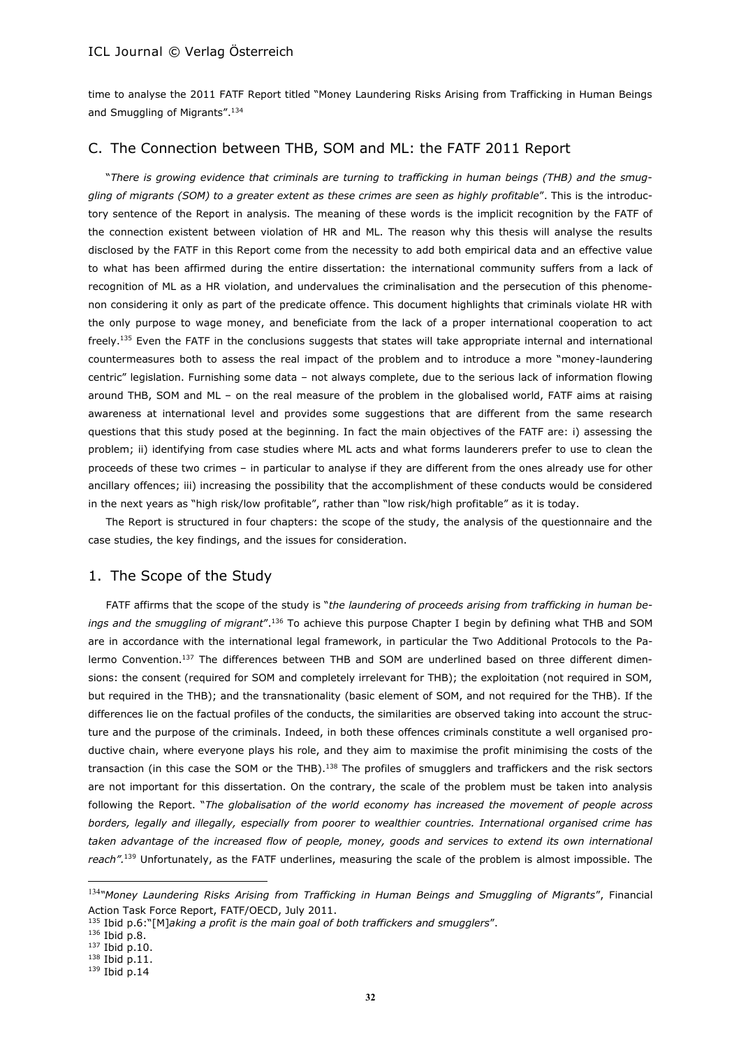time to analyse the 2011 FATF Report titled "Money Laundering Risks Arising from Trafficking in Human Beings and Smuggling of Migrants".[134]

## C. The Connection between THB, SOM and ML: the FATF 2011 Report

"*There is growing evidence that criminals are turning to trafficking in human beings (THB) and the smuggling of migrants (SOM) to a greater extent as these crimes are seen as highly profitable*". This is the introductory sentence of the Report in analysis. The meaning of these words is the implicit recognition by the FATF of the connection existent between violation of HR and ML. The reason why this thesis will analyse the results disclosed by the FATF in this Report come from the necessity to add both empirical data and an effective value to what has been affirmed during the entire dissertation: the international community suffers from a lack of recognition of ML as a HR violation, and undervalues the criminalisation and the persecution of this phenomenon considering it only as part of the predicate offence. This document highlights that criminals violate HR with the only purpose to wage money, and beneficiate from the lack of a proper international cooperation to act freely.[135] Even the FATF in the conclusions suggests that states will take appropriate internal and international countermeasures both to assess the real impact of the problem and to introduce a more "money-laundering centric" legislation. Furnishing some data – not always complete, due to the serious lack of information flowing around THB, SOM and ML – on the real measure of the problem in the globalised world, FATF aims at raising awareness at international level and provides some suggestions that are different from the same research questions that this study posed at the beginning. In fact the main objectives of the FATF are: i) assessing the problem; ii) identifying from case studies where ML acts and what forms launderers prefer to use to clean the proceeds of these two crimes – in particular to analyse if they are different from the ones already use for other ancillary offences; iii) increasing the possibility that the accomplishment of these conducts would be considered in the next years as "high risk/low profitable", rather than "low risk/high profitable" as it is today.

The Report is structured in four chapters: the scope of the study, the analysis of the questionnaire and the case studies, the key findings, and the issues for consideration.

### 1. The Scope of the Study

FATF affirms that the scope of the study is "*the laundering of proceeds arising from trafficking in human beings and the smuggling of migrant*".[136] To achieve this purpose Chapter I begin by defining what THB and SOM are in accordance with the international legal framework, in particular the Two Additional Protocols to the Palermo Convention.[137] The differences between THB and SOM are underlined based on three different dimensions: the consent (required for SOM and completely irrelevant for THB); the exploitation (not required in SOM, but required in the THB); and the transnationality (basic element of SOM, and not required for the THB). If the differences lie on the factual profiles of the conducts, the similarities are observed taking into account the structure and the purpose of the criminals. Indeed, in both these offences criminals constitute a well organised productive chain, where everyone plays his role, and they aim to maximise the profit minimising the costs of the transaction (in this case the SOM or the THB).[138] The profiles of smugglers and traffickers and the risk sectors are not important for this dissertation. On the contrary, the scale of the problem must be taken into analysis following the Report. "*The globalisation of the world economy has increased the movement of people across borders, legally and illegally, especially from poorer to wealthier countries. International organised crime has taken advantage of the increased flow of people, money, goods and services to extend its own international reach".*[139] Unfortunately, as the FATF underlines, measuring the scale of the problem is almost impossible. The

---

[134] "*Money Laundering Risks Arising from Trafficking in Human Beings and Smuggling of Migrants*", Financial Action Task Force Report, FATF/OECD, July 2011.

[135] Ibid p.6:"[M]*aking a profit is the main goal of both traffickers and smugglers*".

[136] Ibid p.8.

[137] Ibid p.10.

[138] Ibid p.11.

[139] Ibid p.14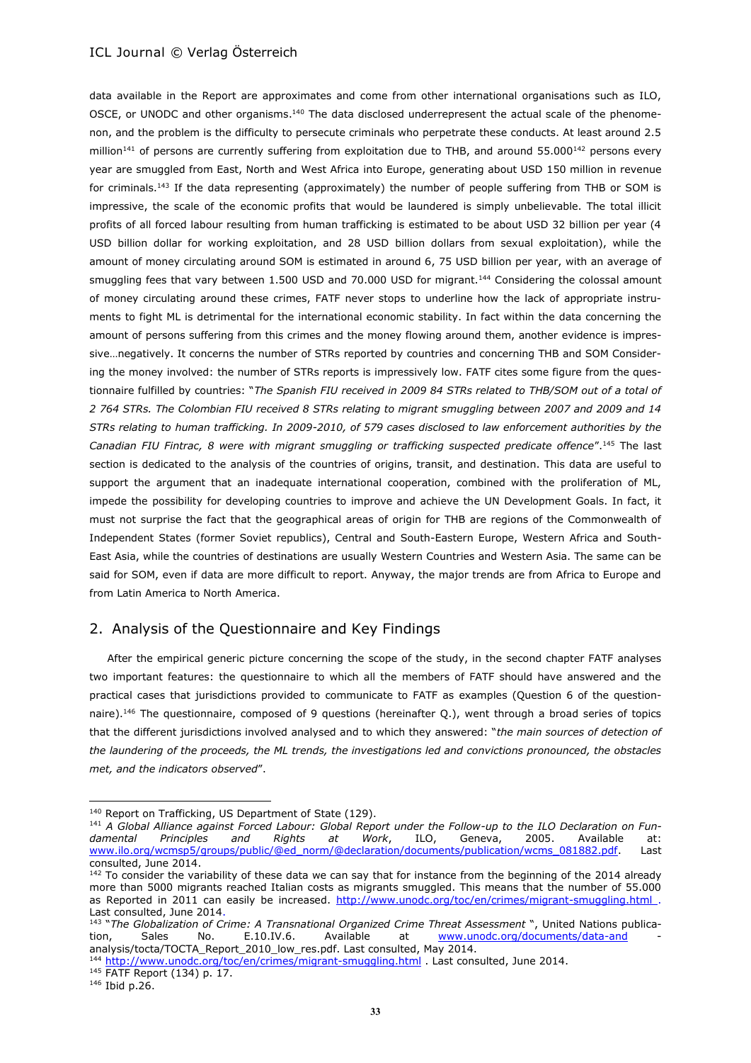data available in the Report are approximates and come from other international organisations such as ILO, OSCE, or UNODC and other organisms.[140] The data disclosed underrepresent the actual scale of the phenomenon, and the problem is the difficulty to persecute criminals who perpetrate these conducts. At least around 2.5 million[141] of persons are currently suffering from exploitation due to THB, and around 55.000[142] persons every year are smuggled from East, North and West Africa into Europe, generating about USD 150 million in revenue for criminals.[143] If the data representing (approximately) the number of people suffering from THB or SOM is impressive, the scale of the economic profits that would be laundered is simply unbelievable. The total illicit profits of all forced labour resulting from human trafficking is estimated to be about USD 32 billion per year (4 USD billion dollar for working exploitation, and 28 USD billion dollars from sexual exploitation), while the amount of money circulating around SOM is estimated in around 6, 75 USD billion per year, with an average of smuggling fees that vary between 1.500 USD and 70.000 USD for migrant.[144] Considering the colossal amount of money circulating around these crimes, FATF never stops to underline how the lack of appropriate instruments to fight ML is detrimental for the international economic stability. In fact within the data concerning the amount of persons suffering from this crimes and the money flowing around them, another evidence is impressive…negatively. It concerns the number of STRs reported by countries and concerning THB and SOM Considering the money involved: the number of STRs reports is impressively low. FATF cites some figure from the questionnaire fulfilled by countries: "*The Spanish FIU received in 2009 84 STRs related to THB/SOM out of a total of 2 764 STRs. The Colombian FIU received 8 STRs relating to migrant smuggling between 2007 and 2009 and 14 STRs relating to human trafficking. In 2009-2010, of 579 cases disclosed to law enforcement authorities by the Canadian FIU Fintrac, 8 were with migrant smuggling or trafficking suspected predicate offence*".[145] The last section is dedicated to the analysis of the countries of origins, transit, and destination. This data are useful to support the argument that an inadequate international cooperation, combined with the proliferation of ML, impede the possibility for developing countries to improve and achieve the UN Development Goals. In fact, it must not surprise the fact that the geographical areas of origin for THB are regions of the Commonwealth of Independent States (former Soviet republics), Central and South-Eastern Europe, Western Africa and South-East Asia, while the countries of destinations are usually Western Countries and Western Asia. The same can be said for SOM, even if data are more difficult to report. Anyway, the major trends are from Africa to Europe and from Latin America to North America.

## 2. Analysis of the Questionnaire and Key Findings

After the empirical generic picture concerning the scope of the study, in the second chapter FATF analyses two important features: the questionnaire to which all the members of FATF should have answered and the practical cases that jurisdictions provided to communicate to FATF as examples (Question 6 of the questionnaire).[146] The questionnaire, composed of 9 questions (hereinafter Q.), went through a broad series of topics that the different jurisdictions involved analysed and to which they answered: "*the main sources of detection of the laundering of the proceeds, the ML trends, the investigations led and convictions pronounced, the obstacles met, and the indicators observed*".

---

[140] Report on Trafficking, US Department of State (129).

[141] *A Global Alliance against Forced Labour: Global Report under the Follow-up to the ILO Declaration on Fundamental Principles and Rights at Work*, ILO, Geneva, 2005. Available at: www.ilo.org/wcmsp5/groups/public/@ed_norm/@declaration/documents/publication/wcms_081882.pdf. Last consulted, June 2014.

[142] To consider the variability of these data we can say that for instance from the beginning of the 2014 already more than 5000 migrants reached Italian costs as migrants smuggled. This means that the number of 55.000 as Reported in 2011 can easily be increased. http://www.unodc.org/toc/en/crimes/migrant-smuggling.html . Last consulted, June 2014.

[143] "*The Globalization of Crime: A Transnational Organized Crime Threat Assessment* ", United Nations publication, Sales No. E.10.IV.6. Available at www.unodc.org/documents/data-and - analysis/tocta/TOCTA_Report_2010_low_res.pdf. Last consulted, May 2014.

[144] http://www.unodc.org/toc/en/crimes/migrant-smuggling.html . Last consulted, June 2014.

[145] FATF Report (134) p. 17.

[146] Ibid p.26.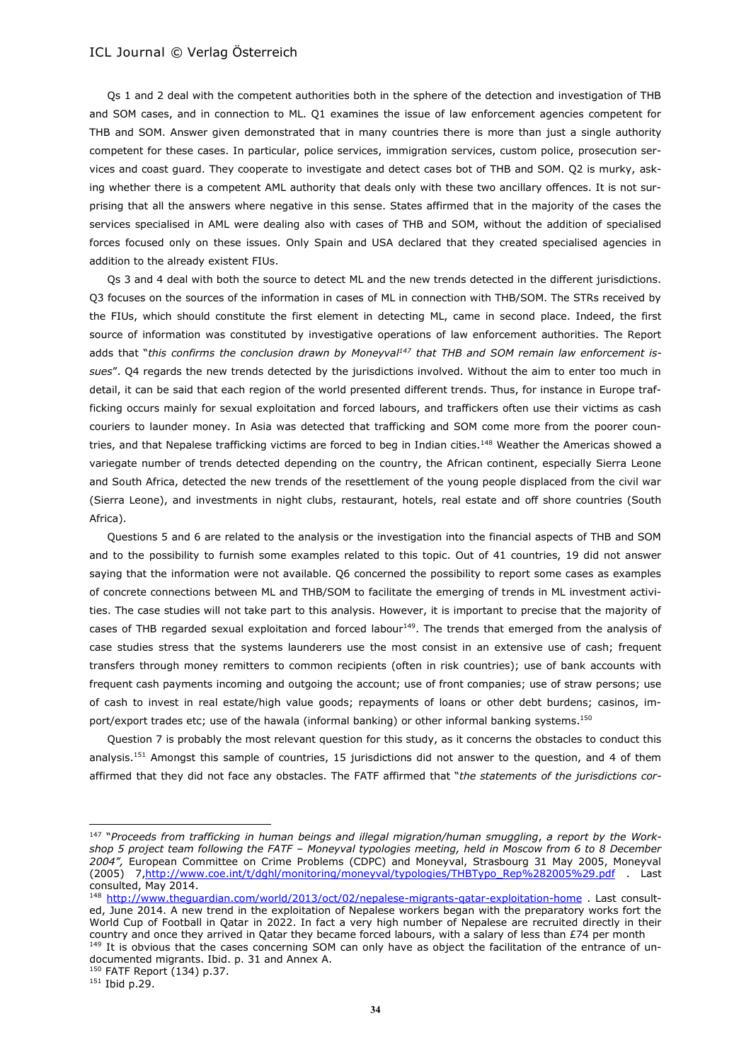Qs 1 and 2 deal with the competent authorities both in the sphere of the detection and investigation of THB and SOM cases, and in connection to ML. Q1 examines the issue of law enforcement agencies competent for THB and SOM. Answer given demonstrated that in many countries there is more than just a single authority competent for these cases. In particular, police services, immigration services, custom police, prosecution services and coast guard. They cooperate to investigate and detect cases bot of THB and SOM. Q2 is murky, asking whether there is a competent AML authority that deals only with these two ancillary offences. It is not surprising that all the answers where negative in this sense. States affirmed that in the majority of the cases the services specialised in AML were dealing also with cases of THB and SOM, without the addition of specialised forces focused only on these issues. Only Spain and USA declared that they created specialised agencies in addition to the already existent FIUs.

Qs 3 and 4 deal with both the source to detect ML and the new trends detected in the different jurisdictions. Q3 focuses on the sources of the information in cases of ML in connection with THB/SOM. The STRs received by the FIUs, which should constitute the first element in detecting ML, came in second place. Indeed, the first source of information was constituted by investigative operations of law enforcement authorities. The Report adds that "*this confirms the conclusion drawn by Moneyval*[147] *that THB and SOM remain law enforcement issues*". Q4 regards the new trends detected by the jurisdictions involved. Without the aim to enter too much in detail, it can be said that each region of the world presented different trends. Thus, for instance in Europe trafficking occurs mainly for sexual exploitation and forced labours, and traffickers often use their victims as cash couriers to launder money. In Asia was detected that trafficking and SOM come more from the poorer countries, and that Nepalese trafficking victims are forced to beg in Indian cities.[148] Weather the Americas showed a variegate number of trends detected depending on the country, the African continent, especially Sierra Leone and South Africa, detected the new trends of the resettlement of the young people displaced from the civil war (Sierra Leone), and investments in night clubs, restaurant, hotels, real estate and off shore countries (South Africa).

Questions 5 and 6 are related to the analysis or the investigation into the financial aspects of THB and SOM and to the possibility to furnish some examples related to this topic. Out of 41 countries, 19 did not answer saying that the information were not available. Q6 concerned the possibility to report some cases as examples of concrete connections between ML and THB/SOM to facilitate the emerging of trends in ML investment activities. The case studies will not take part to this analysis. However, it is important to precise that the majority of cases of THB regarded sexual exploitation and forced labour[149]. The trends that emerged from the analysis of case studies stress that the systems launderers use the most consist in an extensive use of cash; frequent transfers through money remitters to common recipients (often in risk countries); use of bank accounts with frequent cash payments incoming and outgoing the account; use of front companies; use of straw persons; use of cash to invest in real estate/high value goods; repayments of loans or other debt burdens; casinos, import/export trades etc; use of the hawala (informal banking) or other informal banking systems.[150]

Question 7 is probably the most relevant question for this study, as it concerns the obstacles to conduct this analysis.[151] Amongst this sample of countries, 15 jurisdictions did not answer to the question, and 4 of them affirmed that they did not face any obstacles. The FATF affirmed that "*the statements of the jurisdictions cor-*

---

[147] "*Proceeds from trafficking in human beings and illegal migration/human smuggling*, *a report by the Workshop 5 project team following the FATF – Moneyval typologies meeting, held in Moscow from 6 to 8 December 2004",* European Committee on Crime Problems (CDPC) and Moneyval, Strasbourg 31 May 2005, Moneyval (2005) 7,http://www.coe.int/t/dghl/monitoring/moneyval/typologies/THBTypo_Rep%282005%29.pdf . Last consulted, May 2014.

[148] http://www.theguardian.com/world/2013/oct/02/nepalese-migrants-qatar-exploitation-home . Last consulted, June 2014. A new trend in the exploitation of Nepalese workers began with the preparatory works fort the World Cup of Football in Qatar in 2022. In fact a very high number of Nepalese are recruited directly in their country and once they arrived in Qatar they became forced labours, with a salary of less than £74 per month

[149] It is obvious that the cases concerning SOM can only have as object the facilitation of the entrance of undocumented migrants. Ibid. p. 31 and Annex A.

[150] FATF Report (134) p.37.

[151] Ibid p.29.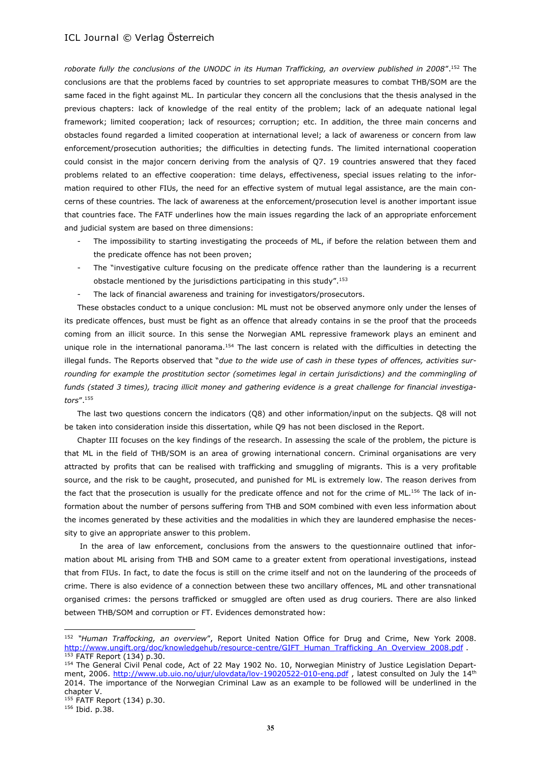*roborate fully the conclusions of the UNODC in its Human Trafficking, an overview published in 2008*".[152] The conclusions are that the problems faced by countries to set appropriate measures to combat THB/SOM are the same faced in the fight against ML. In particular they concern all the conclusions that the thesis analysed in the previous chapters: lack of knowledge of the real entity of the problem; lack of an adequate national legal framework; limited cooperation; lack of resources; corruption; etc. In addition, the three main concerns and obstacles found regarded a limited cooperation at international level; a lack of awareness or concern from law enforcement/prosecution authorities; the difficulties in detecting funds. The limited international cooperation could consist in the major concern deriving from the analysis of Q7. 19 countries answered that they faced problems related to an effective cooperation: time delays, effectiveness, special issues relating to the information required to other FIUs, the need for an effective system of mutual legal assistance, are the main concerns of these countries. The lack of awareness at the enforcement/prosecution level is another important issue that countries face. The FATF underlines how the main issues regarding the lack of an appropriate enforcement and judicial system are based on three dimensions:

- The impossibility to starting investigating the proceeds of ML, if before the relation between them and the predicate offence has not been proven;
- The "investigative culture focusing on the predicate offence rather than the laundering is a recurrent obstacle mentioned by the jurisdictions participating in this study".[153]
- The lack of financial awareness and training for investigators/prosecutors.

These obstacles conduct to a unique conclusion: ML must not be observed anymore only under the lenses of its predicate offences, bust must be fight as an offence that already contains in se the proof that the proceeds coming from an illicit source. In this sense the Norwegian AML repressive framework plays an eminent and unique role in the international panorama.[154] The last concern is related with the difficulties in detecting the illegal funds. The Reports observed that "*due to the wide use of cash in these types of offences, activities surrounding for example the prostitution sector (sometimes legal in certain jurisdictions) and the commingling of funds (stated 3 times), tracing illicit money and gathering evidence is a great challenge for financial investigators*".[155]

The last two questions concern the indicators (Q8) and other information/input on the subjects. Q8 will not be taken into consideration inside this dissertation, while Q9 has not been disclosed in the Report.

Chapter III focuses on the key findings of the research. In assessing the scale of the problem, the picture is that ML in the field of THB/SOM is an area of growing international concern. Criminal organisations are very attracted by profits that can be realised with trafficking and smuggling of migrants. This is a very profitable source, and the risk to be caught, prosecuted, and punished for ML is extremely low. The reason derives from the fact that the prosecution is usually for the predicate offence and not for the crime of ML.[156] The lack of information about the number of persons suffering from THB and SOM combined with even less information about the incomes generated by these activities and the modalities in which they are laundered emphasise the necessity to give an appropriate answer to this problem.

In the area of law enforcement, conclusions from the answers to the questionnaire outlined that information about ML arising from THB and SOM came to a greater extent from operational investigations, instead that from FIUs. In fact, to date the focus is still on the crime itself and not on the laundering of the proceeds of crime. There is also evidence of a connection between these two ancillary offences, ML and other transnational organised crimes: the persons trafficked or smuggled are often used as drug couriers. There are also linked between THB/SOM and corruption or FT. Evidences demonstrated how:

---

[152] *"Human Traffocking, an overview*", Report United Nation Office for Drug and Crime, New York 2008. http://www.ungift.org/doc/knowledgehub/resource-centre/GIFT_Human_Trafficking_An_Overview_2008.pdf .

[153] FATF Report (134) p.30.

[154] The General Civil Penal code, Act of 22 May 1902 No. 10, Norwegian Ministry of Justice Legislation Department, 2006. http://www.ub.uio.no/ujur/ulovdata/lov-19020522-010-eng.pdf , latest consulted on July the 14th 2014. The importance of the Norwegian Criminal Law as an example to be followed will be underlined in the chapter V.

[155] FATF Report (134) p.30.

[156] Ibid. p.38.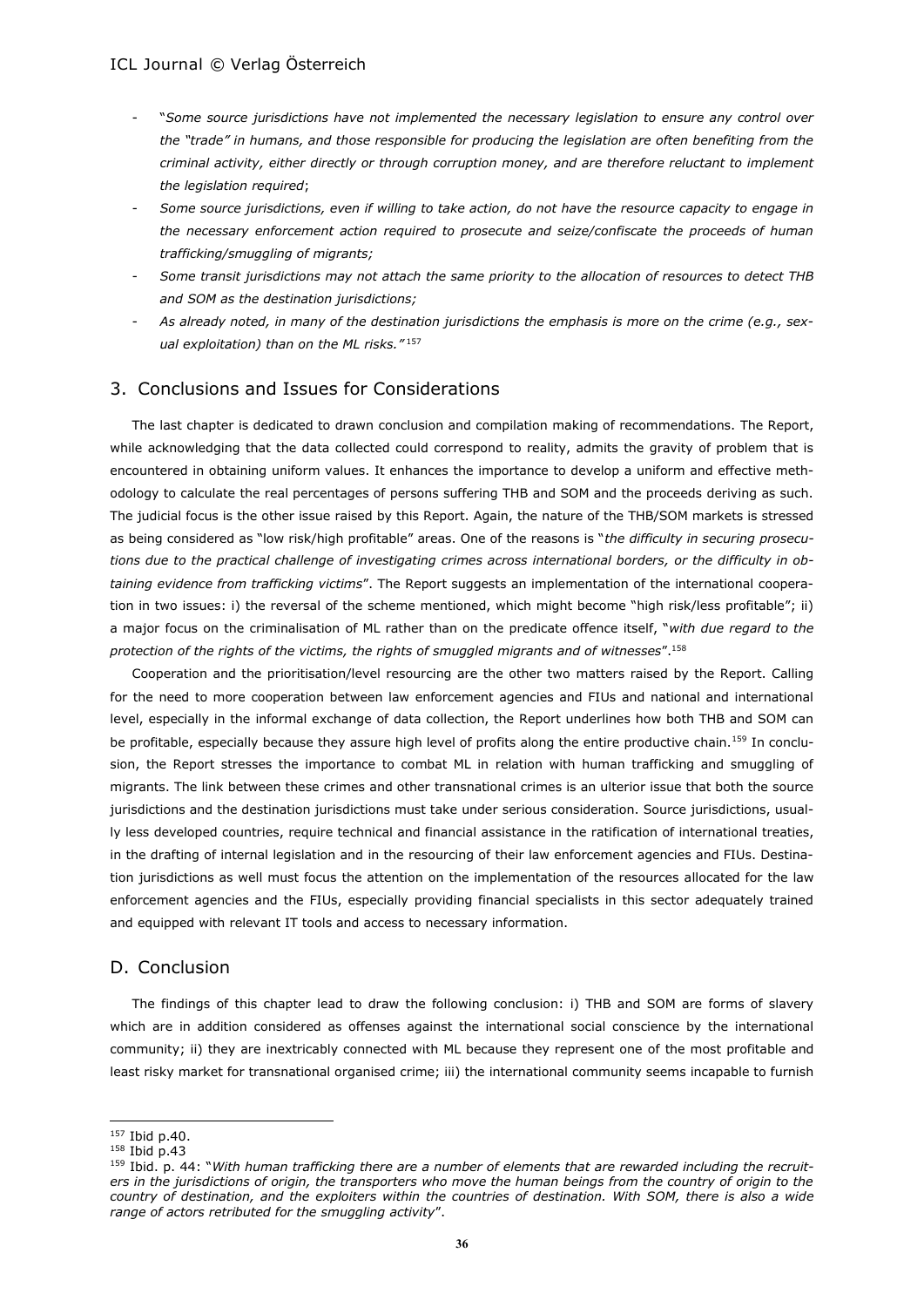- "*Some source jurisdictions have not implemented the necessary legislation to ensure any control over the "trade" in humans, and those responsible for producing the legislation are often benefiting from the criminal activity, either directly or through corruption money, and are therefore reluctant to implement the legislation required*;
- *Some source jurisdictions, even if willing to take action, do not have the resource capacity to engage in the necessary enforcement action required to prosecute and seize/confiscate the proceeds of human trafficking/smuggling of migrants;*
- *Some transit jurisdictions may not attach the same priority to the allocation of resources to detect THB and SOM as the destination jurisdictions;*
- *As already noted, in many of the destination jurisdictions the emphasis is more on the crime (e.g., sexual exploitation) than on the ML risks."*[157]

## 3. Conclusions and Issues for Considerations

The last chapter is dedicated to drawn conclusion and compilation making of recommendations. The Report, while acknowledging that the data collected could correspond to reality, admits the gravity of problem that is encountered in obtaining uniform values. It enhances the importance to develop a uniform and effective methodology to calculate the real percentages of persons suffering THB and SOM and the proceeds deriving as such. The judicial focus is the other issue raised by this Report. Again, the nature of the THB/SOM markets is stressed as being considered as "low risk/high profitable" areas. One of the reasons is "*the difficulty in securing prosecutions due to the practical challenge of investigating crimes across international borders, or the difficulty in obtaining evidence from trafficking victims*". The Report suggests an implementation of the international cooperation in two issues: i) the reversal of the scheme mentioned, which might become "high risk/less profitable"; ii) a major focus on the criminalisation of ML rather than on the predicate offence itself, "*with due regard to the protection of the rights of the victims, the rights of smuggled migrants and of witnesses*".[158]

Cooperation and the prioritisation/level resourcing are the other two matters raised by the Report. Calling for the need to more cooperation between law enforcement agencies and FIUs and national and international level, especially in the informal exchange of data collection, the Report underlines how both THB and SOM can be profitable, especially because they assure high level of profits along the entire productive chain.[159] In conclusion, the Report stresses the importance to combat ML in relation with human trafficking and smuggling of migrants. The link between these crimes and other transnational crimes is an ulterior issue that both the source jurisdictions and the destination jurisdictions must take under serious consideration. Source jurisdictions, usually less developed countries, require technical and financial assistance in the ratification of international treaties, in the drafting of internal legislation and in the resourcing of their law enforcement agencies and FIUs. Destination jurisdictions as well must focus the attention on the implementation of the resources allocated for the law enforcement agencies and the FIUs, especially providing financial specialists in this sector adequately trained and equipped with relevant IT tools and access to necessary information.

# D. Conclusion

The findings of this chapter lead to draw the following conclusion: i) THB and SOM are forms of slavery which are in addition considered as offenses against the international social conscience by the international community; ii) they are inextricably connected with ML because they represent one of the most profitable and least risky market for transnational organised crime; iii) the international community seems incapable to furnish

---

[157] Ibid p.40.

[158] Ibid p.43

[159] Ibid. p. 44: "*With human trafficking there are a number of elements that are rewarded including the recruiters in the jurisdictions of origin, the transporters who move the human beings from the country of origin to the country of destination, and the exploiters within the countries of destination. With SOM, there is also a wide range of actors retributed for the smuggling activity*".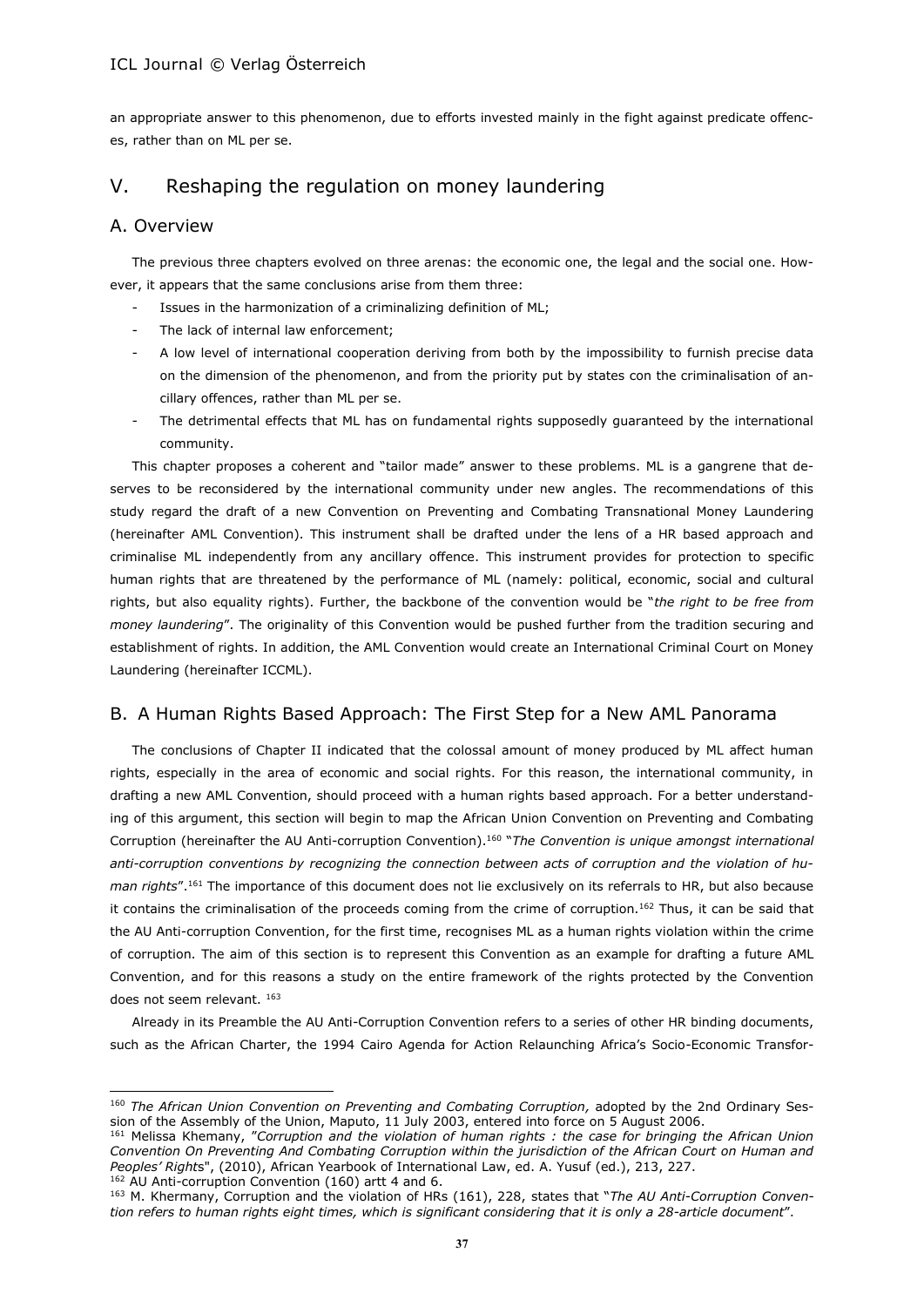an appropriate answer to this phenomenon, due to efforts invested mainly in the fight against predicate offences, rather than on ML per se.

## V. Reshaping the regulation on money laundering

### A. Overview

The previous three chapters evolved on three arenas: the economic one, the legal and the social one. However, it appears that the same conclusions arise from them three:

- Issues in the harmonization of a criminalizing definition of ML;
- The lack of internal law enforcement;
- A low level of international cooperation deriving from both by the impossibility to furnish precise data on the dimension of the phenomenon, and from the priority put by states con the criminalisation of ancillary offences, rather than ML per se.
- The detrimental effects that ML has on fundamental rights supposedly guaranteed by the international community.

This chapter proposes a coherent and "tailor made" answer to these problems. ML is a gangrene that deserves to be reconsidered by the international community under new angles. The recommendations of this study regard the draft of a new Convention on Preventing and Combating Transnational Money Laundering (hereinafter AML Convention). This instrument shall be drafted under the lens of a HR based approach and criminalise ML independently from any ancillary offence. This instrument provides for protection to specific human rights that are threatened by the performance of ML (namely: political, economic, social and cultural rights, but also equality rights). Further, the backbone of the convention would be "*the right to be free from money laundering*". The originality of this Convention would be pushed further from the tradition securing and establishment of rights. In addition, the AML Convention would create an International Criminal Court on Money Laundering (hereinafter ICCML).

### B. A Human Rights Based Approach: The First Step for a New AML Panorama

The conclusions of Chapter II indicated that the colossal amount of money produced by ML affect human rights, especially in the area of economic and social rights. For this reason, the international community, in drafting a new AML Convention, should proceed with a human rights based approach. For a better understanding of this argument, this section will begin to map the African Union Convention on Preventing and Combating Corruption (hereinafter the AU Anti-corruption Convention).[160] "*The Convention is unique amongst international anti-corruption conventions by recognizing the connection between acts of corruption and the violation of human rights*".[161] The importance of this document does not lie exclusively on its referrals to HR, but also because it contains the criminalisation of the proceeds coming from the crime of corruption.[162] Thus, it can be said that the AU Anti-corruption Convention, for the first time, recognises ML as a human rights violation within the crime of corruption. The aim of this section is to represent this Convention as an example for drafting a future AML Convention, and for this reasons a study on the entire framework of the rights protected by the Convention does not seem relevant. [163]

Already in its Preamble the AU Anti-Corruption Convention refers to a series of other HR binding documents, such as the African Charter, the 1994 Cairo Agenda for Action Relaunching Africa's Socio-Economic Transfor-

---

[160] *The African Union Convention on Preventing and Combating Corruption,* adopted by the 2nd Ordinary Session of the Assembly of the Union, Maputo, 11 July 2003, entered into force on 5 August 2006.

[161] Melissa Khemany, "*Corruption and the violation of human rights : the case for bringing the African Union Convention On Preventing And Combating Corruption within the jurisdiction of the African Court on Human and Peoples' Rights*", (2010), African Yearbook of International Law, ed. A. Yusuf (ed.), 213, 227.

[162] AU Anti-corruption Convention (160) artt 4 and 6.

[163] M. Khermany, Corruption and the violation of HRs (161), 228, states that "*The AU Anti-Corruption Convention refers to human rights eight times, which is significant considering that it is only a 28-article document*".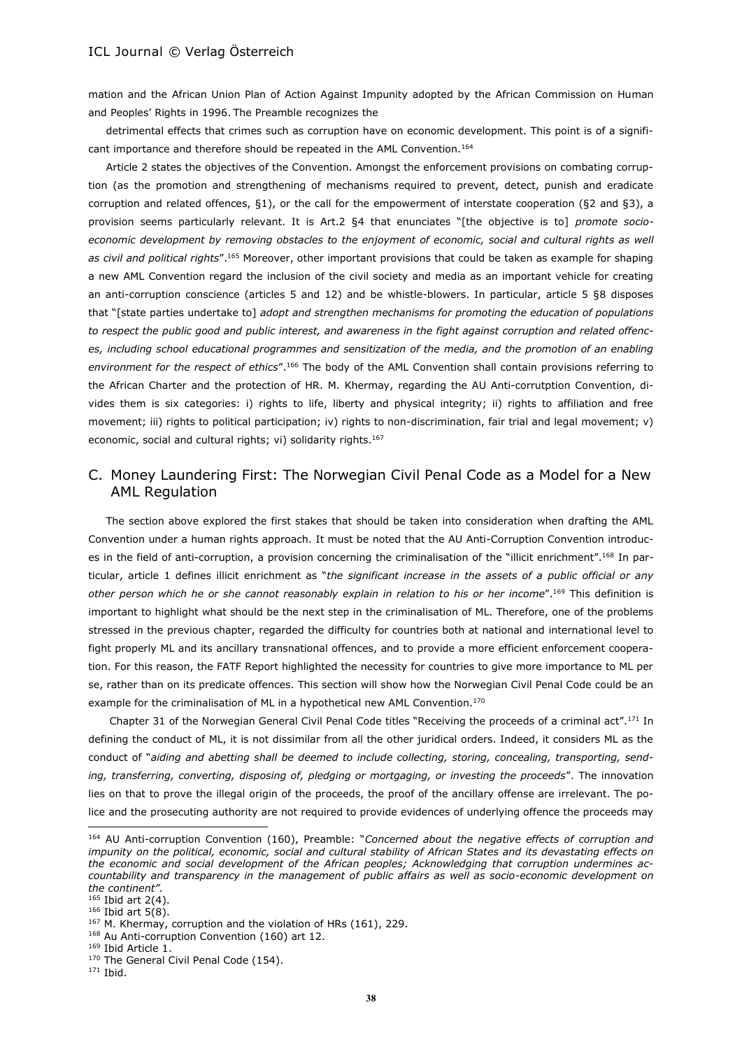mation and the African Union Plan of Action Against Impunity adopted by the African Commission on Human and Peoples' Rights in 1996. The Preamble recognizes the

detrimental effects that crimes such as corruption have on economic development. This point is of a significant importance and therefore should be repeated in the AML Convention.[164]

Article 2 states the objectives of the Convention. Amongst the enforcement provisions on combating corruption (as the promotion and strengthening of mechanisms required to prevent, detect, punish and eradicate corruption and related offences, §1), or the call for the empowerment of interstate cooperation (§2 and §3), a provision seems particularly relevant. It is Art.2 §4 that enunciates "[the objective is to] *promote socio-economic development by removing obstacles to the enjoyment of economic, social and cultural rights as well as civil and political rights*".[165] Moreover, other important provisions that could be taken as example for shaping a new AML Convention regard the inclusion of the civil society and media as an important vehicle for creating an anti-corruption conscience (articles 5 and 12) and be whistle-blowers. In particular, article 5 §8 disposes that "[state parties undertake to] *adopt and strengthen mechanisms for promoting the education of populations to respect the public good and public interest, and awareness in the fight against corruption and related offences, including school educational programmes and sensitization of the media, and the promotion of an enabling environment for the respect of ethics*".[166] The body of the AML Convention shall contain provisions referring to the African Charter and the protection of HR. M. Khermay, regarding the AU Anti-corrutption Convention, divides them is six categories: i) rights to life, liberty and physical integrity; ii) rights to affiliation and free movement; iii) rights to political participation; iv) rights to non-discrimination, fair trial and legal movement; v) economic, social and cultural rights; vi) solidarity rights.[167]

## C. Money Laundering First: The Norwegian Civil Penal Code as a Model for a New AML Regulation

The section above explored the first stakes that should be taken into consideration when drafting the AML Convention under a human rights approach. It must be noted that the AU Anti-Corruption Convention introduces in the field of anti-corruption, a provision concerning the criminalisation of the "illicit enrichment".[168] In particular, article 1 defines illicit enrichment as "*the significant increase in the assets of a public official or any other person which he or she cannot reasonably explain in relation to his or her income*".[169] This definition is important to highlight what should be the next step in the criminalisation of ML. Therefore, one of the problems stressed in the previous chapter, regarded the difficulty for countries both at national and international level to fight properly ML and its ancillary transnational offences, and to provide a more efficient enforcement cooperation. For this reason, the FATF Report highlighted the necessity for countries to give more importance to ML per se, rather than on its predicate offences. This section will show how the Norwegian Civil Penal Code could be an example for the criminalisation of ML in a hypothetical new AML Convention.[170]

Chapter 31 of the Norwegian General Civil Penal Code titles "Receiving the proceeds of a criminal act".[171] In defining the conduct of ML, it is not dissimilar from all the other juridical orders. Indeed, it considers ML as the conduct of "*aiding and abetting shall be deemed to include collecting, storing, concealing, transporting, sending, transferring, converting, disposing of, pledging or mortgaging, or investing the proceeds*". The innovation lies on that to prove the illegal origin of the proceeds, the proof of the ancillary offense are irrelevant. The police and the prosecuting authority are not required to provide evidences of underlying offence the proceeds may

---

[164] AU Anti-corruption Convention (160), Preamble: "*Concerned about the negative effects of corruption and impunity on the political, economic, social and cultural stability of African States and its devastating effects on the economic and social development of the African peoples; Acknowledging that corruption undermines accountability and transparency in the management of public affairs as well as socio-economic development on the continent".*

[165] Ibid art 2(4).

[166] Ibid art 5(8).

[167] M. Khermay, corruption and the violation of HRs (161), 229.

[168] Au Anti-corruption Convention (160) art 12.

[169] Ibid Article 1.

[170] The General Civil Penal Code (154).

[171] Ibid.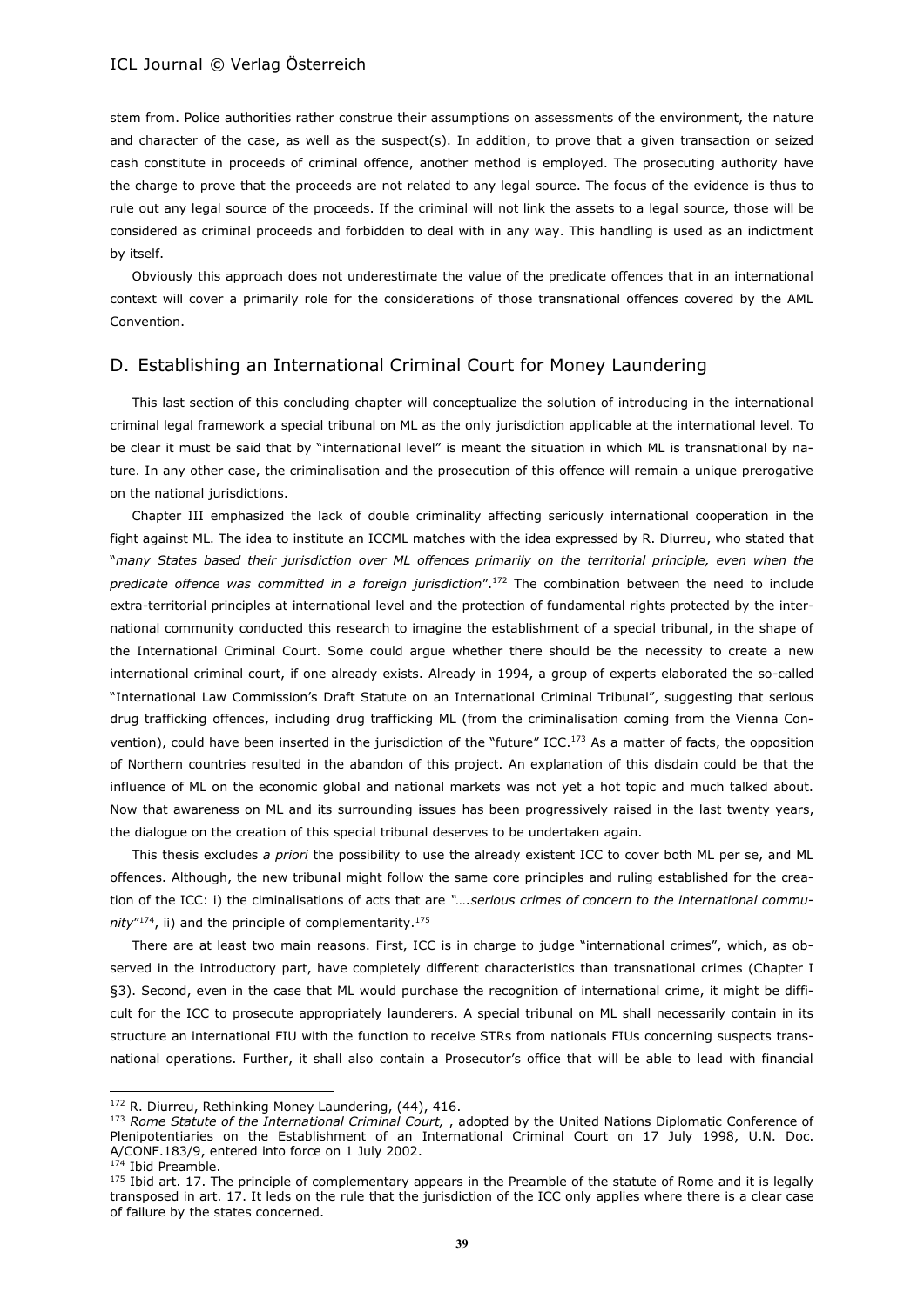stem from. Police authorities rather construe their assumptions on assessments of the environment, the nature and character of the case, as well as the suspect(s). In addition, to prove that a given transaction or seized cash constitute in proceeds of criminal offence, another method is employed. The prosecuting authority have the charge to prove that the proceeds are not related to any legal source. The focus of the evidence is thus to rule out any legal source of the proceeds. If the criminal will not link the assets to a legal source, those will be considered as criminal proceeds and forbidden to deal with in any way. This handling is used as an indictment by itself.

Obviously this approach does not underestimate the value of the predicate offences that in an international context will cover a primarily role for the considerations of those transnational offences covered by the AML Convention.

## D. Establishing an International Criminal Court for Money Laundering

This last section of this concluding chapter will conceptualize the solution of introducing in the international criminal legal framework a special tribunal on ML as the only jurisdiction applicable at the international level. To be clear it must be said that by "international level" is meant the situation in which ML is transnational by nature. In any other case, the criminalisation and the prosecution of this offence will remain a unique prerogative on the national jurisdictions.

Chapter III emphasized the lack of double criminality affecting seriously international cooperation in the fight against ML. The idea to institute an ICCML matches with the idea expressed by R. Diurreu, who stated that "*many States based their jurisdiction over ML offences primarily on the territorial principle, even when the predicate offence was committed in a foreign jurisdiction*".[172] The combination between the need to include extra-territorial principles at international level and the protection of fundamental rights protected by the international community conducted this research to imagine the establishment of a special tribunal, in the shape of the International Criminal Court. Some could argue whether there should be the necessity to create a new international criminal court, if one already exists. Already in 1994, a group of experts elaborated the so-called "International Law Commission's Draft Statute on an International Criminal Tribunal", suggesting that serious drug trafficking offences, including drug trafficking ML (from the criminalisation coming from the Vienna Convention), could have been inserted in the jurisdiction of the "future" ICC.[173] As a matter of facts, the opposition of Northern countries resulted in the abandon of this project. An explanation of this disdain could be that the influence of ML on the economic global and national markets was not yet a hot topic and much talked about. Now that awareness on ML and its surrounding issues has been progressively raised in the last twenty years, the dialogue on the creation of this special tribunal deserves to be undertaken again.

This thesis excludes *a priori* the possibility to use the already existent ICC to cover both ML per se, and ML offences. Although, the new tribunal might follow the same core principles and ruling established for the creation of the ICC: i) the ciminalisations of acts that are *"….serious crimes of concern to the international community"*[174], ii) and the principle of complementarity.[175]

There are at least two main reasons. First, ICC is in charge to judge "international crimes", which, as observed in the introductory part, have completely different characteristics than transnational crimes (Chapter I §3). Second, even in the case that ML would purchase the recognition of international crime, it might be difficult for the ICC to prosecute appropriately launderers. A special tribunal on ML shall necessarily contain in its structure an international FIU with the function to receive STRs from nationals FIUs concerning suspects transnational operations. Further, it shall also contain a Prosecutor's office that will be able to lead with financial

---

[172] R. Diurreu, Rethinking Money Laundering, (44), 416.

[173] *Rome Statute of the International Criminal Court,* , adopted by the United Nations Diplomatic Conference of Plenipotentiaries on the Establishment of an International Criminal Court on 17 July 1998, U.N. Doc. A/CONF.183/9, entered into force on 1 July 2002.

[174] Ibid Preamble.

[175] Ibid art. 17. The principle of complementary appears in the Preamble of the statute of Rome and it is legally transposed in art. 17. It leds on the rule that the jurisdiction of the ICC only applies where there is a clear case of failure by the states concerned.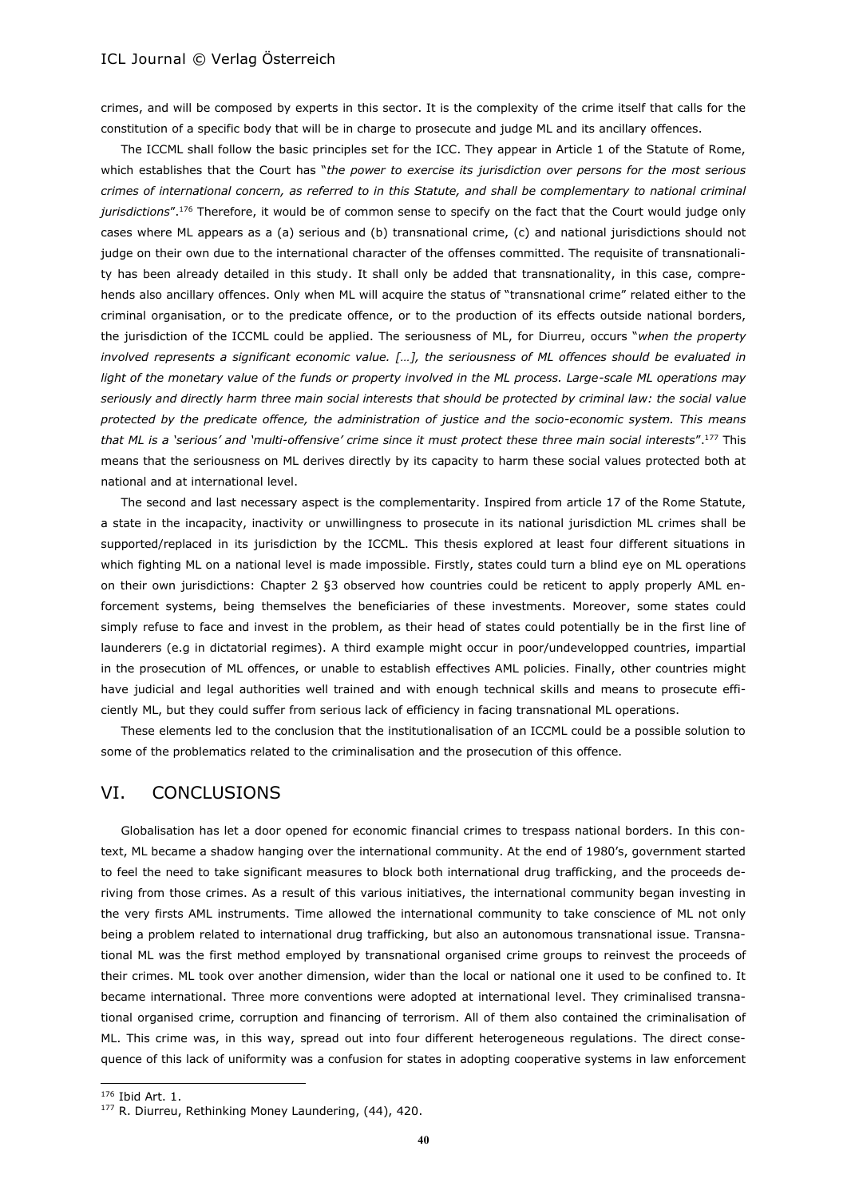crimes, and will be composed by experts in this sector. It is the complexity of the crime itself that calls for the constitution of a specific body that will be in charge to prosecute and judge ML and its ancillary offences.

The ICCML shall follow the basic principles set for the ICC. They appear in Article 1 of the Statute of Rome, which establishes that the Court has "*the power to exercise its jurisdiction over persons for the most serious crimes of international concern, as referred to in this Statute, and shall be complementary to national criminal jurisdictions*".[176] Therefore, it would be of common sense to specify on the fact that the Court would judge only cases where ML appears as a (a) serious and (b) transnational crime, (c) and national jurisdictions should not judge on their own due to the international character of the offenses committed. The requisite of transnationality has been already detailed in this study. It shall only be added that transnationality, in this case, comprehends also ancillary offences. Only when ML will acquire the status of "transnational crime" related either to the criminal organisation, or to the predicate offence, or to the production of its effects outside national borders, the jurisdiction of the ICCML could be applied. The seriousness of ML, for Diurreu, occurs "*when the property involved represents a significant economic value. […], the seriousness of ML offences should be evaluated in light of the monetary value of the funds or property involved in the ML process. Large-scale ML operations may seriously and directly harm three main social interests that should be protected by criminal law: the social value protected by the predicate offence, the administration of justice and the socio-economic system. This means that ML is a 'serious' and 'multi-offensive' crime since it must protect these three main social interests*".[177] This means that the seriousness on ML derives directly by its capacity to harm these social values protected both at national and at international level.

The second and last necessary aspect is the complementarity. Inspired from article 17 of the Rome Statute, a state in the incapacity, inactivity or unwillingness to prosecute in its national jurisdiction ML crimes shall be supported/replaced in its jurisdiction by the ICCML. This thesis explored at least four different situations in which fighting ML on a national level is made impossible. Firstly, states could turn a blind eye on ML operations on their own jurisdictions: Chapter 2 §3 observed how countries could be reticent to apply properly AML enforcement systems, being themselves the beneficiaries of these investments. Moreover, some states could simply refuse to face and invest in the problem, as their head of states could potentially be in the first line of launderers (e.g in dictatorial regimes). A third example might occur in poor/undevelopped countries, impartial in the prosecution of ML offences, or unable to establish effectives AML policies. Finally, other countries might have judicial and legal authorities well trained and with enough technical skills and means to prosecute efficiently ML, but they could suffer from serious lack of efficiency in facing transnational ML operations.

These elements led to the conclusion that the institutionalisation of an ICCML could be a possible solution to some of the problematics related to the criminalisation and the prosecution of this offence.

## VI. CONCLUSIONS

Globalisation has let a door opened for economic financial crimes to trespass national borders. In this context, ML became a shadow hanging over the international community. At the end of 1980's, government started to feel the need to take significant measures to block both international drug trafficking, and the proceeds deriving from those crimes. As a result of this various initiatives, the international community began investing in the very firsts AML instruments. Time allowed the international community to take conscience of ML not only being a problem related to international drug trafficking, but also an autonomous transnational issue. Transnational ML was the first method employed by transnational organised crime groups to reinvest the proceeds of their crimes. ML took over another dimension, wider than the local or national one it used to be confined to. It became international. Three more conventions were adopted at international level. They criminalised transnational organised crime, corruption and financing of terrorism. All of them also contained the criminalisation of ML. This crime was, in this way, spread out into four different heterogeneous regulations. The direct consequence of this lack of uniformity was a confusion for states in adopting cooperative systems in law enforcement

[176] Ibid Art. 1.

[177] R. Diurreu, Rethinking Money Laundering, (44), 420.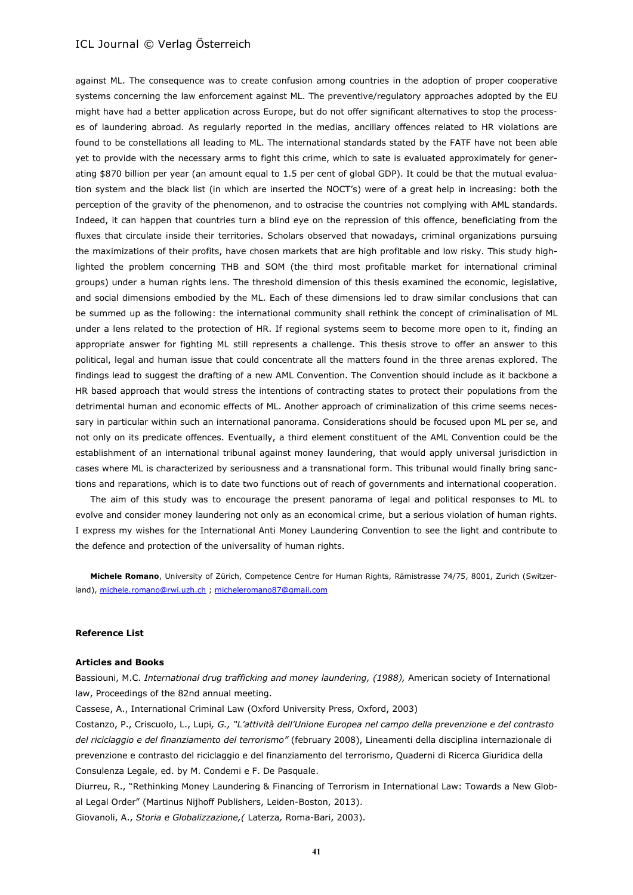against ML. The consequence was to create confusion among countries in the adoption of proper cooperative systems concerning the law enforcement against ML. The preventive/regulatory approaches adopted by the EU might have had a better application across Europe, but do not offer significant alternatives to stop the processes of laundering abroad. As regularly reported in the medias, ancillary offences related to HR violations are found to be constellations all leading to ML. The international standards stated by the FATF have not been able yet to provide with the necessary arms to fight this crime, which to sate is evaluated approximately for generating $870 billion per year (an amount equal to 1.5 per cent of global GDP). It could be that the mutual evaluation system and the black list (in which are inserted the NOCT's) were of a great help in increasing: both the perception of the gravity of the phenomenon, and to ostracise the countries not complying with AML standards. Indeed, it can happen that countries turn a blind eye on the repression of this offence, beneficiating from the fluxes that circulate inside their territories. Scholars observed that nowadays, criminal organizations pursuing the maximizations of their profits, have chosen markets that are high profitable and low risky. This study highlighted the problem concerning THB and SOM (the third most profitable market for international criminal groups) under a human rights lens. The threshold dimension of this thesis examined the economic, legislative, and social dimensions embodied by the ML. Each of these dimensions led to draw similar conclusions that can be summed up as the following: the international community shall rethink the concept of criminalisation of ML under a lens related to the protection of HR. If regional systems seem to become more open to it, finding an appropriate answer for fighting ML still represents a challenge. This thesis strove to offer an answer to this political, legal and human issue that could concentrate all the matters found in the three arenas explored. The findings lead to suggest the drafting of a new AML Convention. The Convention should include as it backbone a HR based approach that would stress the intentions of contracting states to protect their populations from the detrimental human and economic effects of ML. Another approach of criminalization of this crime seems necessary in particular within such an international panorama. Considerations should be focused upon ML per se, and not only on its predicate offences. Eventually, a third element constituent of the AML Convention could be the establishment of an international tribunal against money laundering, that would apply universal jurisdiction in cases where ML is characterized by seriousness and a transnational form. This tribunal would finally bring sanctions and reparations, which is to date two functions out of reach of governments and international cooperation.

The aim of this study was to encourage the present panorama of legal and political responses to ML to evolve and consider money laundering not only as an economical crime, but a serious violation of human rights. I express my wishes for the International Anti Money Laundering Convention to see the light and contribute to the defence and protection of the universality of human rights.

**Michele Romano**, University of Zürich, Competence Centre for Human Rights, Rämistrasse 74/75, 8001, Zurich (Switzerland), michele.romano@rwi.uzh.ch ; micheleromano87@gmail.com

## Reference List

### Articles and Books

Bassiouni, M.C. *International drug trafficking and money laundering, (1988),* American society of International law, Proceedings of the 82nd annual meeting.

Cassese, A., International Criminal Law (Oxford University Press, Oxford, 2003)

Costanzo, P., Criscuolo, L., Lupi*, G., "L'attività dell'Unione Europea nel campo della prevenzione e del contrasto del riciclaggio e del finanziamento del terrorismo"* (february 2008), Lineamenti della disciplina internazionale di prevenzione e contrasto del riciclaggio e del finanziamento del terrorismo, Quaderni di Ricerca Giuridica della Consulenza Legale, ed. by M. Condemi e F. De Pasquale.

Diurreu, R., "Rethinking Money Laundering & Financing of Terrorism in International Law: Towards a New Global Legal Order" (Martinus Nijhoff Publishers, Leiden-Boston, 2013).

Giovanoli, A., *Storia e Globalizzazione,(* Laterza*,* Roma-Bari, 2003).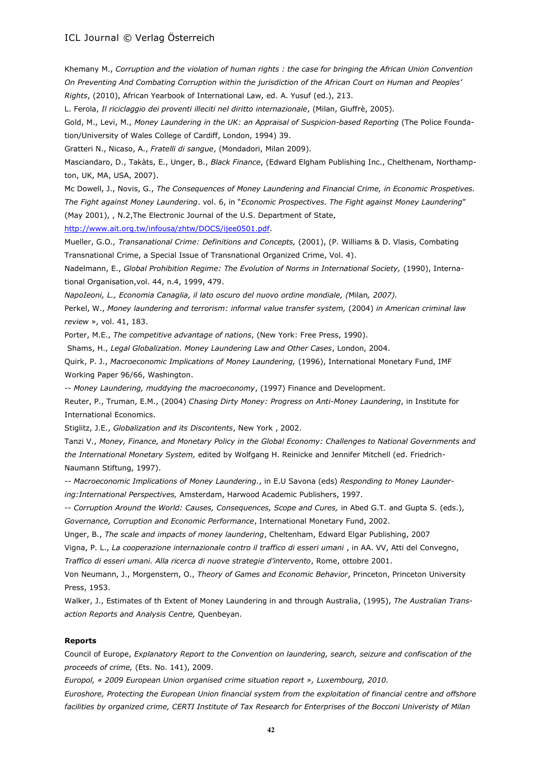Khemany M., *Corruption and the violation of human rights : the case for bringing the African Union Convention On Preventing And Combating Corruption within the jurisdiction of the African Court on Human and Peoples' Rights*, (2010), African Yearbook of International Law, ed. A. Yusuf (ed.), 213.

L. Ferola, *Il riciclaggio dei proventi illeciti nel diritto internazionale*, (Milan, Giuffrè, 2005).

Gold, M., Levi, M., *Money Laundering in the UK: an Appraisal of Suspicion-based Reporting* (The Police Foundation/University of Wales College of Cardiff, London, 1994) 39.

Gratteri N., Nicaso, A., *Fratelli di sangue*, (Mondadori, Milan 2009).

Masciandaro, D., Takàts, E., Unger, B., *Black Finance*, (Edward Elgham Publishing Inc., Chelthenam, Northampton, UK, MA, USA, 2007).

Mc Dowell, J., Novis, G., *The Consequences of Money Laundering and Financial Crime, in Economic Prospetives. The Fight against Money Laundering*. vol. 6, in "*Economic Prospectives. The Fight against Money Laundering*" (May 2001), , N.2,The Electronic Journal of the U.S. Department of State, http://www.ait.org.tw/infousa/zhtw/DOCS/ijee0501.pdf.

Mueller, G.O*., Transanational Crime: Definitions and Concepts,* (2001), (P. Williams & D. Vlasis, Combating Transnational Crime, a Special Issue of Transnational Organized Crime, Vol. 4).

Nadelmann, E., *Global Prohibition Regime: The Evolution of Norms in International Society,* (1990), International Organisation,vol. 44, n.4, 1999, 479.

*NapoIeoni, L., Economia Canaglia, il lato oscuro del nuovo ordine mondiale, (*Milan*, 2007).*

Perkel, W., *Money laundering and terrorism: informal value transfer system,* (2004) *in American criminal law review* », vol. 41, 183.

Porter, M.E., *The competitive advantage of nations*, (New York: Free Press, 1990).

Shams, H., *Legal Globalization. Money Laundering Law and Other Cases*, London, 2004.

Quirk, P. J., *Macroeconomic Implications of Money Laundering,* (1996), International Monetary Fund, IMF Working Paper 96/66, Washington.

-- *Money Laundering, muddying the macroeconomy*, (1997) Finance and Development.

Reuter, P., Truman, E.M., (2004) *Chasing Dirty Money: Progress on Anti-Money Laundering*, in Institute for International Economics.

Stiglitz, J.E., *Globalization and its Discontents*, New York , 2002.

Tanzi V., *Money, Finance, and Monetary Policy in the Global Economy: Challenges to National Governments and the International Monetary System,* edited by Wolfgang H. Reinicke and Jennifer Mitchell (ed. Friedrich-Naumann Stiftung, 1997).

-- *Macroeconomic Implications of Money Laundering.*, in E.U Savona (eds) *Responding to Money Laundering:International Perspectives,* Amsterdam, Harwood Academic Publishers, 1997.

-- *Corruption Around the World: Causes, Consequences, Scope and Cures,* in Abed G.T. and Gupta S. (eds.), *Governance, Corruption and Economic Performance*, International Monetary Fund, 2002.

Unger, B., *The scale and impacts of money laundering*, Cheltenham, Edward Elgar Publishing, 2007

Vigna, P. L., *La cooperazione internazionale contro il traffico di esseri umani* , in AA. VV, Atti del Convegno, *Traffico di esseri umani. Alla ricerca di nuove strategie d'intervento*, Rome, ottobre 2001.

Von Neumann, J., Morgenstern, O., *Theory of Games and Economic Behavior*, Princeton, Princeton University Press, 1953.

Walker, J., Estimates of th Extent of Money Laundering in and through Australia, (1995), *The Australian Transaction Reports and Analysis Centre,* Quenbeyan.

**Reports**

Council of Europe, *Explanatory Report to the Convention on laundering, search, seizure and confiscation of the proceeds of crime,* (Ets. No. 141), 2009.

*Europol, « 2009 European Union organised crime situation report », Luxembourg, 2010.*

*Euroshore, Protecting the European Union financial system from the exploitation of financial centre and offshore facilities by organized crime, CERTI Institute of Tax Research for Enterprises of the Bocconi Univeristy of Milan*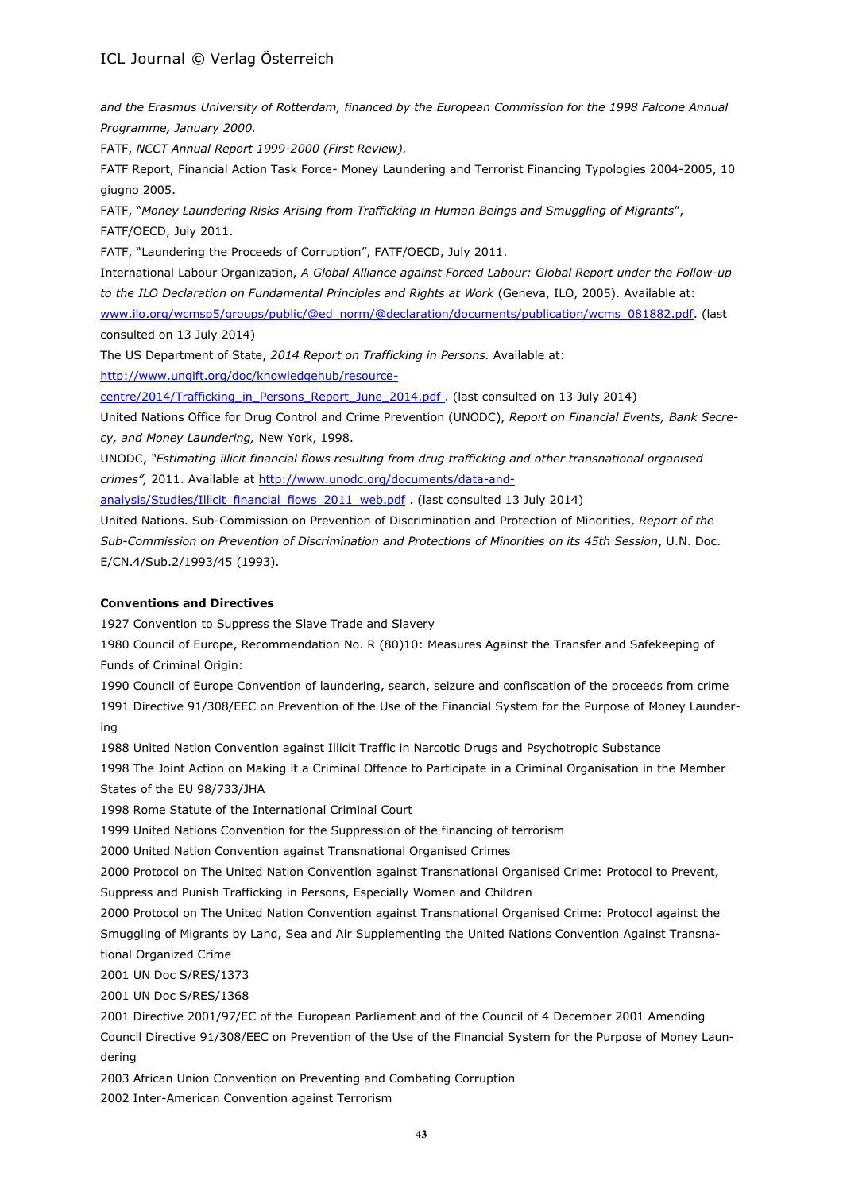*and the Erasmus University of Rotterdam, financed by the European Commission for the 1998 Falcone Annual Programme, January 2000.*

FATF, *NCCT Annual Report 1999-2000 (First Review).*

FATF Report, Financial Action Task Force- Money Laundering and Terrorist Financing Typologies 2004-2005, 10 giugno 2005.

FATF, "*Money Laundering Risks Arising from Trafficking in Human Beings and Smuggling of Migrants*", FATF/OECD, July 2011.

FATF, "Laundering the Proceeds of Corruption", FATF/OECD, July 2011.

International Labour Organization, *A Global Alliance against Forced Labour: Global Report under the Follow-up to the ILO Declaration on Fundamental Principles and Rights at Work* (Geneva, ILO, 2005). Available at: www.ilo.org/wcmsp5/groups/public/@ed_norm/@declaration/documents/publication/wcms_081882.pdf. (last consulted on 13 July 2014)

The US Department of State, *2014 Report on Trafficking in Persons.* Available at: http://www.ungift.org/doc/knowledgehub/resource-centre/2014/Trafficking_in_Persons_Report_June_2014.pdf . (last consulted on 13 July 2014)

United Nations Office for Drug Control and Crime Prevention (UNODC), *Report on Financial Events, Bank Secrecy, and Money Laundering,* New York, 1998.

UNODC, *"Estimating illicit financial flows resulting from drug trafficking and other transnational organised crimes",* 2011. Available at http://www.unodc.org/documents/data-and-analysis/Studies/Illicit_financial_flows_2011_web.pdf . (last consulted 13 July 2014)

United Nations. Sub-Commission on Prevention of Discrimination and Protection of Minorities, *Report of the Sub-Commission on Prevention of Discrimination and Protections of Minorities on its 45th Session*, U.N. Doc. E/CN.4/Sub.2/1993/45 (1993).

**Conventions and Directives**

1927 Convention to Suppress the Slave Trade and Slavery

1980 Council of Europe, Recommendation No. R (80)10: Measures Against the Transfer and Safekeeping of Funds of Criminal Origin:

1990 Council of Europe Convention of laundering, search, seizure and confiscation of the proceeds from crime

1991 Directive 91/308/EEC on Prevention of the Use of the Financial System for the Purpose of Money Laundering

1988 United Nation Convention against Illicit Traffic in Narcotic Drugs and Psychotropic Substance

1998 The Joint Action on Making it a Criminal Offence to Participate in a Criminal Organisation in the Member States of the EU 98/733/JHA

1998 Rome Statute of the International Criminal Court

1999 United Nations Convention for the Suppression of the financing of terrorism

2000 United Nation Convention against Transnational Organised Crimes

2000 Protocol on The United Nation Convention against Transnational Organised Crime: Protocol to Prevent, Suppress and Punish Trafficking in Persons, Especially Women and Children

2000 Protocol on The United Nation Convention against Transnational Organised Crime: Protocol against the Smuggling of Migrants by Land, Sea and Air Supplementing the United Nations Convention Against Transnational Organized Crime

2001 UN Doc S/RES/1373

2001 UN Doc S/RES/1368

2001 Directive 2001/97/EC of the European Parliament and of the Council of 4 December 2001 Amending Council Directive 91/308/EEC on Prevention of the Use of the Financial System for the Purpose of Money Laundering

2003 African Union Convention on Preventing and Combating Corruption

2002 Inter-American Convention against Terrorism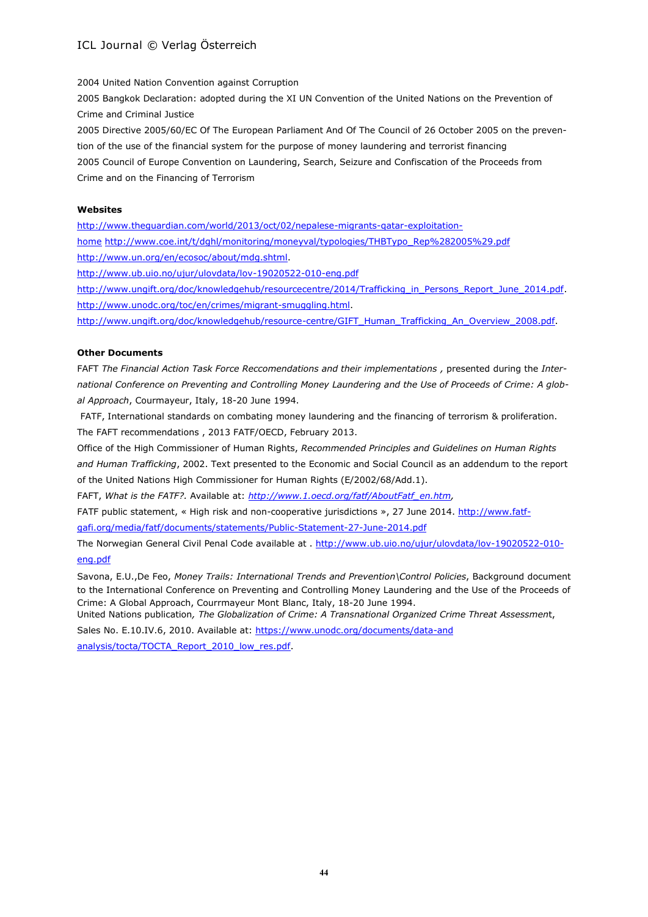2004 United Nation Convention against Corruption

2005 Bangkok Declaration: adopted during the XI UN Convention of the United Nations on the Prevention of Crime and Criminal Justice

2005 Directive 2005/60/EC Of The European Parliament And Of The Council of 26 October 2005 on the prevention of the use of the financial system for the purpose of money laundering and terrorist financing

2005 Council of Europe Convention on Laundering, Search, Seizure and Confiscation of the Proceeds from Crime and on the Financing of Terrorism

**Websites**

http://www.theguardian.com/world/2013/oct/02/nepalese-migrants-qatar-exploitation-home http://www.coe.int/t/dghl/monitoring/moneyval/typologies/THBTypo_Rep%282005%29.pdf

http://www.un.org/en/ecosoc/about/mdg.shtml.

http://www.ub.uio.no/ujur/ulovdata/lov-19020522-010-eng.pdf

http://www.ungift.org/doc/knowledgehub/resourcecentre/2014/Trafficking_in_Persons_Report_June_2014.pdf.

http://www.unodc.org/toc/en/crimes/migrant-smuggling.html.

http://www.ungift.org/doc/knowledgehub/resource-centre/GIFT_Human_Trafficking_An_Overview_2008.pdf.

**Other Documents**

FAFT *The Financial Action Task Force Reccomendations and their implementations ,* presented during the *International Conference on Preventing and Controlling Money Laundering and the Use of Proceeds of Crime: A global Approach*, Courmayeur, Italy, 18-20 June 1994.

FATF, International standards on combating money laundering and the financing of terrorism & proliferation. The FAFT recommendations , 2013 FATF/OECD, February 2013.

Office of the High Commissioner of Human Rights, *Recommended Principles and Guidelines on Human Rights and Human Trafficking*, 2002. Text presented to the Economic and Social Council as an addendum to the report of the United Nations High Commissioner for Human Rights (E/2002/68/Add.1).

FAFT, *What is the FATF?.* Available at: *http://www.1.oecd.org/fatf/AboutFatf_en.htm,*

FATF public statement, « High risk and non-cooperative jurisdictions », 27 June 2014. http://www.fatf-gafi.org/media/fatf/documents/statements/Public-Statement-27-June-2014.pdf

The Norwegian General Civil Penal Code available at . http://www.ub.uio.no/ujur/ulovdata/lov-19020522-010-eng.pdf

Savona, E.U.,De Feo, *Money Trails: International Trends and Prevention\Control Policies*, Background document to the International Conference on Preventing and Controlling Money Laundering and the Use of the Proceeds of Crime: A Global Approach, Courrmayeur Mont Blanc, Italy, 18-20 June 1994.

United Nations publication*, The Globalization of Crime: A Transnational Organized Crime Threat Assessmen*t, Sales No. E.10.IV.6, 2010. Available at: https://www.unodc.org/documents/data-and analysis/tocta/TOCTA_Report_2010_low_res.pdf.